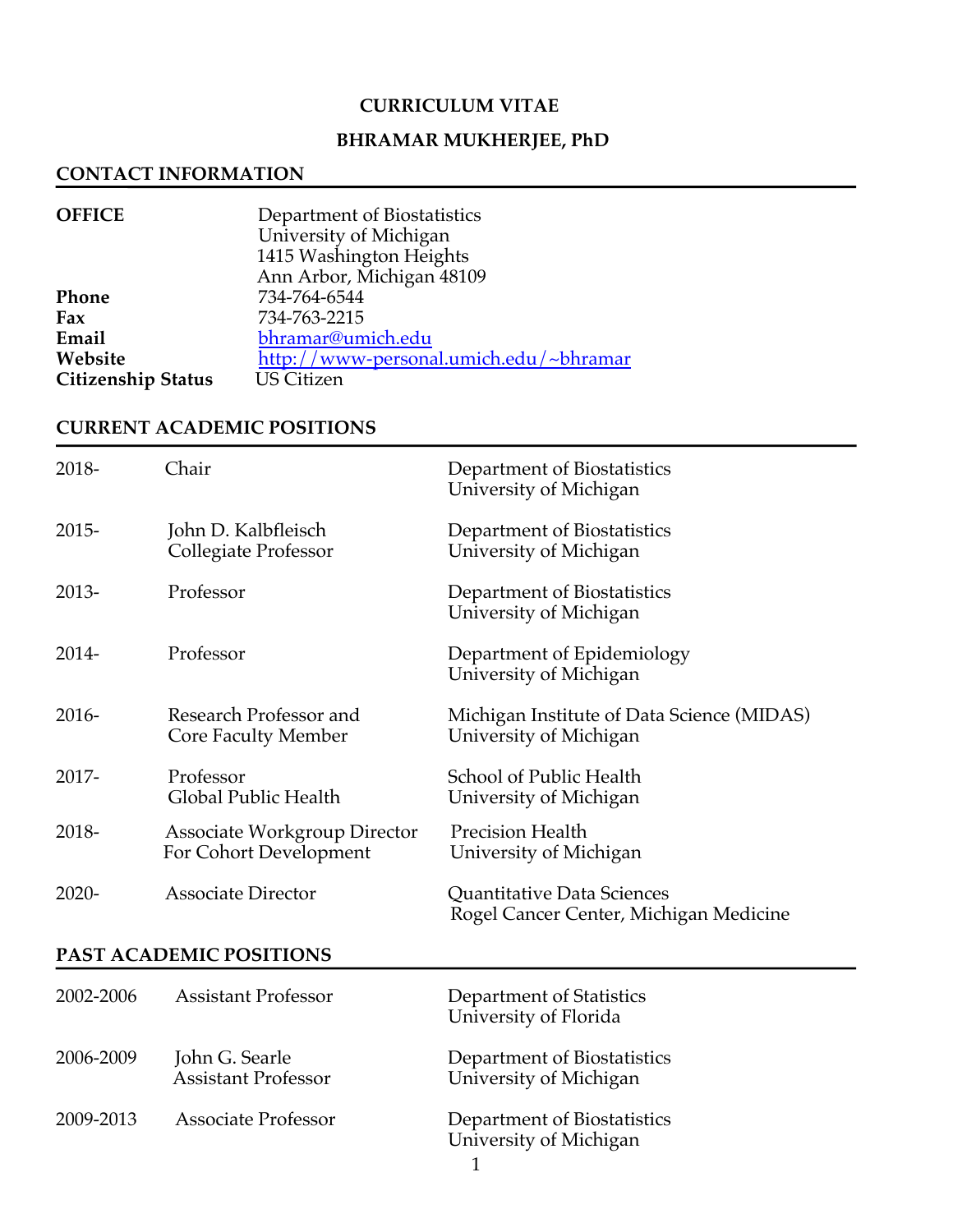# CURRICULUM VITAE

# BHRAMAR MUKHERJEE, PhD

## CONTACT INFORMATION

| | |
|---|---|
| **OFFICE** | Department of Biostatistics<br>University of Michigan<br>1415 Washington Heights<br>Ann Arbor, Michigan 48109 |
| **Phone** | 734-764-6544 |
| **Fax** | 734-763-2215 |
| **Email** | bhramar@umich.edu |
| **Website** | http://www-personal.umich.edu/~bhramar |
| **Citizenship Status** | US Citizen |

## CURRENT ACADEMIC POSITIONS

| | | |
|---|---|---|
| 2018- | Chair | Department of Biostatistics<br>University of Michigan |
| 2015- | John D. Kalbfleisch<br>Collegiate Professor | Department of Biostatistics<br>University of Michigan |
| 2013- | Professor | Department of Biostatistics<br>University of Michigan |
| 2014- | Professor | Department of Epidemiology<br>University of Michigan |
| 2016- | Research Professor and<br>Core Faculty Member | Michigan Institute of Data Science (MIDAS)<br>University of Michigan |
| 2017- | Professor<br>Global Public Health | School of Public Health<br>University of Michigan |
| 2018- | Associate Workgroup Director<br>For Cohort Development | Precision Health<br>University of Michigan |
| 2020- | Associate Director | Quantitative Data Sciences<br>Rogel Cancer Center, Michigan Medicine |

## PAST ACADEMIC POSITIONS

| | | |
|---|---|---|
| 2002-2006 | Assistant Professor | Department of Statistics<br>University of Florida |
| 2006-2009 | John G. Searle<br>Assistant Professor | Department of Biostatistics<br>University of Michigan |
| 2009-2013 | Associate Professor | Department of Biostatistics<br>University of Michigan |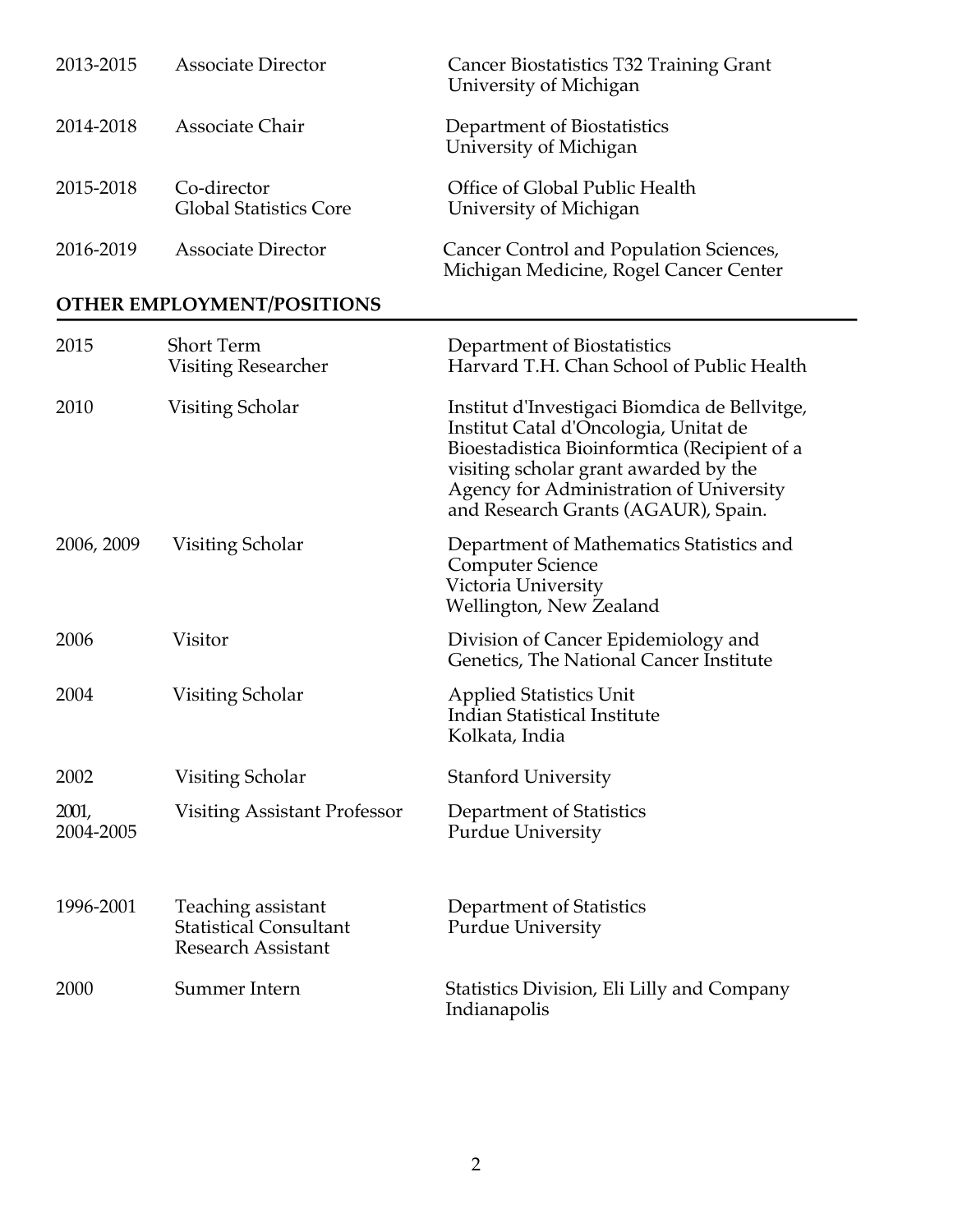| | | |
|---|---|---|
| 2013-2015 | Associate Director | Cancer Biostatistics T32 Training Grant<br>University of Michigan |
| 2014-2018 | Associate Chair | Department of Biostatistics<br>University of Michigan |
| 2015-2018 | Co-director<br>Global Statistics Core | Office of Global Public Health<br>University of Michigan |
| 2016-2019 | Associate Director | Cancer Control and Population Sciences,<br>Michigan Medicine, Rogel Cancer Center |

**OTHER EMPLOYMENT/POSITIONS**

| | | |
|---|---|---|
| 2015 | Short Term<br>Visiting Researcher | Department of Biostatistics<br>Harvard T.H. Chan School of Public Health |
| 2010 | Visiting Scholar | Institut d'Investigaci Biomdica de Bellvitge, Institut Catal d'Oncologia, Unitat de Bioestadistica Bioinformtica (Recipient of a visiting scholar grant awarded by the Agency for Administration of University and Research Grants (AGAUR), Spain. |
| 2006, 2009 | Visiting Scholar | Department of Mathematics Statistics and Computer Science<br>Victoria University<br>Wellington, New Zealand |
| 2006 | Visitor | Division of Cancer Epidemiology and Genetics, The National Cancer Institute |
| 2004 | Visiting Scholar | Applied Statistics Unit<br>Indian Statistical Institute<br>Kolkata, India |
| 2002 | Visiting Scholar | Stanford University |
| 2001,<br>2004-2005 | Visiting Assistant Professor | Department of Statistics<br>Purdue University |
| 1996-2001 | Teaching assistant<br>Statistical Consultant<br>Research Assistant | Department of Statistics<br>Purdue University |
| 2000 | Summer Intern | Statistics Division, Eli Lilly and Company<br>Indianapolis |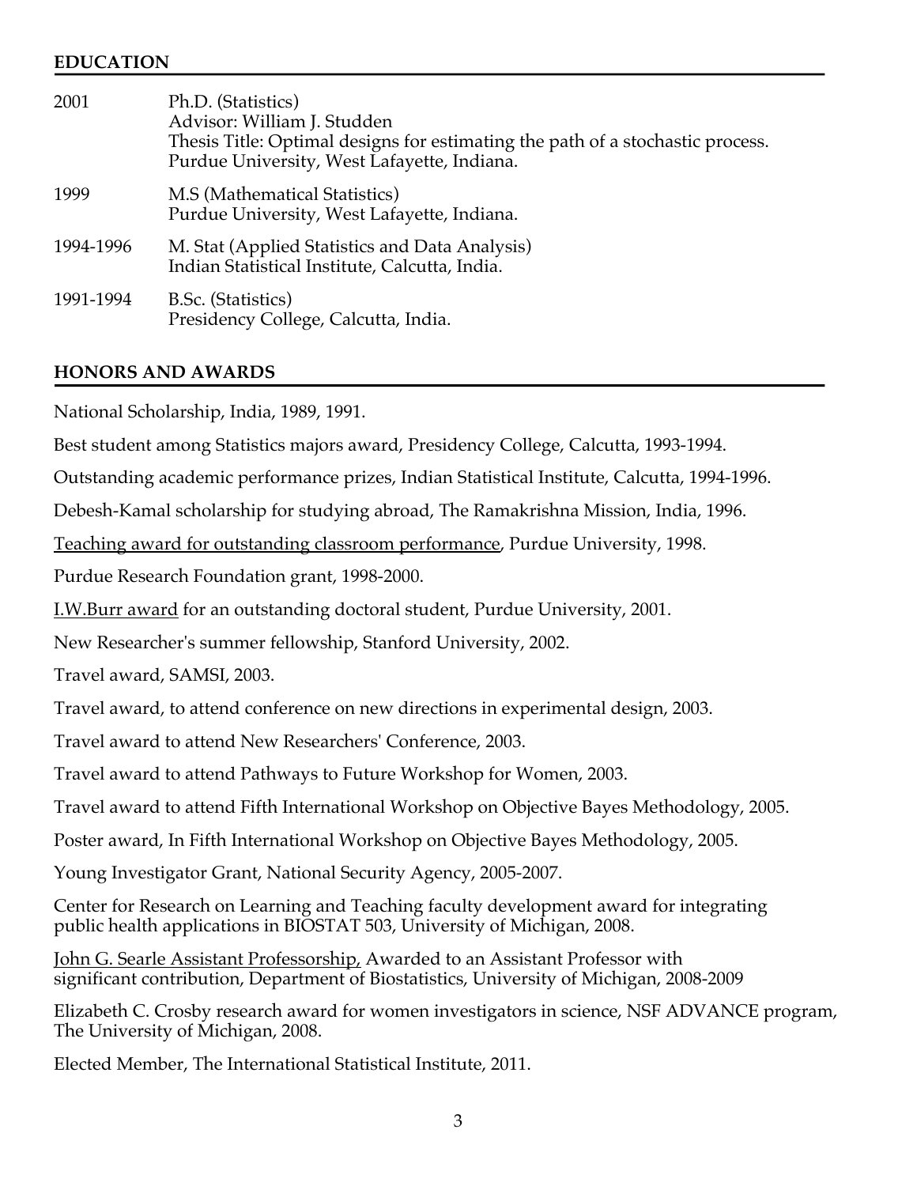## EDUCATION

| | |
|---|---|
| 2001 | Ph.D. (Statistics)<br>Advisor: William J. Studden<br>Thesis Title: Optimal designs for estimating the path of a stochastic process.<br>Purdue University, West Lafayette, Indiana. |
| 1999 | M.S (Mathematical Statistics)<br>Purdue University, West Lafayette, Indiana. |
| 1994-1996 | M. Stat (Applied Statistics and Data Analysis)<br>Indian Statistical Institute, Calcutta, India. |
| 1991-1994 | B.Sc. (Statistics)<br>Presidency College, Calcutta, India. |

## HONORS AND AWARDS

National Scholarship, India, 1989, 1991.

Best student among Statistics majors award, Presidency College, Calcutta, 1993-1994.

Outstanding academic performance prizes, Indian Statistical Institute, Calcutta, 1994-1996.

Debesh-Kamal scholarship for studying abroad, The Ramakrishna Mission, India, 1996.

Teaching award for outstanding classroom performance, Purdue University, 1998.

Purdue Research Foundation grant, 1998-2000.

I.W.Burr award for an outstanding doctoral student, Purdue University, 2001.

New Researcher's summer fellowship, Stanford University, 2002.

Travel award, SAMSI, 2003.

Travel award, to attend conference on new directions in experimental design, 2003.

Travel award to attend New Researchers' Conference, 2003.

Travel award to attend Pathways to Future Workshop for Women, 2003.

Travel award to attend Fifth International Workshop on Objective Bayes Methodology, 2005.

Poster award, In Fifth International Workshop on Objective Bayes Methodology, 2005.

Young Investigator Grant, National Security Agency, 2005-2007.

Center for Research on Learning and Teaching faculty development award for integrating public health applications in BIOSTAT 503, University of Michigan, 2008.

John G. Searle Assistant Professorship, Awarded to an Assistant Professor with significant contribution, Department of Biostatistics, University of Michigan, 2008-2009

Elizabeth C. Crosby research award for women investigators in science, NSF ADVANCE program, The University of Michigan, 2008.

Elected Member, The International Statistical Institute, 2011.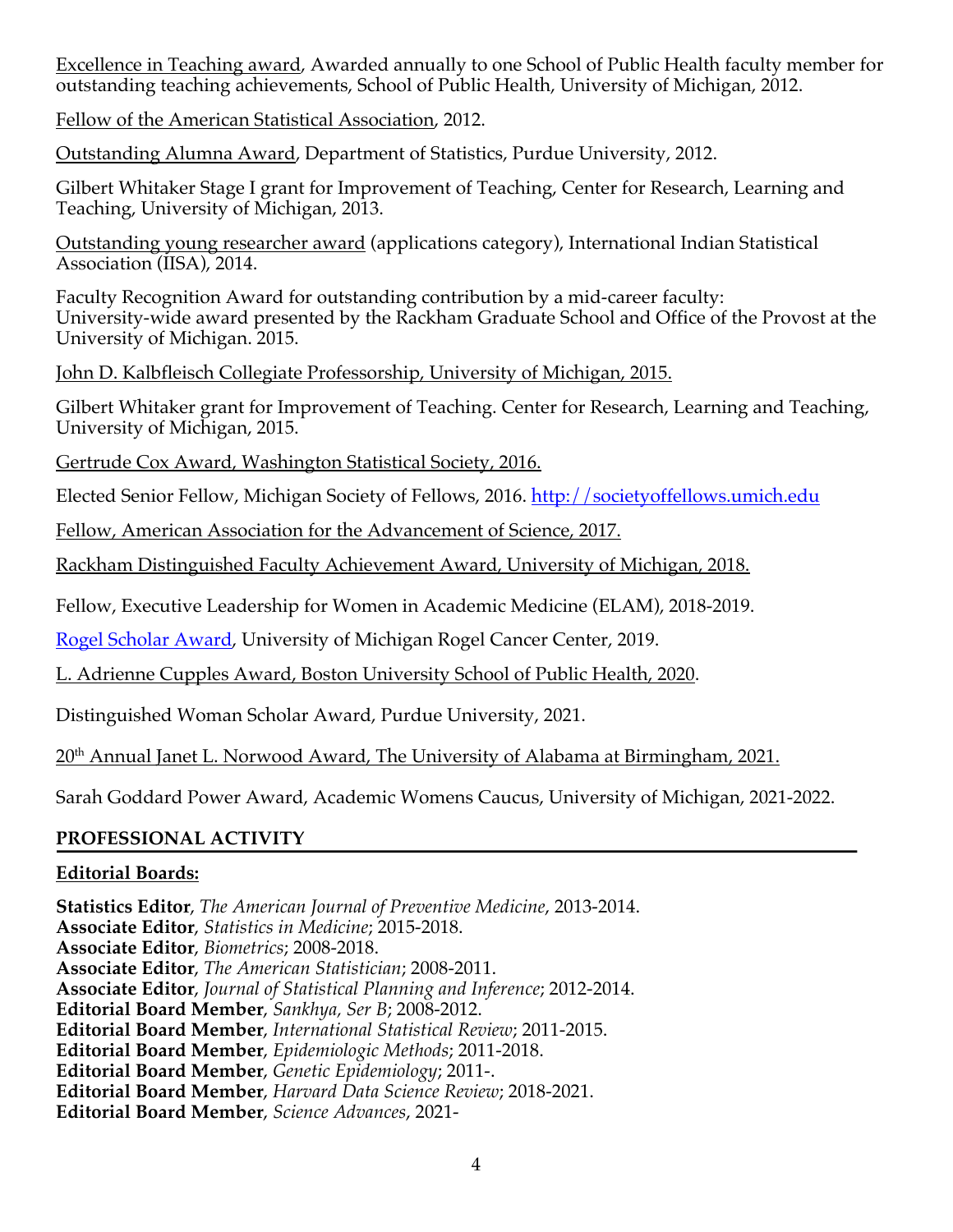Excellence in Teaching award, Awarded annually to one School of Public Health faculty member for outstanding teaching achievements, School of Public Health, University of Michigan, 2012.

Fellow of the American Statistical Association, 2012.

Outstanding Alumna Award, Department of Statistics, Purdue University, 2012.

Gilbert Whitaker Stage I grant for Improvement of Teaching, Center for Research, Learning and Teaching, University of Michigan, 2013.

Outstanding young researcher award (applications category), International Indian Statistical Association (IISA), 2014.

Faculty Recognition Award for outstanding contribution by a mid-career faculty: University-wide award presented by the Rackham Graduate School and Office of the Provost at the University of Michigan. 2015.

John D. Kalbfleisch Collegiate Professorship, University of Michigan, 2015.

Gilbert Whitaker grant for Improvement of Teaching. Center for Research, Learning and Teaching, University of Michigan, 2015.

Gertrude Cox Award, Washington Statistical Society, 2016.

Elected Senior Fellow, Michigan Society of Fellows, 2016. http://societyoffellows.umich.edu

Fellow, American Association for the Advancement of Science, 2017.

Rackham Distinguished Faculty Achievement Award, University of Michigan, 2018.

Fellow, Executive Leadership for Women in Academic Medicine (ELAM), 2018-2019.

Rogel Scholar Award, University of Michigan Rogel Cancer Center, 2019.

L. Adrienne Cupples Award, Boston University School of Public Health, 2020.

Distinguished Woman Scholar Award, Purdue University, 2021.

20th Annual Janet L. Norwood Award, The University of Alabama at Birmingham, 2021.

Sarah Goddard Power Award, Academic Womens Caucus, University of Michigan, 2021-2022.

## PROFESSIONAL ACTIVITY

### Editorial Boards:

**Statistics Editor**, *The American Journal of Preventive Medicine*, 2013-2014.
**Associate Editor**, *Statistics in Medicine*; 2015-2018.
**Associate Editor**, *Biometrics*; 2008-2018.
**Associate Editor**, *The American Statistician*; 2008-2011.
**Associate Editor**, *Journal of Statistical Planning and Inference*; 2012-2014.
**Editorial Board Member**, *Sankhya, Ser B*; 2008-2012.
**Editorial Board Member**, *International Statistical Review*; 2011-2015.
**Editorial Board Member**, *Epidemiologic Methods*; 2011-2018.
**Editorial Board Member**, *Genetic Epidemiology*; 2011-.
**Editorial Board Member**, *Harvard Data Science Review*; 2018-2021.
**Editorial Board Member**, *Science Advances*, 2021-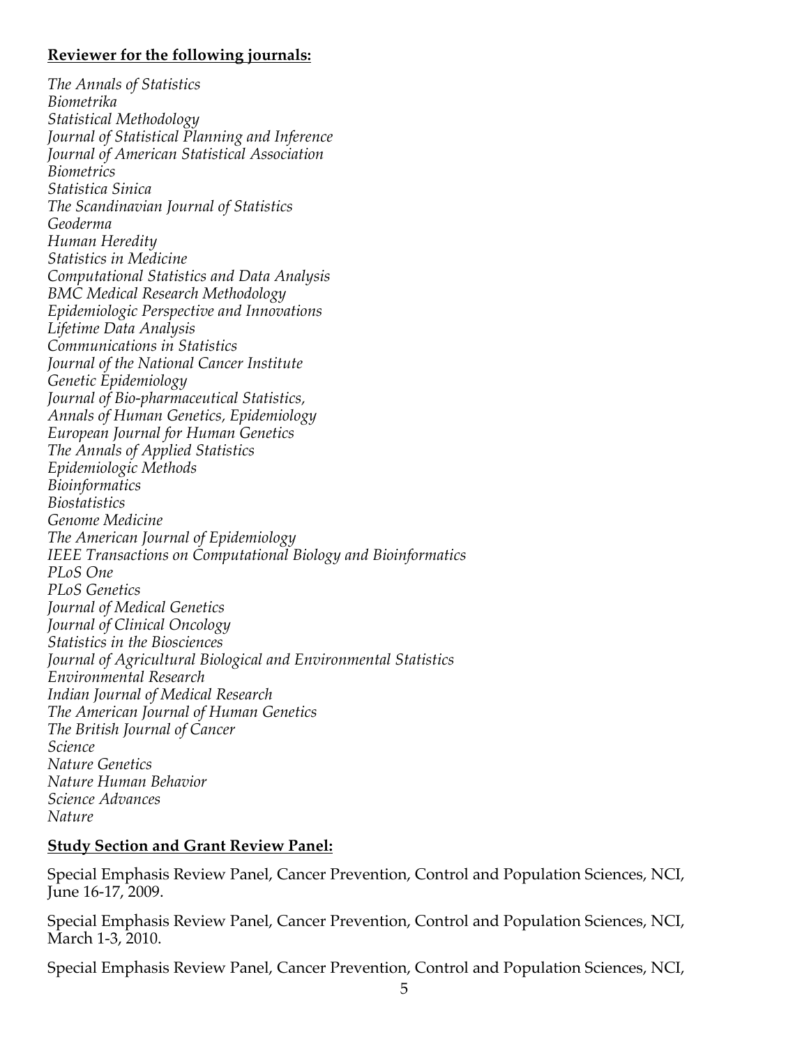**Reviewer for the following journals:**

*The Annals of Statistics*
*Biometrika*
*Statistical Methodology*
*Journal of Statistical Planning and Inference*
*Journal of American Statistical Association*
*Biometrics*
*Statistica Sinica*
*The Scandinavian Journal of Statistics*
*Geoderma*
*Human Heredity*
*Statistics in Medicine*
*Computational Statistics and Data Analysis*
*BMC Medical Research Methodology*
*Epidemiologic Perspective and Innovations*
*Lifetime Data Analysis*
*Communications in Statistics*
*Journal of the National Cancer Institute*
*Genetic Epidemiology*
*Journal of Bio-pharmaceutical Statistics,*
*Annals of Human Genetics, Epidemiology*
*European Journal for Human Genetics*
*The Annals of Applied Statistics*
*Epidemiologic Methods*
*Bioinformatics*
*Biostatistics*
*Genome Medicine*
*The American Journal of Epidemiology*
*IEEE Transactions on Computational Biology and Bioinformatics*
*PLoS One*
*PLoS Genetics*
*Journal of Medical Genetics*
*Journal of Clinical Oncology*
*Statistics in the Biosciences*
*Journal of Agricultural Biological and Environmental Statistics*
*Environmental Research*
*Indian Journal of Medical Research*
*The American Journal of Human Genetics*
*The British Journal of Cancer*
*Science*
*Nature Genetics*
*Nature Human Behavior*
*Science Advances*
*Nature*

**Study Section and Grant Review Panel:**

Special Emphasis Review Panel, Cancer Prevention, Control and Population Sciences, NCI, June 16-17, 2009.

Special Emphasis Review Panel, Cancer Prevention, Control and Population Sciences, NCI, March 1-3, 2010.

Special Emphasis Review Panel, Cancer Prevention, Control and Population Sciences, NCI,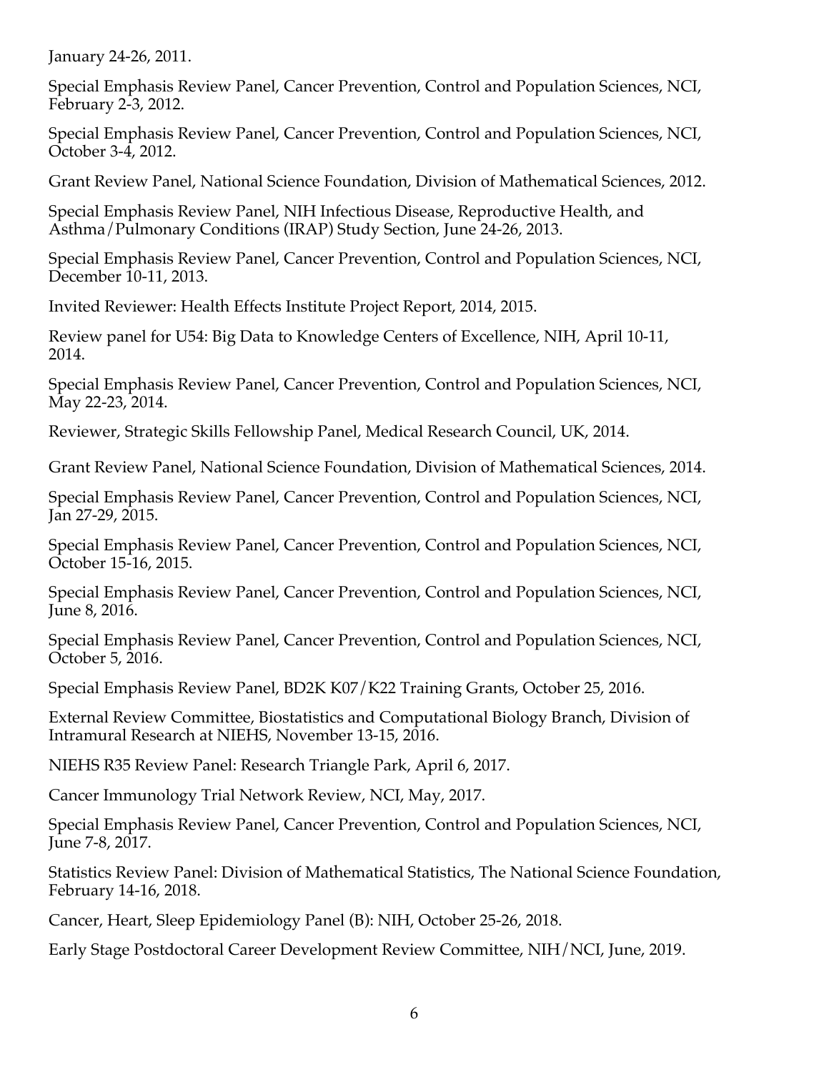January 24-26, 2011.

Special Emphasis Review Panel, Cancer Prevention, Control and Population Sciences, NCI, February 2-3, 2012.

Special Emphasis Review Panel, Cancer Prevention, Control and Population Sciences, NCI, October 3-4, 2012.

Grant Review Panel, National Science Foundation, Division of Mathematical Sciences, 2012.

Special Emphasis Review Panel, NIH Infectious Disease, Reproductive Health, and Asthma/Pulmonary Conditions (IRAP) Study Section, June 24-26, 2013.

Special Emphasis Review Panel, Cancer Prevention, Control and Population Sciences, NCI, December 10-11, 2013.

Invited Reviewer: Health Effects Institute Project Report, 2014, 2015.

Review panel for U54: Big Data to Knowledge Centers of Excellence, NIH, April 10-11, 2014.

Special Emphasis Review Panel, Cancer Prevention, Control and Population Sciences, NCI, May 22-23, 2014.

Reviewer, Strategic Skills Fellowship Panel, Medical Research Council, UK, 2014.

Grant Review Panel, National Science Foundation, Division of Mathematical Sciences, 2014.

Special Emphasis Review Panel, Cancer Prevention, Control and Population Sciences, NCI, Jan 27-29, 2015.

Special Emphasis Review Panel, Cancer Prevention, Control and Population Sciences, NCI, October 15-16, 2015.

Special Emphasis Review Panel, Cancer Prevention, Control and Population Sciences, NCI, June 8, 2016.

Special Emphasis Review Panel, Cancer Prevention, Control and Population Sciences, NCI, October 5, 2016.

Special Emphasis Review Panel, BD2K K07/K22 Training Grants, October 25, 2016.

External Review Committee, Biostatistics and Computational Biology Branch, Division of Intramural Research at NIEHS, November 13-15, 2016.

NIEHS R35 Review Panel: Research Triangle Park, April 6, 2017.

Cancer Immunology Trial Network Review, NCI, May, 2017.

Special Emphasis Review Panel, Cancer Prevention, Control and Population Sciences, NCI, June 7-8, 2017.

Statistics Review Panel: Division of Mathematical Statistics, The National Science Foundation, February 14-16, 2018.

Cancer, Heart, Sleep Epidemiology Panel (B): NIH, October 25-26, 2018.

Early Stage Postdoctoral Career Development Review Committee, NIH/NCI, June, 2019.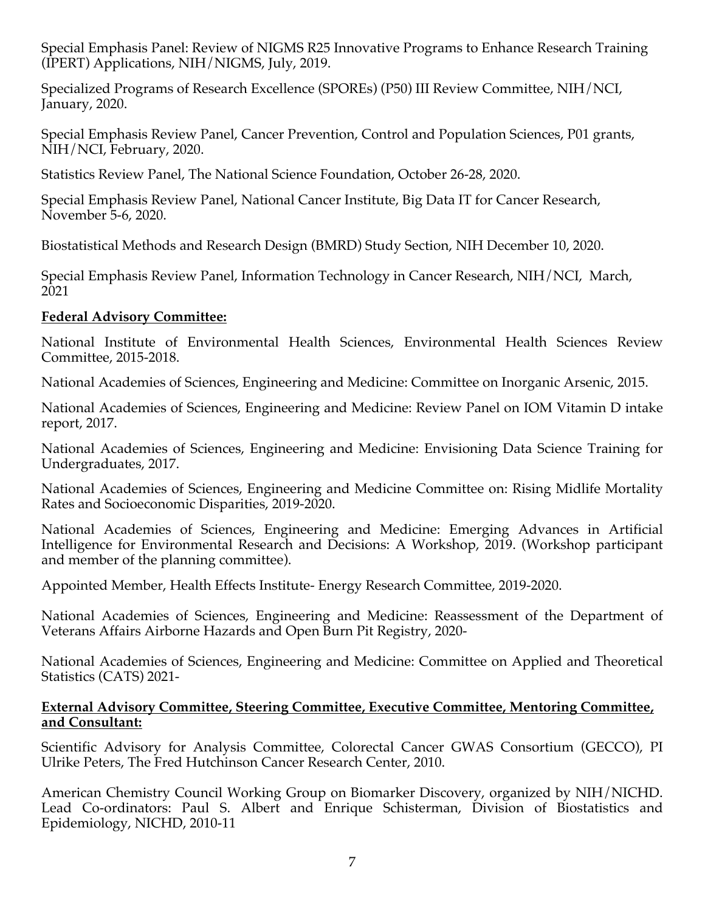Special Emphasis Panel: Review of NIGMS R25 Innovative Programs to Enhance Research Training (IPERT) Applications, NIH/NIGMS, July, 2019.

Specialized Programs of Research Excellence (SPOREs) (P50) III Review Committee, NIH/NCI, January, 2020.

Special Emphasis Review Panel, Cancer Prevention, Control and Population Sciences, P01 grants, NIH/NCI, February, 2020.

Statistics Review Panel, The National Science Foundation, October 26-28, 2020.

Special Emphasis Review Panel, National Cancer Institute, Big Data IT for Cancer Research, November 5-6, 2020.

Biostatistical Methods and Research Design (BMRD) Study Section, NIH December 10, 2020.

Special Emphasis Review Panel, Information Technology in Cancer Research, NIH/NCI, March, 2021

**Federal Advisory Committee:**

National Institute of Environmental Health Sciences, Environmental Health Sciences Review Committee, 2015-2018.

National Academies of Sciences, Engineering and Medicine: Committee on Inorganic Arsenic, 2015.

National Academies of Sciences, Engineering and Medicine: Review Panel on IOM Vitamin D intake report, 2017.

National Academies of Sciences, Engineering and Medicine: Envisioning Data Science Training for Undergraduates, 2017.

National Academies of Sciences, Engineering and Medicine Committee on: Rising Midlife Mortality Rates and Socioeconomic Disparities, 2019-2020.

National Academies of Sciences, Engineering and Medicine: Emerging Advances in Artificial Intelligence for Environmental Research and Decisions: A Workshop, 2019. (Workshop participant and member of the planning committee).

Appointed Member, Health Effects Institute- Energy Research Committee, 2019-2020.

National Academies of Sciences, Engineering and Medicine: Reassessment of the Department of Veterans Affairs Airborne Hazards and Open Burn Pit Registry, 2020-

National Academies of Sciences, Engineering and Medicine: Committee on Applied and Theoretical Statistics (CATS) 2021-

**External Advisory Committee, Steering Committee, Executive Committee, Mentoring Committee, and Consultant:**

Scientific Advisory for Analysis Committee, Colorectal Cancer GWAS Consortium (GECCO), PI Ulrike Peters, The Fred Hutchinson Cancer Research Center, 2010.

American Chemistry Council Working Group on Biomarker Discovery, organized by NIH/NICHD. Lead Co-ordinators: Paul S. Albert and Enrique Schisterman, Division of Biostatistics and Epidemiology, NICHD, 2010-11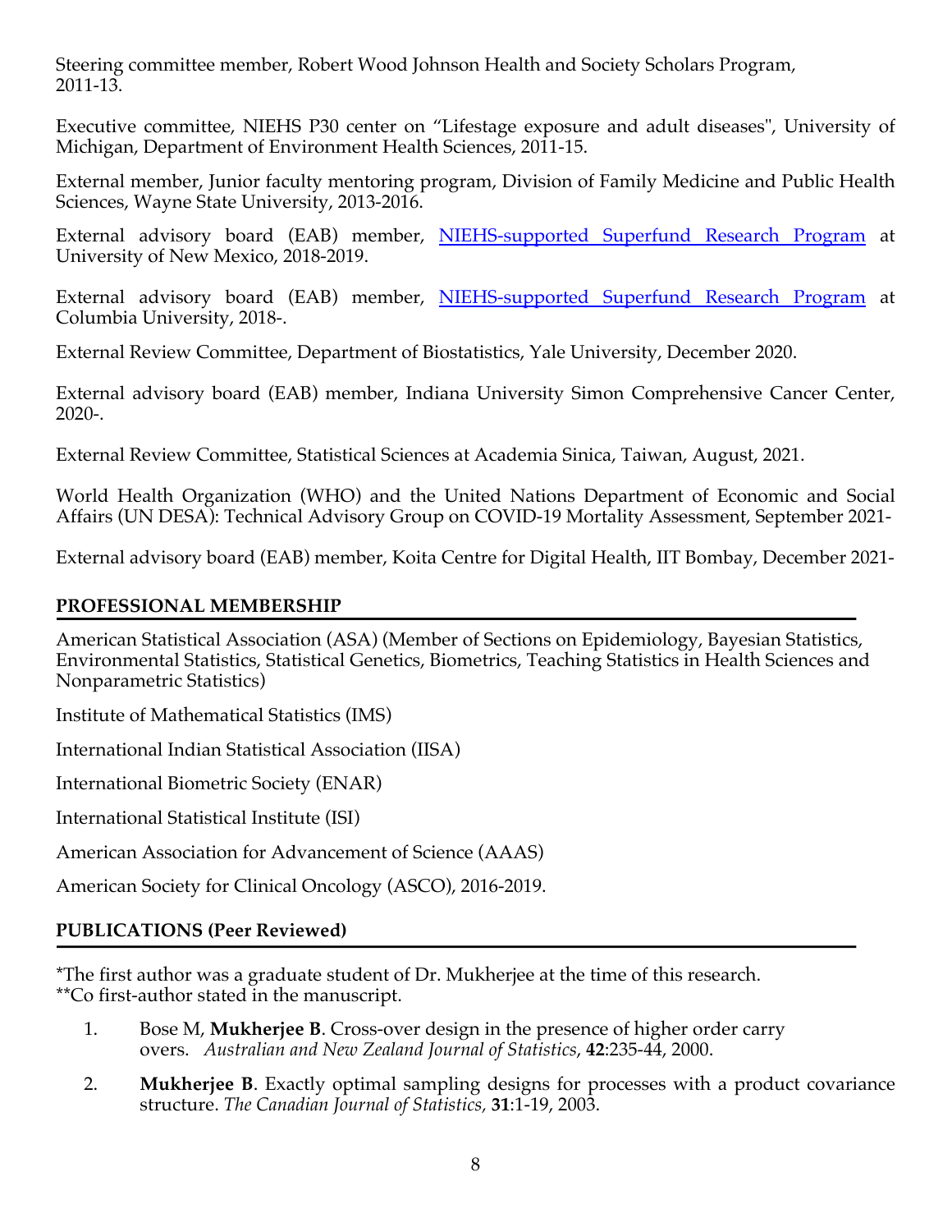Steering committee member, Robert Wood Johnson Health and Society Scholars Program, 2011-13.

Executive committee, NIEHS P30 center on "Lifestage exposure and adult diseases", University of Michigan, Department of Environment Health Sciences, 2011-15.

External member, Junior faculty mentoring program, Division of Family Medicine and Public Health Sciences, Wayne State University, 2013-2016.

External advisory board (EAB) member, NIEHS-supported Superfund Research Program at University of New Mexico, 2018-2019.

External advisory board (EAB) member, NIEHS-supported Superfund Research Program at Columbia University, 2018-.

External Review Committee, Department of Biostatistics, Yale University, December 2020.

External advisory board (EAB) member, Indiana University Simon Comprehensive Cancer Center, 2020-.

External Review Committee, Statistical Sciences at Academia Sinica, Taiwan, August, 2021.

World Health Organization (WHO) and the United Nations Department of Economic and Social Affairs (UN DESA): Technical Advisory Group on COVID-19 Mortality Assessment, September 2021-

External advisory board (EAB) member, Koita Centre for Digital Health, IIT Bombay, December 2021-

## PROFESSIONAL MEMBERSHIP

American Statistical Association (ASA) (Member of Sections on Epidemiology, Bayesian Statistics, Environmental Statistics, Statistical Genetics, Biometrics, Teaching Statistics in Health Sciences and Nonparametric Statistics)

Institute of Mathematical Statistics (IMS)

International Indian Statistical Association (IISA)

International Biometric Society (ENAR)

International Statistical Institute (ISI)

American Association for Advancement of Science (AAAS)

American Society for Clinical Oncology (ASCO), 2016-2019.

## PUBLICATIONS (Peer Reviewed)

*The first author was a graduate student of Dr. Mukherjee at the time of this research.
**Co first-author stated in the manuscript.

1. Bose M, **Mukherjee B**. Cross-over design in the presence of higher order carry overs. *Australian and New Zealand Journal of Statistics*, **42**:235-44, 2000.

2. **Mukherjee B**. Exactly optimal sampling designs for processes with a product covariance structure. *The Canadian Journal of Statistics,* **31**:1-19, 2003.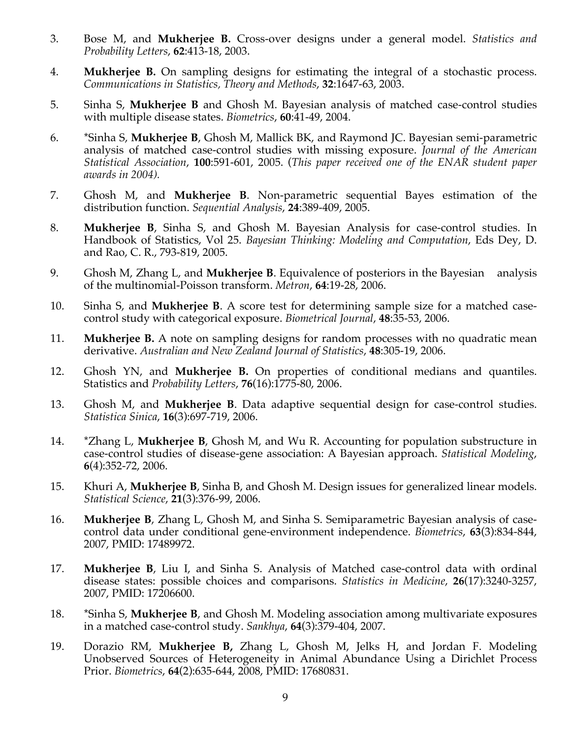3. Bose M, and **Mukherjee B.** Cross-over designs under a general model. *Statistics and Probability Letters*, **62**:413-18, 2003.

4. **Mukherjee B.** On sampling designs for estimating the integral of a stochastic process. *Communications in Statistics, Theory and Methods*, **32**:1647-63, 2003.

5. Sinha S, **Mukherjee B** and Ghosh M. Bayesian analysis of matched case-control studies with multiple disease states. *Biometrics*, **60**:41-49, 2004.

6. *Sinha S, **Mukherjee B**, Ghosh M, Mallick BK, and Raymond JC. Bayesian semi-parametric analysis of matched case-control studies with missing exposure. *Journal of the American Statistical Association*, **100**:591-601, 2005. (*This paper received one of the ENAR student paper awards in 2004).*

7. Ghosh M, and **Mukherjee B**. Non-parametric sequential Bayes estimation of the distribution function. *Sequential Analysis*, **24**:389-409, 2005.

8. **Mukherjee B**, Sinha S, and Ghosh M. Bayesian Analysis for case-control studies. In Handbook of Statistics, Vol 25. *Bayesian Thinking: Modeling and Computation*, Eds Dey, D. and Rao, C. R., 793-819, 2005.

9. Ghosh M, Zhang L, and **Mukherjee B**. Equivalence of posteriors in the Bayesian analysis of the multinomial-Poisson transform. *Metron*, **64**:19-28, 2006.

10. Sinha S, and **Mukherjee B**. A score test for determining sample size for a matched case-control study with categorical exposure. *Biometrical Journal*, **48**:35-53, 2006.

11. **Mukherjee B.** A note on sampling designs for random processes with no quadratic mean derivative. *Australian and New Zealand Journal of Statistics*, **48**:305-19, 2006.

12. Ghosh YN, and **Mukherjee B.** On properties of conditional medians and quantiles. Statistics and *Probability Letters*, **76**(16):1775-80, 2006.

13. Ghosh M, and **Mukherjee B**. Data adaptive sequential design for case-control studies. *Statistica Sinica*, **16**(3):697-719, 2006.

14. *Zhang L, **Mukherjee B**, Ghosh M, and Wu R. Accounting for population substructure in case-control studies of disease-gene association: A Bayesian approach. *Statistical Modeling*, **6**(4):352-72, 2006.

15. Khuri A, **Mukherjee B**, Sinha B, and Ghosh M. Design issues for generalized linear models. *Statistical Science*, **21**(3):376-99, 2006.

16. **Mukherjee B**, Zhang L, Ghosh M, and Sinha S. Semiparametric Bayesian analysis of case-control data under conditional gene-environment independence. *Biometrics*, **63**(3):834-844, 2007, PMID: 17489972.

17. **Mukherjee B**, Liu I, and Sinha S. Analysis of Matched case-control data with ordinal disease states: possible choices and comparisons. *Statistics in Medicine*, **26**(17):3240-3257, 2007, PMID: 17206600.

18. *Sinha S, **Mukherjee B**, and Ghosh M. Modeling association among multivariate exposures in a matched case-control study. *Sankhya*, **64**(3):379-404, 2007.

19. Dorazio RM, **Mukherjee B,** Zhang L, Ghosh M, Jelks H, and Jordan F. Modeling Unobserved Sources of Heterogeneity in Animal Abundance Using a Dirichlet Process Prior. *Biometrics*, **64**(2):635-644, 2008, PMID: 17680831.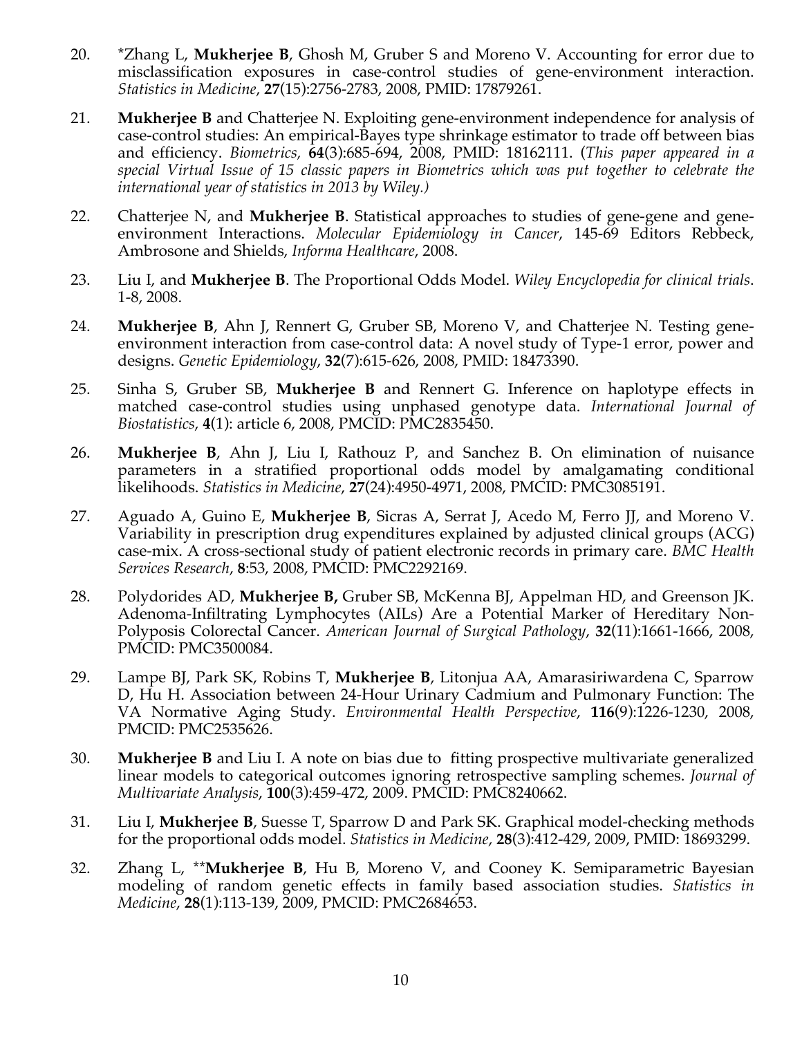20. *Zhang L, **Mukherjee B**, Ghosh M, Gruber S and Moreno V. Accounting for error due to misclassification exposures in case-control studies of gene-environment interaction. *Statistics in Medicine*, **27**(15):2756-2783, 2008, PMID: 17879261.

21. **Mukherjee B** and Chatterjee N. Exploiting gene-environment independence for analysis of case-control studies: An empirical-Bayes type shrinkage estimator to trade off between bias and efficiency. *Biometrics,* **64**(3):685-694, 2008, PMID: 18162111. (*This paper appeared in a special Virtual Issue of 15 classic papers in Biometrics which was put together to celebrate the international year of statistics in 2013 by Wiley.)*

22. Chatterjee N, and **Mukherjee B**. Statistical approaches to studies of gene-gene and gene-environment Interactions. *Molecular Epidemiology in Cancer*, 145-69 Editors Rebbeck, Ambrosone and Shields, *Informa Healthcare*, 2008.

23. Liu I, and **Mukherjee B**. The Proportional Odds Model. *Wiley Encyclopedia for clinical trials*. 1-8, 2008.

24. **Mukherjee B**, Ahn J, Rennert G, Gruber SB, Moreno V, and Chatterjee N. Testing gene-environment interaction from case-control data: A novel study of Type-1 error, power and designs. *Genetic Epidemiology*, **32**(7):615-626, 2008, PMID: 18473390.

25. Sinha S, Gruber SB, **Mukherjee B** and Rennert G. Inference on haplotype effects in matched case-control studies using unphased genotype data. *International Journal of Biostatistics*, **4**(1): article 6, 2008, PMCID: PMC2835450.

26. **Mukherjee B**, Ahn J, Liu I, Rathouz P, and Sanchez B. On elimination of nuisance parameters in a stratified proportional odds model by amalgamating conditional likelihoods. *Statistics in Medicine*, **27**(24):4950-4971, 2008, PMCID: PMC3085191.

27. Aguado A, Guino E, **Mukherjee B**, Sicras A, Serrat J, Acedo M, Ferro JJ, and Moreno V. Variability in prescription drug expenditures explained by adjusted clinical groups (ACG) case-mix. A cross-sectional study of patient electronic records in primary care. *BMC Health Services Research*, **8**:53, 2008, PMCID: PMC2292169.

28. Polydorides AD, **Mukherjee B,** Gruber SB, McKenna BJ, Appelman HD, and Greenson JK. Adenoma-Infiltrating Lymphocytes (AILs) Are a Potential Marker of Hereditary Non-Polyposis Colorectal Cancer. *American Journal of Surgical Pathology*, **32**(11):1661-1666, 2008, PMCID: PMC3500084.

29. Lampe BJ, Park SK, Robins T, **Mukherjee B**, Litonjua AA, Amarasiriwardena C, Sparrow D, Hu H. Association between 24-Hour Urinary Cadmium and Pulmonary Function: The VA Normative Aging Study. *Environmental Health Perspective*, **116**(9):1226-1230, 2008, PMCID: PMC2535626.

30. **Mukherjee B** and Liu I. A note on bias due to fitting prospective multivariate generalized linear models to categorical outcomes ignoring retrospective sampling schemes. *Journal of Multivariate Analysis*, **100**(3):459-472, 2009. PMCID: PMC8240662.

31. Liu I, **Mukherjee B**, Suesse T, Sparrow D and Park SK. Graphical model-checking methods for the proportional odds model. *Statistics in Medicine*, **28**(3):412-429, 2009, PMID: 18693299.

32. Zhang L, ****Mukherjee B**, Hu B, Moreno V, and Cooney K. Semiparametric Bayesian modeling of random genetic effects in family based association studies. *Statistics in Medicine*, **28**(1):113-139, 2009, PMCID: PMC2684653.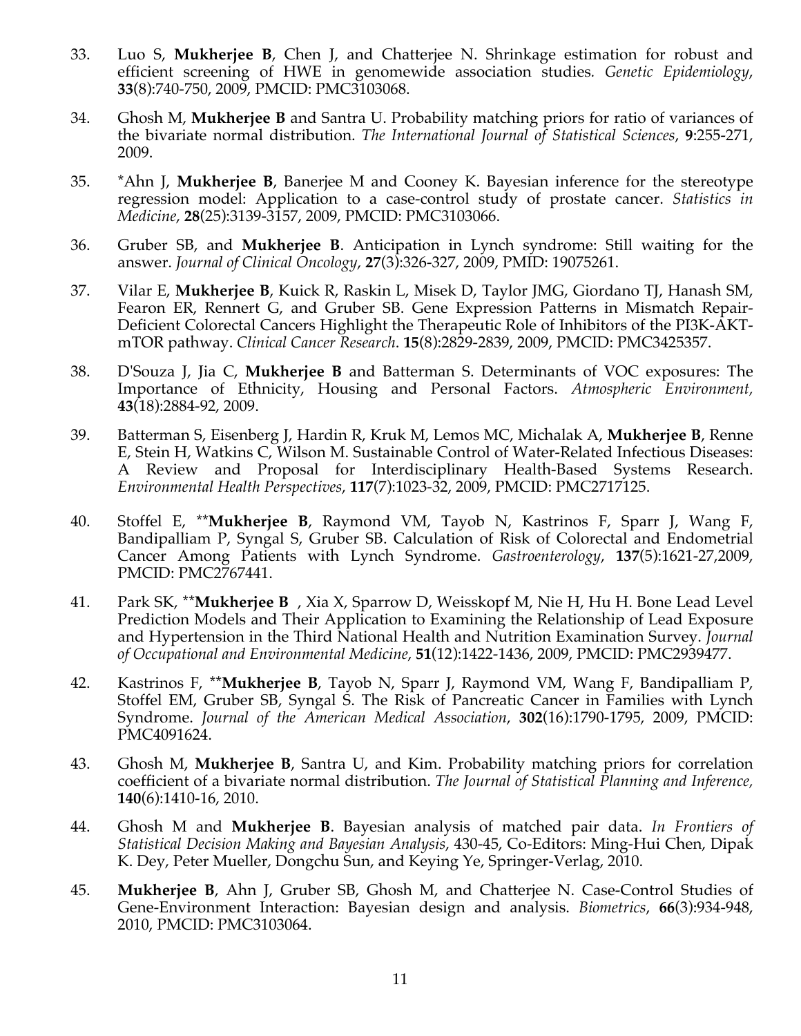33. Luo S, **Mukherjee B**, Chen J, and Chatterjee N. Shrinkage estimation for robust and efficient screening of HWE in genomewide association studies. *Genetic Epidemiology*, **33**(8):740-750, 2009, PMCID: PMC3103068.

34. Ghosh M, **Mukherjee B** and Santra U. Probability matching priors for ratio of variances of the bivariate normal distribution. *The International Journal of Statistical Sciences*, **9**:255-271, 2009.

35. *Ahn J, **Mukherjee B**, Banerjee M and Cooney K. Bayesian inference for the stereotype regression model: Application to a case-control study of prostate cancer. *Statistics in Medicine*, **28**(25):3139-3157, 2009, PMCID: PMC3103066.

36. Gruber SB, and **Mukherjee B**. Anticipation in Lynch syndrome: Still waiting for the answer. *Journal of Clinical Oncology*, **27**(3):326-327, 2009, PMID: 19075261.

37. Vilar E, **Mukherjee B**, Kuick R, Raskin L, Misek D, Taylor JMG, Giordano TJ, Hanash SM, Fearon ER, Rennert G, and Gruber SB. Gene Expression Patterns in Mismatch Repair-Deficient Colorectal Cancers Highlight the Therapeutic Role of Inhibitors of the PI3K-AKT-mTOR pathway. *Clinical Cancer Research*. **15**(8):2829-2839, 2009, PMCID: PMC3425357.

38. D'Souza J, Jia C, **Mukherjee B** and Batterman S. Determinants of VOC exposures: The Importance of Ethnicity, Housing and Personal Factors. *Atmospheric Environment,* **43**(18):2884-92, 2009.

39. Batterman S, Eisenberg J, Hardin R, Kruk M, Lemos MC, Michalak A, **Mukherjee B**, Renne E, Stein H, Watkins C, Wilson M. Sustainable Control of Water-Related Infectious Diseases: A Review and Proposal for Interdisciplinary Health-Based Systems Research. *Environmental Health Perspectives*, **117**(7):1023-32, 2009, PMCID: PMC2717125.

40. Stoffel E, ****Mukherjee B**, Raymond VM, Tayob N, Kastrinos F, Sparr J, Wang F, Bandipalliam P, Syngal S, Gruber SB. Calculation of Risk of Colorectal and Endometrial Cancer Among Patients with Lynch Syndrome. *Gastroenterology*, **137**(5):1621-27,2009, PMCID: PMC2767441.

41. Park SK, ****Mukherjee B** , Xia X, Sparrow D, Weisskopf M, Nie H, Hu H. Bone Lead Level Prediction Models and Their Application to Examining the Relationship of Lead Exposure and Hypertension in the Third National Health and Nutrition Examination Survey. *Journal of Occupational and Environmental Medicine*, **51**(12):1422-1436, 2009, PMCID: PMC2939477.

42. Kastrinos F, ****Mukherjee B**, Tayob N, Sparr J, Raymond VM, Wang F, Bandipalliam P, Stoffel EM, Gruber SB, Syngal S. The Risk of Pancreatic Cancer in Families with Lynch Syndrome. *Journal of the American Medical Association*, **302**(16):1790-1795, 2009, PMCID: PMC4091624.

43. Ghosh M, **Mukherjee B**, Santra U, and Kim. Probability matching priors for correlation coefficient of a bivariate normal distribution. *The Journal of Statistical Planning and Inference,* **140**(6):1410-16, 2010.

44. Ghosh M and **Mukherjee B**. Bayesian analysis of matched pair data. *In Frontiers of Statistical Decision Making and Bayesian Analysis*, 430-45, Co-Editors: Ming-Hui Chen, Dipak K. Dey, Peter Mueller, Dongchu Sun, and Keying Ye, Springer-Verlag, 2010.

45. **Mukherjee B**, Ahn J, Gruber SB, Ghosh M, and Chatterjee N. Case-Control Studies of Gene-Environment Interaction: Bayesian design and analysis. *Biometrics*, **66**(3):934-948, 2010, PMCID: PMC3103064.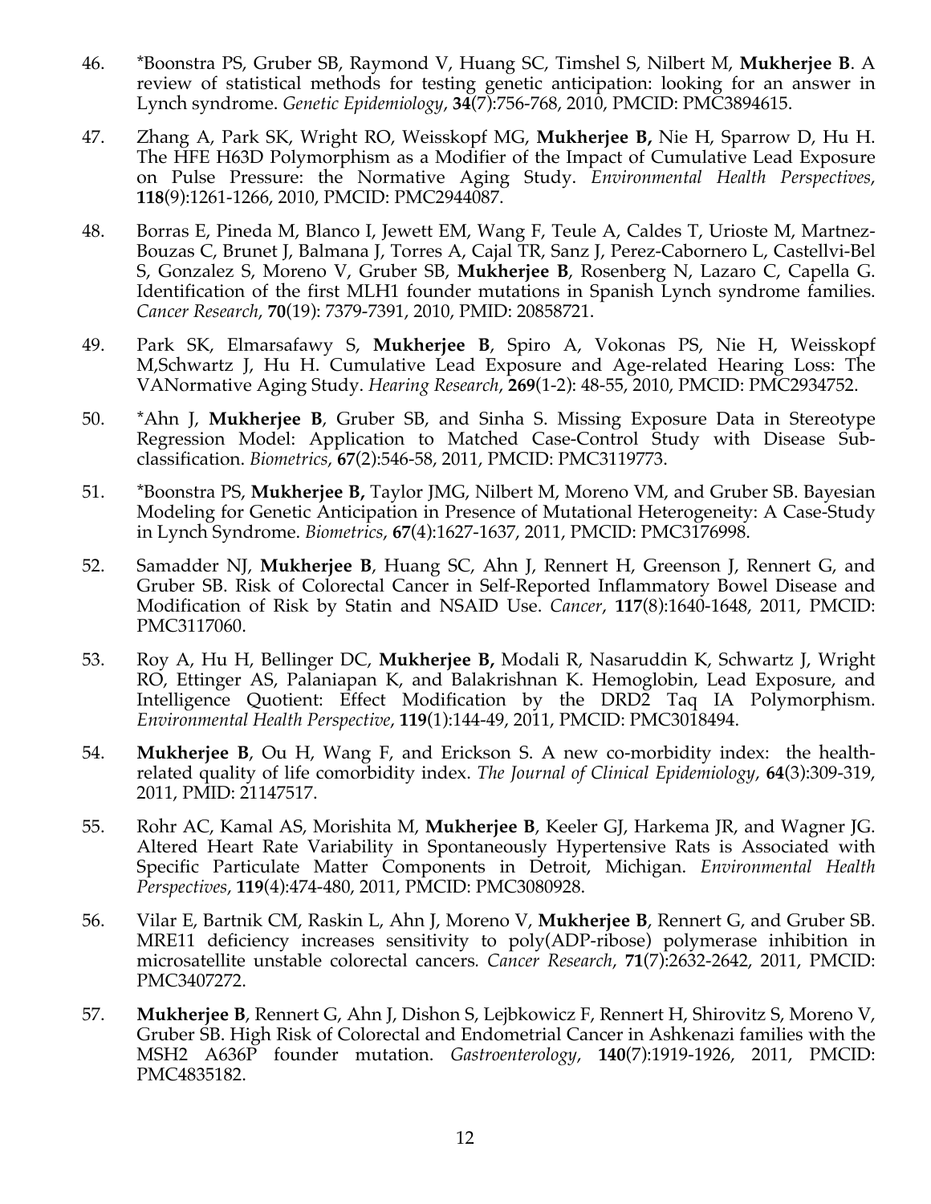46. *Boonstra PS, Gruber SB, Raymond V, Huang SC, Timshel S, Nilbert M, **Mukherjee B**. A review of statistical methods for testing genetic anticipation: looking for an answer in Lynch syndrome. *Genetic Epidemiology*, **34**(7):756-768, 2010, PMCID: PMC3894615.

47. Zhang A, Park SK, Wright RO, Weisskopf MG, **Mukherjee B,** Nie H, Sparrow D, Hu H. The HFE H63D Polymorphism as a Modifier of the Impact of Cumulative Lead Exposure on Pulse Pressure: the Normative Aging Study. *Environmental Health Perspectives*, **118**(9):1261-1266, 2010, PMCID: PMC2944087.

48. Borras E, Pineda M, Blanco I, Jewett EM, Wang F, Teule A, Caldes T, Urioste M, Martnez-Bouzas C, Brunet J, Balmana J, Torres A, Cajal TR, Sanz J, Perez-Cabornero L, Castellvi-Bel S, Gonzalez S, Moreno V, Gruber SB, **Mukherjee B**, Rosenberg N, Lazaro C, Capella G. Identification of the first MLH1 founder mutations in Spanish Lynch syndrome families. *Cancer Research*, **70**(19): 7379-7391, 2010, PMID: 20858721.

49. Park SK, Elmarsafawy S, **Mukherjee B**, Spiro A, Vokonas PS, Nie H, Weisskopf M,Schwartz J, Hu H. Cumulative Lead Exposure and Age-related Hearing Loss: The VANormative Aging Study. *Hearing Research*, **269**(1-2): 48-55, 2010, PMCID: PMC2934752.

50. *Ahn J, **Mukherjee B**, Gruber SB, and Sinha S. Missing Exposure Data in Stereotype Regression Model: Application to Matched Case-Control Study with Disease Sub-classification. *Biometrics*, **67**(2):546-58, 2011, PMCID: PMC3119773.

51. *Boonstra PS, **Mukherjee B,** Taylor JMG, Nilbert M, Moreno VM, and Gruber SB. Bayesian Modeling for Genetic Anticipation in Presence of Mutational Heterogeneity: A Case-Study in Lynch Syndrome. *Biometrics*, **67**(4):1627-1637, 2011, PMCID: PMC3176998.

52. Samadder NJ, **Mukherjee B**, Huang SC, Ahn J, Rennert H, Greenson J, Rennert G, and Gruber SB. Risk of Colorectal Cancer in Self-Reported Inflammatory Bowel Disease and Modification of Risk by Statin and NSAID Use. *Cancer*, **117**(8):1640-1648, 2011, PMCID: PMC3117060.

53. Roy A, Hu H, Bellinger DC, **Mukherjee B,** Modali R, Nasaruddin K, Schwartz J, Wright RO, Ettinger AS, Palaniapan K, and Balakrishnan K. Hemoglobin, Lead Exposure, and Intelligence Quotient: Effect Modification by the DRD2 Taq IA Polymorphism. *Environmental Health Perspective*, **119**(1):144-49, 2011, PMCID: PMC3018494.

54. **Mukherjee B**, Ou H, Wang F, and Erickson S. A new co-morbidity index: the health-related quality of life comorbidity index. *The Journal of Clinical Epidemiology*, **64**(3):309-319, 2011, PMID: 21147517.

55. Rohr AC, Kamal AS, Morishita M, **Mukherjee B**, Keeler GJ, Harkema JR, and Wagner JG. Altered Heart Rate Variability in Spontaneously Hypertensive Rats is Associated with Specific Particulate Matter Components in Detroit, Michigan. *Environmental Health Perspectives*, **119**(4):474-480, 2011, PMCID: PMC3080928.

56. Vilar E, Bartnik CM, Raskin L, Ahn J, Moreno V, **Mukherjee B**, Rennert G, and Gruber SB. MRE11 deficiency increases sensitivity to poly(ADP-ribose) polymerase inhibition in microsatellite unstable colorectal cancers*. Cancer Research*, **71**(7):2632-2642, 2011, PMCID: PMC3407272.

57. **Mukherjee B**, Rennert G, Ahn J, Dishon S, Lejbkowicz F, Rennert H, Shirovitz S, Moreno V, Gruber SB. High Risk of Colorectal and Endometrial Cancer in Ashkenazi families with the MSH2 A636P founder mutation. *Gastroenterology*, **140**(7):1919-1926, 2011, PMCID: PMC4835182.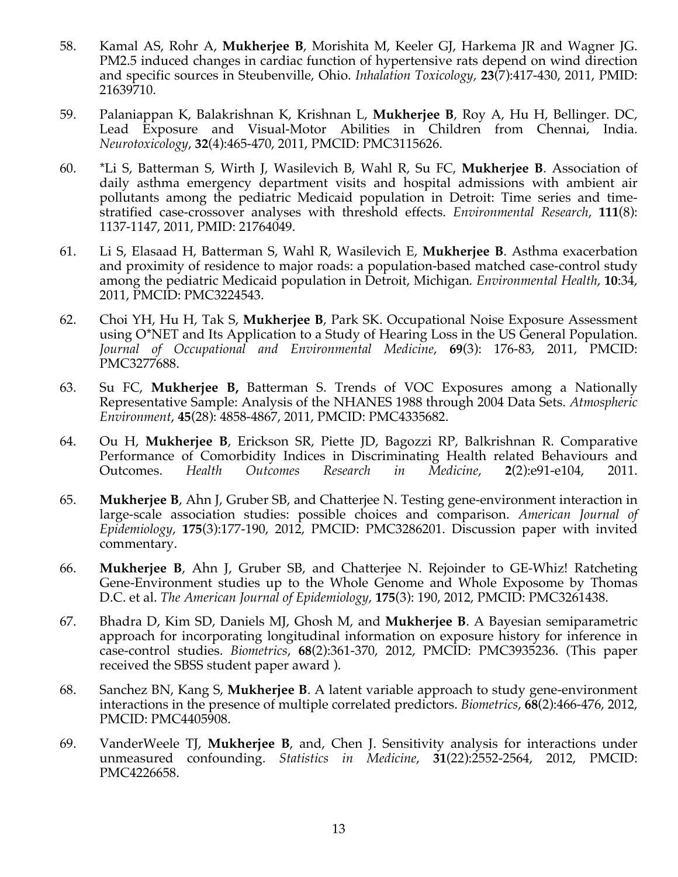58. Kamal AS, Rohr A, **Mukherjee B**, Morishita M, Keeler GJ, Harkema JR and Wagner JG. PM2.5 induced changes in cardiac function of hypertensive rats depend on wind direction and specific sources in Steubenville, Ohio. *Inhalation Toxicology*, **23**(7):417-430, 2011, PMID: 21639710.

59. Palaniappan K, Balakrishnan K, Krishnan L, **Mukherjee B**, Roy A, Hu H, Bellinger. DC, Lead Exposure and Visual-Motor Abilities in Children from Chennai, India. *Neurotoxicology*, **32**(4):465-470, 2011, PMCID: PMC3115626.

60. *Li S, Batterman S, Wirth J, Wasilevich B, Wahl R, Su FC, **Mukherjee B**. Association of daily asthma emergency department visits and hospital admissions with ambient air pollutants among the pediatric Medicaid population in Detroit: Time series and time-stratified case-crossover analyses with threshold effects. *Environmental Research*, **111**(8): 1137-1147, 2011, PMID: 21764049.

61. Li S, Elasaad H, Batterman S, Wahl R, Wasilevich E, **Mukherjee B**. Asthma exacerbation and proximity of residence to major roads: a population-based matched case-control study among the pediatric Medicaid population in Detroit, Michigan. *Environmental Health*, **10**:34, 2011, PMCID: PMC3224543.

62. Choi YH, Hu H, Tak S, **Mukherjee B**, Park SK. Occupational Noise Exposure Assessment using O*NET and Its Application to a Study of Hearing Loss in the US General Population. *Journal of Occupational and Environmental Medicine*, **69**(3): 176-83, 2011, PMCID: PMC3277688.

63. Su FC, **Mukherjee B,** Batterman S. Trends of VOC Exposures among a Nationally Representative Sample: Analysis of the NHANES 1988 through 2004 Data Sets. *Atmospheric Environment*, **45**(28): 4858-4867, 2011, PMCID: PMC4335682.

64. Ou H, **Mukherjee B**, Erickson SR, Piette JD, Bagozzi RP, Balkrishnan R. Comparative Performance of Comorbidity Indices in Discriminating Health related Behaviours and Outcomes. *Health Outcomes Research in Medicine*, **2**(2):e91-e104, 2011.

65. **Mukherjee B**, Ahn J, Gruber SB, and Chatterjee N. Testing gene-environment interaction in large-scale association studies: possible choices and comparison. *American Journal of Epidemiology*, **175**(3):177-190, 2012, PMCID: PMC3286201. Discussion paper with invited commentary.

66. **Mukherjee B**, Ahn J, Gruber SB, and Chatterjee N. Rejoinder to GE-Whiz! Ratcheting Gene-Environment studies up to the Whole Genome and Whole Exposome by Thomas D.C. et al. *The American Journal of Epidemiology*, **175**(3): 190, 2012, PMCID: PMC3261438.

67. Bhadra D, Kim SD, Daniels MJ, Ghosh M, and **Mukherjee B**. A Bayesian semiparametric approach for incorporating longitudinal information on exposure history for inference in case-control studies. *Biometrics*, **68**(2):361-370, 2012, PMCID: PMC3935236. (This paper received the SBSS student paper award ).

68. Sanchez BN, Kang S, **Mukherjee B**. A latent variable approach to study gene-environment interactions in the presence of multiple correlated predictors. *Biometrics*, **68**(2):466-476, 2012, PMCID: PMC4405908.

69. VanderWeele TJ, **Mukherjee B**, and, Chen J. Sensitivity analysis for interactions under unmeasured confounding. *Statistics in Medicine*, **31**(22):2552-2564, 2012, PMCID: PMC4226658.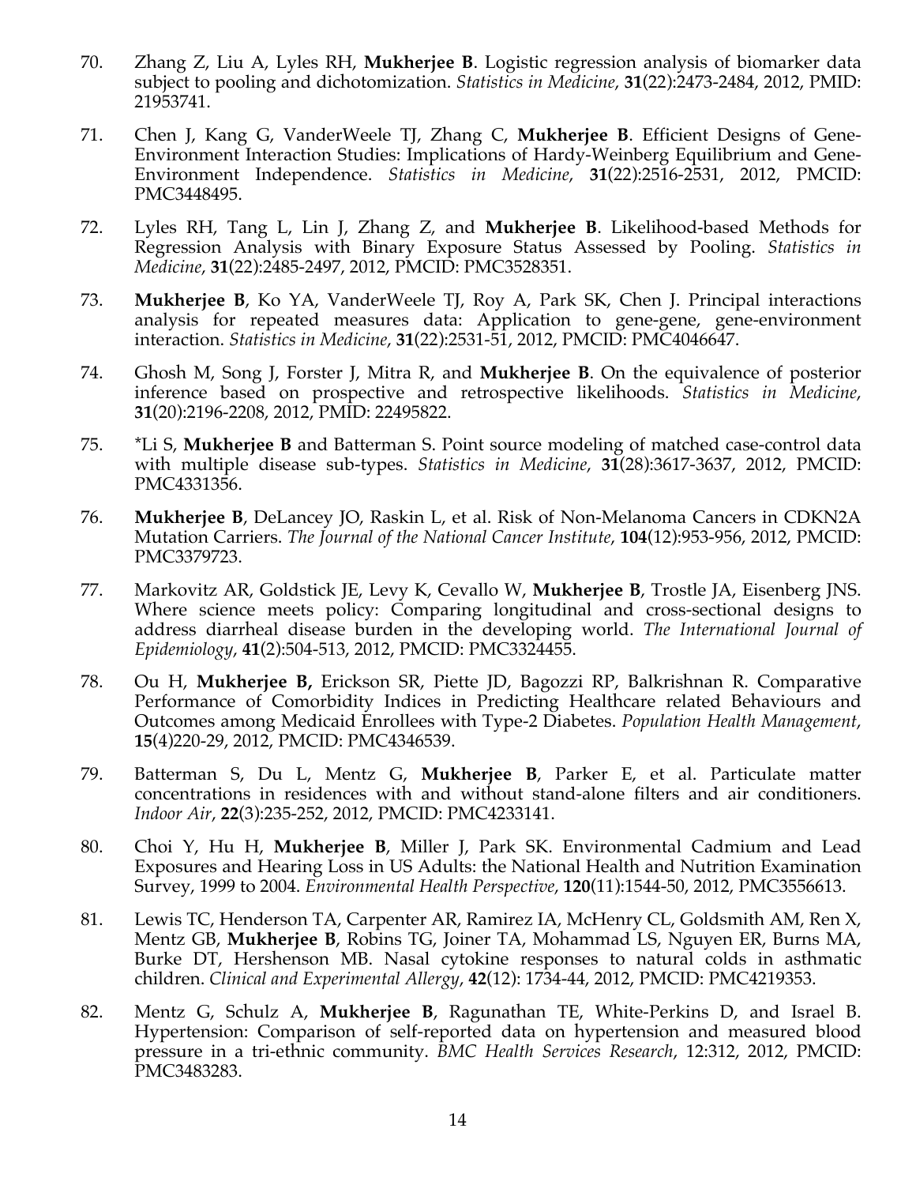70. Zhang Z, Liu A, Lyles RH, **Mukherjee B**. Logistic regression analysis of biomarker data subject to pooling and dichotomization. *Statistics in Medicine*, **31**(22):2473-2484, 2012, PMID: 21953741.

71. Chen J, Kang G, VanderWeele TJ, Zhang C, **Mukherjee B**. Efficient Designs of Gene-Environment Interaction Studies: Implications of Hardy-Weinberg Equilibrium and Gene-Environment Independence. *Statistics in Medicine*, **31**(22):2516-2531, 2012, PMCID: PMC3448495.

72. Lyles RH, Tang L, Lin J, Zhang Z, and **Mukherjee B**. Likelihood-based Methods for Regression Analysis with Binary Exposure Status Assessed by Pooling. *Statistics in Medicine*, **31**(22):2485-2497, 2012, PMCID: PMC3528351.

73. **Mukherjee B**, Ko YA, VanderWeele TJ, Roy A, Park SK, Chen J. Principal interactions analysis for repeated measures data: Application to gene-gene, gene-environment interaction. *Statistics in Medicine*, **31**(22):2531-51, 2012, PMCID: PMC4046647.

74. Ghosh M, Song J, Forster J, Mitra R, and **Mukherjee B**. On the equivalence of posterior inference based on prospective and retrospective likelihoods. *Statistics in Medicine*, **31**(20):2196-2208, 2012, PMID: 22495822.

75. *Li S, **Mukherjee B** and Batterman S. Point source modeling of matched case-control data with multiple disease sub-types. *Statistics in Medicine*, **31**(28):3617-3637, 2012, PMCID: PMC4331356.

76. **Mukherjee B**, DeLancey JO, Raskin L, et al. Risk of Non-Melanoma Cancers in CDKN2A Mutation Carriers. *The Journal of the National Cancer Institute*, **104**(12):953-956, 2012, PMCID: PMC3379723.

77. Markovitz AR, Goldstick JE, Levy K, Cevallo W, **Mukherjee B**, Trostle JA, Eisenberg JNS. Where science meets policy: Comparing longitudinal and cross-sectional designs to address diarrheal disease burden in the developing world. *The International Journal of Epidemiology*, **41**(2):504-513, 2012, PMCID: PMC3324455.

78. Ou H, **Mukherjee B,** Erickson SR, Piette JD, Bagozzi RP, Balkrishnan R. Comparative Performance of Comorbidity Indices in Predicting Healthcare related Behaviours and Outcomes among Medicaid Enrollees with Type-2 Diabetes. *Population Health Management*, **15**(4)220-29, 2012, PMCID: PMC4346539.

79. Batterman S, Du L, Mentz G, **Mukherjee B**, Parker E, et al. Particulate matter concentrations in residences with and without stand-alone filters and air conditioners. *Indoor Air*, **22**(3):235-252, 2012, PMCID: PMC4233141.

80. Choi Y, Hu H, **Mukherjee B**, Miller J, Park SK. Environmental Cadmium and Lead Exposures and Hearing Loss in US Adults: the National Health and Nutrition Examination Survey, 1999 to 2004. *Environmental Health Perspective*, **120**(11):1544-50, 2012, PMC3556613.

81. Lewis TC, Henderson TA, Carpenter AR, Ramirez IA, McHenry CL, Goldsmith AM, Ren X, Mentz GB, **Mukherjee B**, Robins TG, Joiner TA, Mohammad LS, Nguyen ER, Burns MA, Burke DT, Hershenson MB. Nasal cytokine responses to natural colds in asthmatic children. *Clinical and Experimental Allergy*, **42**(12): 1734-44, 2012, PMCID: PMC4219353.

82. Mentz G, Schulz A, **Mukherjee B**, Ragunathan TE, White-Perkins D, and Israel B. Hypertension: Comparison of self-reported data on hypertension and measured blood pressure in a tri-ethnic community. *BMC Health Services Research*, 12:312, 2012, PMCID: PMC3483283.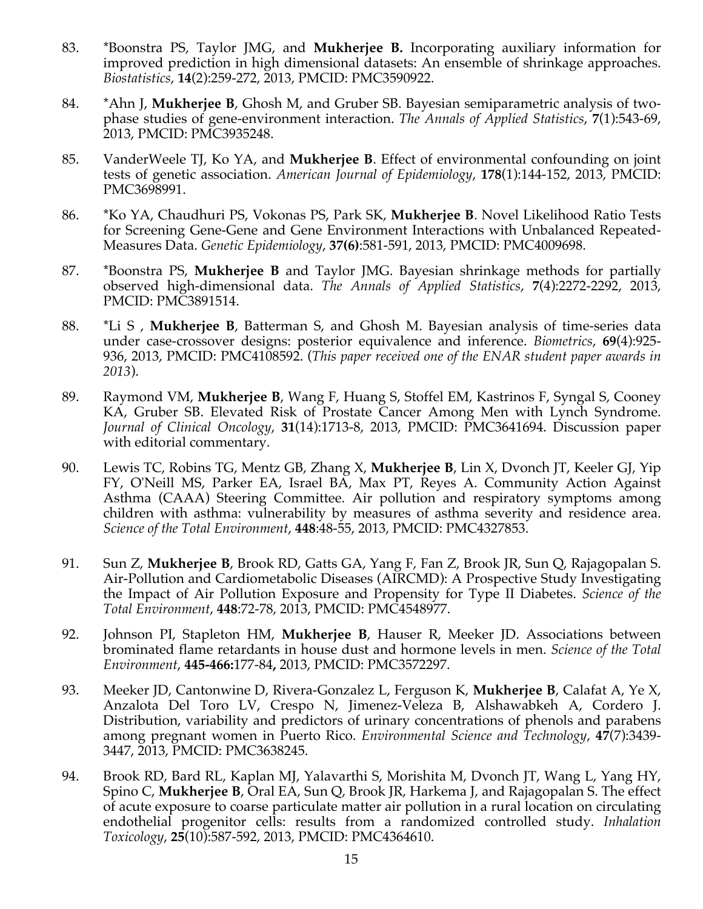83. *Boonstra PS, Taylor JMG, and **Mukherjee B.** Incorporating auxiliary information for improved prediction in high dimensional datasets: An ensemble of shrinkage approaches. *Biostatistics*, **14**(2):259-272, 2013, PMCID: PMC3590922.

84. *Ahn J, **Mukherjee B**, Ghosh M, and Gruber SB. Bayesian semiparametric analysis of two-phase studies of gene-environment interaction. *The Annals of Applied Statistics*, **7**(1):543-69, 2013, PMCID: PMC3935248.

85. VanderWeele TJ, Ko YA, and **Mukherjee B**. Effect of environmental confounding on joint tests of genetic association. *American Journal of Epidemiology*, **178**(1):144-152, 2013, PMCID: PMC3698991.

86. *Ko YA, Chaudhuri PS, Vokonas PS, Park SK, **Mukherjee B**. Novel Likelihood Ratio Tests for Screening Gene-Gene and Gene Environment Interactions with Unbalanced Repeated-Measures Data. *Genetic Epidemiology*, **37(6)**:581-591, 2013, PMCID: PMC4009698.

87. *Boonstra PS, **Mukherjee B** and Taylor JMG. Bayesian shrinkage methods for partially observed high-dimensional data. *The Annals of Applied Statistics*, **7**(4):2272-2292, 2013, PMCID: PMC3891514.

88. *Li S , **Mukherjee B**, Batterman S, and Ghosh M. Bayesian analysis of time-series data under case-crossover designs: posterior equivalence and inference. *Biometrics*, **69**(4):925-936, 2013, PMCID: PMC4108592. (*This paper received one of the ENAR student paper awards in 2013*).

89. Raymond VM, **Mukherjee B**, Wang F, Huang S, Stoffel EM, Kastrinos F, Syngal S, Cooney KA, Gruber SB. Elevated Risk of Prostate Cancer Among Men with Lynch Syndrome. *Journal of Clinical Oncology*, **31**(14):1713-8, 2013, PMCID: PMC3641694. Discussion paper with editorial commentary.

90. Lewis TC, Robins TG, Mentz GB, Zhang X, **Mukherjee B**, Lin X, Dvonch JT, Keeler GJ, Yip FY, O'Neill MS, Parker EA, Israel BA, Max PT, Reyes A. Community Action Against Asthma (CAAA) Steering Committee. Air pollution and respiratory symptoms among children with asthma: vulnerability by measures of asthma severity and residence area. *Science of the Total Environment*, **448**:48-55, 2013, PMCID: PMC4327853.

91. Sun Z, **Mukherjee B**, Brook RD, Gatts GA, Yang F, Fan Z, Brook JR, Sun Q, Rajagopalan S. Air-Pollution and Cardiometabolic Diseases (AIRCMD): A Prospective Study Investigating the Impact of Air Pollution Exposure and Propensity for Type II Diabetes. *Science of the Total Environment*, **448**:72-78, 2013, PMCID: PMC4548977.

92. Johnson PI, Stapleton HM, **Mukherjee B**, Hauser R, Meeker JD. Associations between brominated flame retardants in house dust and hormone levels in men. *Science of the Total Environment*, **445-466:**177-84**,** 2013, PMCID: PMC3572297.

93. Meeker JD, Cantonwine D, Rivera-Gonzalez L, Ferguson K, **Mukherjee B**, Calafat A, Ye X, Anzalota Del Toro LV, Crespo N, Jimenez-Veleza B, Alshawabkeh A, Cordero J. Distribution, variability and predictors of urinary concentrations of phenols and parabens among pregnant women in Puerto Rico. *Environmental Science and Technology*, **47**(7):3439-3447, 2013, PMCID: PMC3638245.

94. Brook RD, Bard RL, Kaplan MJ, Yalavarthi S, Morishita M, Dvonch JT, Wang L, Yang HY, Spino C, **Mukherjee B**, Oral EA, Sun Q, Brook JR, Harkema J, and Rajagopalan S. The effect of acute exposure to coarse particulate matter air pollution in a rural location on circulating endothelial progenitor cells: results from a randomized controlled study. *Inhalation Toxicology*, **25**(10):587-592, 2013, PMCID: PMC4364610.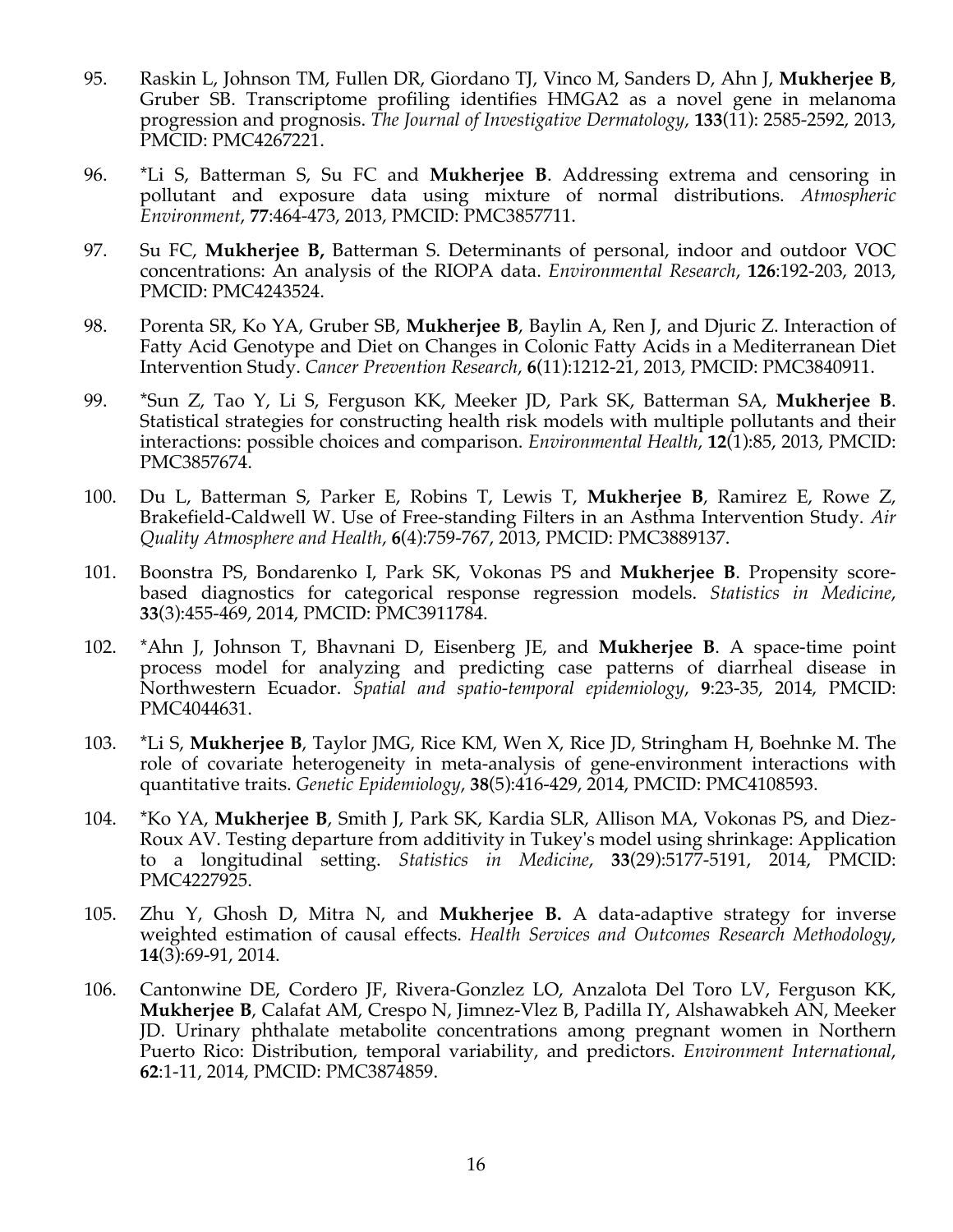95. Raskin L, Johnson TM, Fullen DR, Giordano TJ, Vinco M, Sanders D, Ahn J, **Mukherjee B**, Gruber SB. Transcriptome profiling identifies HMGA2 as a novel gene in melanoma progression and prognosis. *The Journal of Investigative Dermatology*, **133**(11): 2585-2592, 2013, PMCID: PMC4267221.

96. *Li S, Batterman S, Su FC and **Mukherjee B**. Addressing extrema and censoring in pollutant and exposure data using mixture of normal distributions. *Atmospheric Environment*, **77**:464-473, 2013, PMCID: PMC3857711.

97. Su FC, **Mukherjee B,** Batterman S. Determinants of personal, indoor and outdoor VOC concentrations: An analysis of the RIOPA data. *Environmental Research*, **126**:192-203, 2013, PMCID: PMC4243524.

98. Porenta SR, Ko YA, Gruber SB, **Mukherjee B**, Baylin A, Ren J, and Djuric Z. Interaction of Fatty Acid Genotype and Diet on Changes in Colonic Fatty Acids in a Mediterranean Diet Intervention Study. *Cancer Prevention Research*, **6**(11):1212-21, 2013, PMCID: PMC3840911.

99. *Sun Z, Tao Y, Li S, Ferguson KK, Meeker JD, Park SK, Batterman SA, **Mukherjee B**. Statistical strategies for constructing health risk models with multiple pollutants and their interactions: possible choices and comparison. *Environmental Health*, **12**(1):85, 2013, PMCID: PMC3857674.

100. Du L, Batterman S, Parker E, Robins T, Lewis T, **Mukherjee B**, Ramirez E, Rowe Z, Brakefield-Caldwell W. Use of Free-standing Filters in an Asthma Intervention Study. *Air Quality Atmosphere and Health*, **6**(4):759-767, 2013, PMCID: PMC3889137.

101. Boonstra PS, Bondarenko I, Park SK, Vokonas PS and **Mukherjee B**. Propensity score-based diagnostics for categorical response regression models. *Statistics in Medicine*, **33**(3):455-469, 2014, PMCID: PMC3911784.

102. *Ahn J, Johnson T, Bhavnani D, Eisenberg JE, and **Mukherjee B**. A space-time point process model for analyzing and predicting case patterns of diarrheal disease in Northwestern Ecuador. *Spatial and spatio-temporal epidemiology*, **9**:23-35, 2014, PMCID: PMC4044631.

103. *Li S, **Mukherjee B**, Taylor JMG, Rice KM, Wen X, Rice JD, Stringham H, Boehnke M. The role of covariate heterogeneity in meta-analysis of gene-environment interactions with quantitative traits. *Genetic Epidemiology*, **38**(5):416-429, 2014, PMCID: PMC4108593.

104. *Ko YA, **Mukherjee B**, Smith J, Park SK, Kardia SLR, Allison MA, Vokonas PS, and Diez-Roux AV. Testing departure from additivity in Tukey's model using shrinkage: Application to a longitudinal setting. *Statistics in Medicine*, **33**(29):5177-5191, 2014, PMCID: PMC4227925.

105. Zhu Y, Ghosh D, Mitra N, and **Mukherjee B.** A data-adaptive strategy for inverse weighted estimation of causal effects. *Health Services and Outcomes Research Methodology*, **14**(3):69-91, 2014.

106. Cantonwine DE, Cordero JF, Rivera-Gonzlez LO, Anzalota Del Toro LV, Ferguson KK, **Mukherjee B**, Calafat AM, Crespo N, Jimnez-Vlez B, Padilla IY, Alshawabkeh AN, Meeker JD. Urinary phthalate metabolite concentrations among pregnant women in Northern Puerto Rico: Distribution, temporal variability, and predictors. *Environment International*, **62**:1-11, 2014, PMCID: PMC3874859.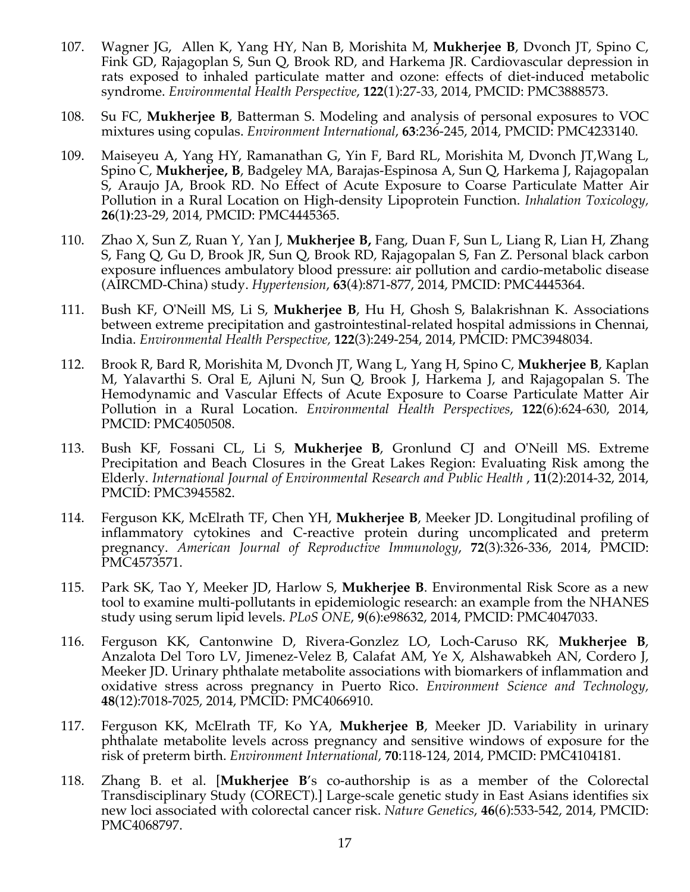107. Wagner JG, Allen K, Yang HY, Nan B, Morishita M, **Mukherjee B**, Dvonch JT, Spino C, Fink GD, Rajagoplan S, Sun Q, Brook RD, and Harkema JR. Cardiovascular depression in rats exposed to inhaled particulate matter and ozone: effects of diet-induced metabolic syndrome. *Environmental Health Perspective*, **122**(1):27-33, 2014, PMCID: PMC3888573.

108. Su FC, **Mukherjee B**, Batterman S. Modeling and analysis of personal exposures to VOC mixtures using copulas. *Environment International*, **63**:236-245, 2014, PMCID: PMC4233140.

109. Maiseyeu A, Yang HY, Ramanathan G, Yin F, Bard RL, Morishita M, Dvonch JT,Wang L, Spino C, **Mukherjee, B**, Badgeley MA, Barajas-Espinosa A, Sun Q, Harkema J, Rajagopalan S, Araujo JA, Brook RD. No Effect of Acute Exposure to Coarse Particulate Matter Air Pollution in a Rural Location on High-density Lipoprotein Function. *Inhalation Toxicology*, **26**(1):23-29, 2014, PMCID: PMC4445365.

110. Zhao X, Sun Z, Ruan Y, Yan J, **Mukherjee B,** Fang, Duan F, Sun L, Liang R, Lian H, Zhang S, Fang Q, Gu D, Brook JR, Sun Q, Brook RD, Rajagopalan S, Fan Z. Personal black carbon exposure influences ambulatory blood pressure: air pollution and cardio-metabolic disease (AIRCMD-China) study. *Hypertension*, **63**(4):871-877, 2014, PMCID: PMC4445364.

111. Bush KF, O'Neill MS, Li S, **Mukherjee B**, Hu H, Ghosh S, Balakrishnan K. Associations between extreme precipitation and gastrointestinal-related hospital admissions in Chennai, India. *Environmental Health Perspective*, **122**(3):249-254, 2014, PMCID: PMC3948034.

112. Brook R, Bard R, Morishita M, Dvonch JT, Wang L, Yang H, Spino C, **Mukherjee B**, Kaplan M, Yalavarthi S. Oral E, Ajluni N, Sun Q, Brook J, Harkema J, and Rajagopalan S. The Hemodynamic and Vascular Effects of Acute Exposure to Coarse Particulate Matter Air Pollution in a Rural Location. *Environmental Health Perspectives*, **122**(6):624-630, 2014, PMCID: PMC4050508.

113. Bush KF, Fossani CL, Li S, **Mukherjee B**, Gronlund CJ and O'Neill MS. Extreme Precipitation and Beach Closures in the Great Lakes Region: Evaluating Risk among the Elderly. *International Journal of Environmental Research and Public Health* , **11**(2):2014-32, 2014, PMCID: PMC3945582.

114. Ferguson KK, McElrath TF, Chen YH, **Mukherjee B**, Meeker JD. Longitudinal profiling of inflammatory cytokines and C-reactive protein during uncomplicated and preterm pregnancy. *American Journal of Reproductive Immunology*, **72**(3):326-336, 2014, PMCID: PMC4573571.

115. Park SK, Tao Y, Meeker JD, Harlow S, **Mukherjee B**. Environmental Risk Score as a new tool to examine multi-pollutants in epidemiologic research: an example from the NHANES study using serum lipid levels. *PLoS ONE*, **9**(6):e98632, 2014, PMCID: PMC4047033.

116. Ferguson KK, Cantonwine D, Rivera-Gonzlez LO, Loch-Caruso RK, **Mukherjee B**, Anzalota Del Toro LV, Jimenez-Velez B, Calafat AM, Ye X, Alshawabkeh AN, Cordero J, Meeker JD. Urinary phthalate metabolite associations with biomarkers of inflammation and oxidative stress across pregnancy in Puerto Rico. *Environment Science and Technology*, **48**(12):7018-7025, 2014, PMCID: PMC4066910.

117. Ferguson KK, McElrath TF, Ko YA, **Mukherjee B**, Meeker JD. Variability in urinary phthalate metabolite levels across pregnancy and sensitive windows of exposure for the risk of preterm birth. *Environment International*, **70**:118-124, 2014, PMCID: PMC4104181.

118. Zhang B. et al. [**Mukherjee B**'s co-authorship is as a member of the Colorectal Transdisciplinary Study (CORECT).] Large-scale genetic study in East Asians identifies six new loci associated with colorectal cancer risk. *Nature Genetics*, **46**(6):533-542, 2014, PMCID: PMC4068797.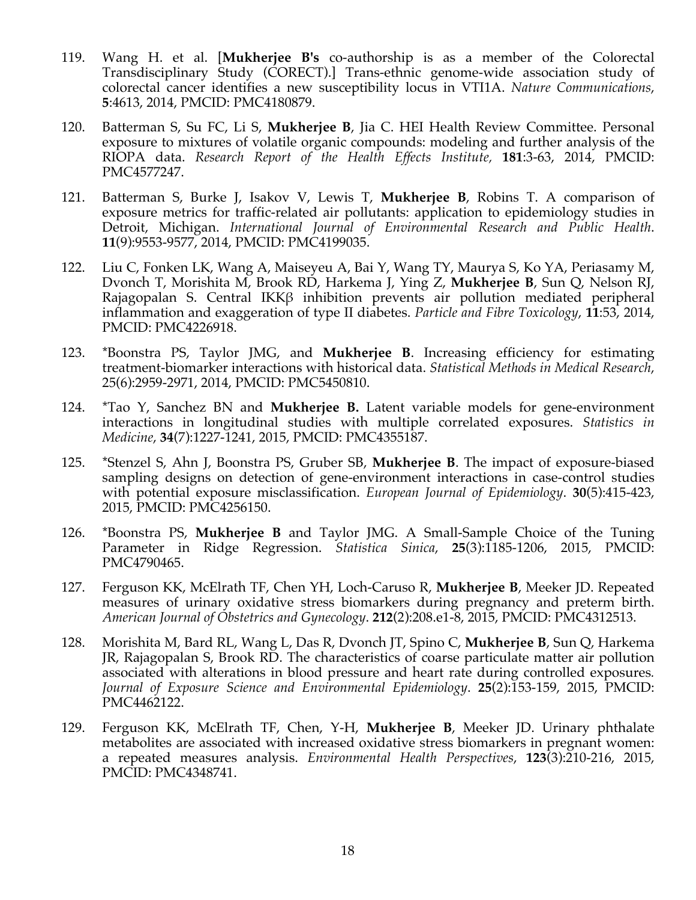119. Wang H. et al. [**Mukherjee B's** co-authorship is as a member of the Colorectal Transdisciplinary Study (CORECT).] Trans-ethnic genome-wide association study of colorectal cancer identifies a new susceptibility locus in VTI1A. *Nature Communications*, **5**:4613, 2014, PMCID: PMC4180879.

120. Batterman S, Su FC, Li S, **Mukherjee B**, Jia C. HEI Health Review Committee. Personal exposure to mixtures of volatile organic compounds: modeling and further analysis of the RIOPA data. *Research Report of the Health Effects Institute,* **181**:3-63, 2014, PMCID: PMC4577247.

121. Batterman S, Burke J, Isakov V, Lewis T, **Mukherjee B**, Robins T. A comparison of exposure metrics for traffic-related air pollutants: application to epidemiology studies in Detroit, Michigan. *International Journal of Environmental Research and Public Health*. **11**(9):9553-9577, 2014, PMCID: PMC4199035.

122. Liu C, Fonken LK, Wang A, Maiseyeu A, Bai Y, Wang TY, Maurya S, Ko YA, Periasamy M, Dvonch T, Morishita M, Brook RD, Harkema J, Ying Z, **Mukherjee B**, Sun Q, Nelson RJ, Rajagopalan S. Central IKKβ inhibition prevents air pollution mediated peripheral inflammation and exaggeration of type II diabetes. *Particle and Fibre Toxicology*, **11**:53, 2014, PMCID: PMC4226918.

123. *Boonstra PS, Taylor JMG, and **Mukherjee B**. Increasing efficiency for estimating treatment-biomarker interactions with historical data. *Statistical Methods in Medical Research*, 25(6):2959-2971, 2014, PMCID: PMC5450810.

124. *Tao Y, Sanchez BN and **Mukherjee B.** Latent variable models for gene-environment interactions in longitudinal studies with multiple correlated exposures. *Statistics in Medicine*, **34**(7):1227-1241, 2015, PMCID: PMC4355187.

125. *Stenzel S, Ahn J, Boonstra PS, Gruber SB, **Mukherjee B**. The impact of exposure-biased sampling designs on detection of gene-environment interactions in case-control studies with potential exposure misclassification. *European Journal of Epidemiology*. **30**(5):415-423, 2015, PMCID: PMC4256150.

126. *Boonstra PS, **Mukherjee B** and Taylor JMG. A Small-Sample Choice of the Tuning Parameter in Ridge Regression. *Statistica Sinica*, **25**(3):1185-1206, 2015, PMCID: PMC4790465.

127. Ferguson KK, McElrath TF, Chen YH, Loch-Caruso R, **Mukherjee B**, Meeker JD. Repeated measures of urinary oxidative stress biomarkers during pregnancy and preterm birth. *American Journal of Obstetrics and Gynecology*. **212**(2):208.e1-8, 2015, PMCID: PMC4312513.

128. Morishita M, Bard RL, Wang L, Das R, Dvonch JT, Spino C, **Mukherjee B**, Sun Q, Harkema JR, Rajagopalan S, Brook RD. The characteristics of coarse particulate matter air pollution associated with alterations in blood pressure and heart rate during controlled exposures*. Journal of Exposure Science and Environmental Epidemiology*. **25**(2):153-159, 2015, PMCID: PMC4462122.

129. Ferguson KK, McElrath TF, Chen, Y-H, **Mukherjee B**, Meeker JD. Urinary phthalate metabolites are associated with increased oxidative stress biomarkers in pregnant women: a repeated measures analysis. *Environmental Health Perspectives*, **123**(3):210-216, 2015, PMCID: PMC4348741.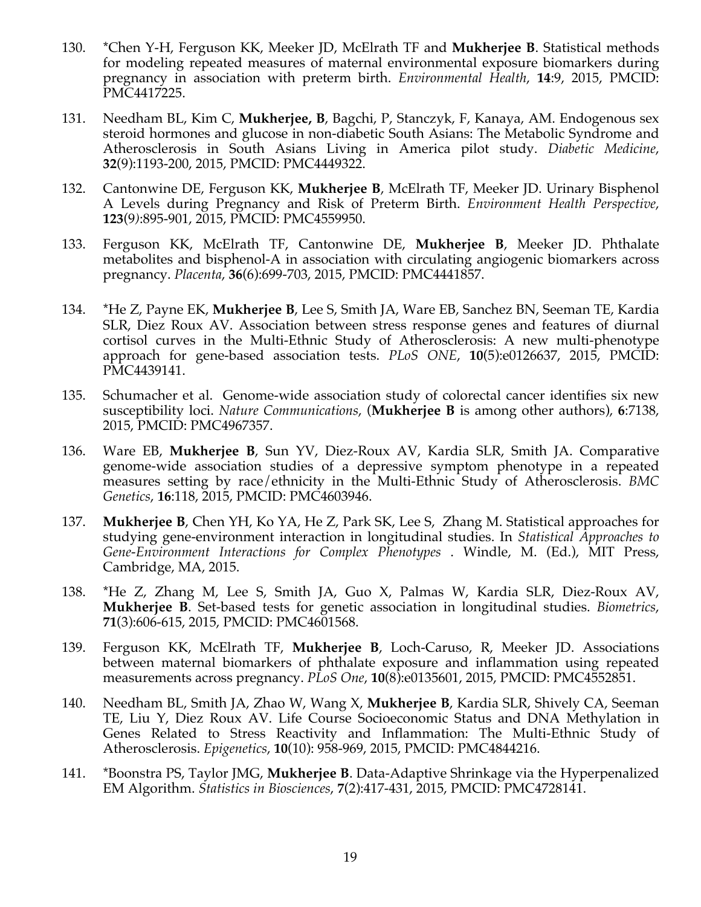130. *Chen Y-H, Ferguson KK, Meeker JD, McElrath TF and **Mukherjee B**. Statistical methods for modeling repeated measures of maternal environmental exposure biomarkers during pregnancy in association with preterm birth. *Environmental Health*, **14**:9, 2015, PMCID: PMC4417225.

131. Needham BL, Kim C, **Mukherjee, B**, Bagchi, P, Stanczyk, F, Kanaya, AM. Endogenous sex steroid hormones and glucose in non-diabetic South Asians: The Metabolic Syndrome and Atherosclerosis in South Asians Living in America pilot study. *Diabetic Medicine*, **32**(9):1193-200, 2015, PMCID: PMC4449322.

132. Cantonwine DE, Ferguson KK, **Mukherjee B**, McElrath TF, Meeker JD. Urinary Bisphenol A Levels during Pregnancy and Risk of Preterm Birth. *Environment Health Perspective*, **123**(9):895-901, 2015, PMCID: PMC4559950.

133. Ferguson KK, McElrath TF, Cantonwine DE, **Mukherjee B**, Meeker JD. Phthalate metabolites and bisphenol-A in association with circulating angiogenic biomarkers across pregnancy. *Placenta*, **36**(6):699-703, 2015, PMCID: PMC4441857.

134. *He Z, Payne EK, **Mukherjee B**, Lee S, Smith JA, Ware EB, Sanchez BN, Seeman TE, Kardia SLR, Diez Roux AV. Association between stress response genes and features of diurnal cortisol curves in the Multi-Ethnic Study of Atherosclerosis: A new multi-phenotype approach for gene-based association tests. *PLoS ONE*, **10**(5):e0126637, 2015, PMCID: PMC4439141.

135. Schumacher et al. Genome-wide association study of colorectal cancer identifies six new susceptibility loci. *Nature Communications*, (**Mukherjee B** is among other authors), **6**:7138, 2015, PMCID: PMC4967357.

136. Ware EB, **Mukherjee B**, Sun YV, Diez-Roux AV, Kardia SLR, Smith JA. Comparative genome-wide association studies of a depressive symptom phenotype in a repeated measures setting by race/ethnicity in the Multi-Ethnic Study of Atherosclerosis. *BMC Genetics*, **16**:118, 2015, PMCID: PMC4603946.

137. **Mukherjee B**, Chen YH, Ko YA, He Z, Park SK, Lee S, Zhang M. Statistical approaches for studying gene-environment interaction in longitudinal studies. In *Statistical Approaches to Gene-Environment Interactions for Complex Phenotypes* . Windle, M. (Ed.), MIT Press, Cambridge, MA, 2015.

138. *He Z, Zhang M, Lee S, Smith JA, Guo X, Palmas W, Kardia SLR, Diez-Roux AV, **Mukherjee B**. Set-based tests for genetic association in longitudinal studies. *Biometrics*, **71**(3):606-615, 2015, PMCID: PMC4601568.

139. Ferguson KK, McElrath TF, **Mukherjee B**, Loch-Caruso, R, Meeker JD. Associations between maternal biomarkers of phthalate exposure and inflammation using repeated measurements across pregnancy. *PLoS One*, **10**(8):e0135601, 2015, PMCID: PMC4552851.

140. Needham BL, Smith JA, Zhao W, Wang X, **Mukherjee B**, Kardia SLR, Shively CA, Seeman TE, Liu Y, Diez Roux AV. Life Course Socioeconomic Status and DNA Methylation in Genes Related to Stress Reactivity and Inflammation: The Multi-Ethnic Study of Atherosclerosis. *Epigenetics*, **10**(10): 958-969, 2015, PMCID: PMC4844216.

141. *Boonstra PS, Taylor JMG, **Mukherjee B**. Data-Adaptive Shrinkage via the Hyperpenalized EM Algorithm. *Statistics in Biosciences*, **7**(2):417-431, 2015, PMCID: PMC4728141.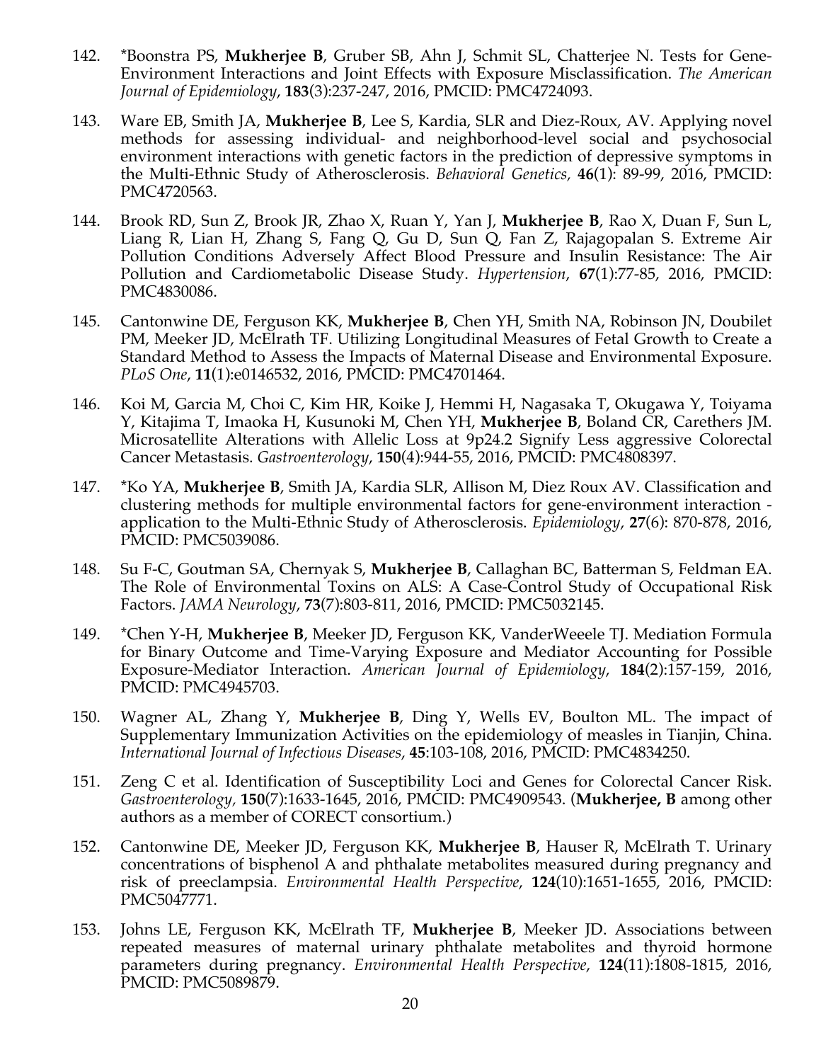142. *Boonstra PS, **Mukherjee B**, Gruber SB, Ahn J, Schmit SL, Chatterjee N. Tests for Gene-Environment Interactions and Joint Effects with Exposure Misclassification. *The American Journal of Epidemiology*, **183**(3):237-247, 2016, PMCID: PMC4724093.

143. Ware EB, Smith JA, **Mukherjee B**, Lee S, Kardia, SLR and Diez-Roux, AV. Applying novel methods for assessing individual- and neighborhood-level social and psychosocial environment interactions with genetic factors in the prediction of depressive symptoms in the Multi-Ethnic Study of Atherosclerosis. *Behavioral Genetics*, **46**(1): 89-99, 2016, PMCID: PMC4720563.

144. Brook RD, Sun Z, Brook JR, Zhao X, Ruan Y, Yan J, **Mukherjee B**, Rao X, Duan F, Sun L, Liang R, Lian H, Zhang S, Fang Q, Gu D, Sun Q, Fan Z, Rajagopalan S. Extreme Air Pollution Conditions Adversely Affect Blood Pressure and Insulin Resistance: The Air Pollution and Cardiometabolic Disease Study. *Hypertension*, **67**(1):77-85, 2016, PMCID: PMC4830086.

145. Cantonwine DE, Ferguson KK, **Mukherjee B**, Chen YH, Smith NA, Robinson JN, Doubilet PM, Meeker JD, McElrath TF. Utilizing Longitudinal Measures of Fetal Growth to Create a Standard Method to Assess the Impacts of Maternal Disease and Environmental Exposure. *PLoS One*, **11**(1):e0146532, 2016, PMCID: PMC4701464.

146. Koi M, Garcia M, Choi C, Kim HR, Koike J, Hemmi H, Nagasaka T, Okugawa Y, Toiyama Y, Kitajima T, Imaoka H, Kusunoki M, Chen YH, **Mukherjee B**, Boland CR, Carethers JM. Microsatellite Alterations with Allelic Loss at 9p24.2 Signify Less aggressive Colorectal Cancer Metastasis. *Gastroenterology*, **150**(4):944-55, 2016, PMCID: PMC4808397.

147. *Ko YA, **Mukherjee B**, Smith JA, Kardia SLR, Allison M, Diez Roux AV. Classification and clustering methods for multiple environmental factors for gene-environment interaction - application to the Multi-Ethnic Study of Atherosclerosis. *Epidemiology*, **27**(6): 870-878, 2016, PMCID: PMC5039086.

148. Su F-C, Goutman SA, Chernyak S, **Mukherjee B**, Callaghan BC, Batterman S, Feldman EA. The Role of Environmental Toxins on ALS: A Case-Control Study of Occupational Risk Factors. *JAMA Neurology*, **73**(7):803-811, 2016, PMCID: PMC5032145.

149. *Chen Y-H, **Mukherjee B**, Meeker JD, Ferguson KK, VanderWeeele TJ. Mediation Formula for Binary Outcome and Time-Varying Exposure and Mediator Accounting for Possible Exposure-Mediator Interaction. *American Journal of Epidemiology*, **184**(2):157-159, 2016, PMCID: PMC4945703.

150. Wagner AL, Zhang Y, **Mukherjee B**, Ding Y, Wells EV, Boulton ML. The impact of Supplementary Immunization Activities on the epidemiology of measles in Tianjin, China. *International Journal of Infectious Diseases*, **45**:103-108, 2016, PMCID: PMC4834250.

151. Zeng C et al. Identification of Susceptibility Loci and Genes for Colorectal Cancer Risk. *Gastroenterology*, **150**(7):1633-1645, 2016, PMCID: PMC4909543. (**Mukherjee, B** among other authors as a member of CORECT consortium.)

152. Cantonwine DE, Meeker JD, Ferguson KK, **Mukherjee B**, Hauser R, McElrath T. Urinary concentrations of bisphenol A and phthalate metabolites measured during pregnancy and risk of preeclampsia. *Environmental Health Perspective*, **124**(10):1651-1655, 2016, PMCID: PMC5047771.

153. Johns LE, Ferguson KK, McElrath TF, **Mukherjee B**, Meeker JD. Associations between repeated measures of maternal urinary phthalate metabolites and thyroid hormone parameters during pregnancy. *Environmental Health Perspective*, **124**(11):1808-1815, 2016, PMCID: PMC5089879.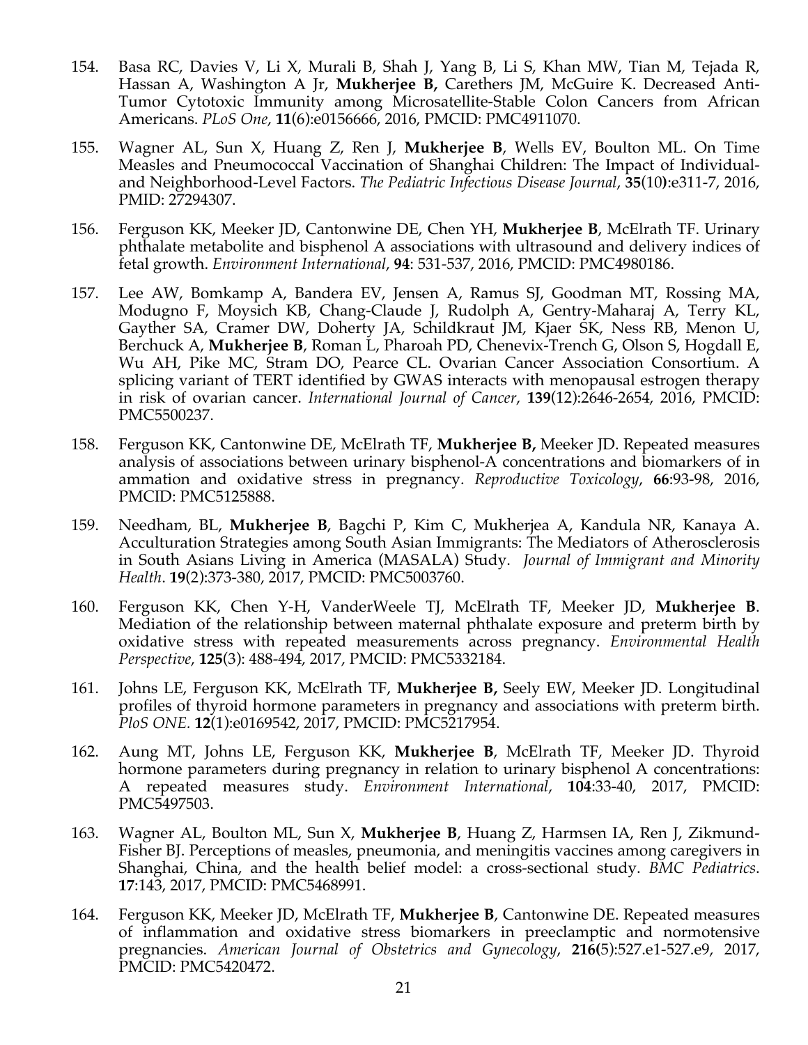154. Basa RC, Davies V, Li X, Murali B, Shah J, Yang B, Li S, Khan MW, Tian M, Tejada R, Hassan A, Washington A Jr, **Mukherjee B,** Carethers JM, McGuire K. Decreased Anti-Tumor Cytotoxic Immunity among Microsatellite-Stable Colon Cancers from African Americans. *PLoS One*, **11**(6):e0156666, 2016, PMCID: PMC4911070.

155. Wagner AL, Sun X, Huang Z, Ren J, **Mukherjee B**, Wells EV, Boulton ML. On Time Measles and Pneumococcal Vaccination of Shanghai Children: The Impact of Individual- and Neighborhood-Level Factors. *The Pediatric Infectious Disease Journal*, **35**(10**)**:e311-7, 2016, PMID: 27294307.

156. Ferguson KK, Meeker JD, Cantonwine DE, Chen YH, **Mukherjee B**, McElrath TF. Urinary phthalate metabolite and bisphenol A associations with ultrasound and delivery indices of fetal growth. *Environment International*, **94**: 531-537, 2016, PMCID: PMC4980186.

157. Lee AW, Bomkamp A, Bandera EV, Jensen A, Ramus SJ, Goodman MT, Rossing MA, Modugno F, Moysich KB, Chang-Claude J, Rudolph A, Gentry-Maharaj A, Terry KL, Gayther SA, Cramer DW, Doherty JA, Schildkraut JM, Kjaer SK, Ness RB, Menon U, Berchuck A, **Mukherjee B**, Roman L, Pharoah PD, Chenevix-Trench G, Olson S, Hogdall E, Wu AH, Pike MC, Stram DO, Pearce CL. Ovarian Cancer Association Consortium. A splicing variant of TERT identified by GWAS interacts with menopausal estrogen therapy in risk of ovarian cancer. *International Journal of Cancer*, **139**(12):2646-2654, 2016, PMCID: PMC5500237.

158. Ferguson KK, Cantonwine DE, McElrath TF, **Mukherjee B,** Meeker JD. Repeated measures analysis of associations between urinary bisphenol-A concentrations and biomarkers of in ammation and oxidative stress in pregnancy. *Reproductive Toxicology*, **66**:93-98, 2016, PMCID: PMC5125888.

159. Needham, BL, **Mukherjee B**, Bagchi P, Kim C, Mukherjea A, Kandula NR, Kanaya A. Acculturation Strategies among South Asian Immigrants: The Mediators of Atherosclerosis in South Asians Living in America (MASALA) Study. *Journal of Immigrant and Minority Health*. **19**(2):373-380, 2017, PMCID: PMC5003760.

160. Ferguson KK, Chen Y-H, VanderWeele TJ, McElrath TF, Meeker JD, **Mukherjee B**. Mediation of the relationship between maternal phthalate exposure and preterm birth by oxidative stress with repeated measurements across pregnancy. *Environmental Health Perspective*, **125**(3): 488-494, 2017, PMCID: PMC5332184.

161. Johns LE, Ferguson KK, McElrath TF, **Mukherjee B,** Seely EW, Meeker JD. Longitudinal profiles of thyroid hormone parameters in pregnancy and associations with preterm birth. *PloS ONE.* **12**(1):e0169542, 2017, PMCID: PMC5217954.

162. Aung MT, Johns LE, Ferguson KK, **Mukherjee B**, McElrath TF, Meeker JD. Thyroid hormone parameters during pregnancy in relation to urinary bisphenol A concentrations: A repeated measures study. *Environment International*, **104**:33-40, 2017, PMCID: PMC5497503.

163. Wagner AL, Boulton ML, Sun X, **Mukherjee B**, Huang Z, Harmsen IA, Ren J, Zikmund-Fisher BJ. Perceptions of measles, pneumonia, and meningitis vaccines among caregivers in Shanghai, China, and the health belief model: a cross-sectional study. *BMC Pediatrics*. **17**:143, 2017, PMCID: PMC5468991.

164. Ferguson KK, Meeker JD, McElrath TF, **Mukherjee B**, Cantonwine DE. Repeated measures of inflammation and oxidative stress biomarkers in preeclamptic and normotensive pregnancies. *American Journal of Obstetrics and Gynecology*, **216(**5):527.e1-527.e9, 2017, PMCID: PMC5420472.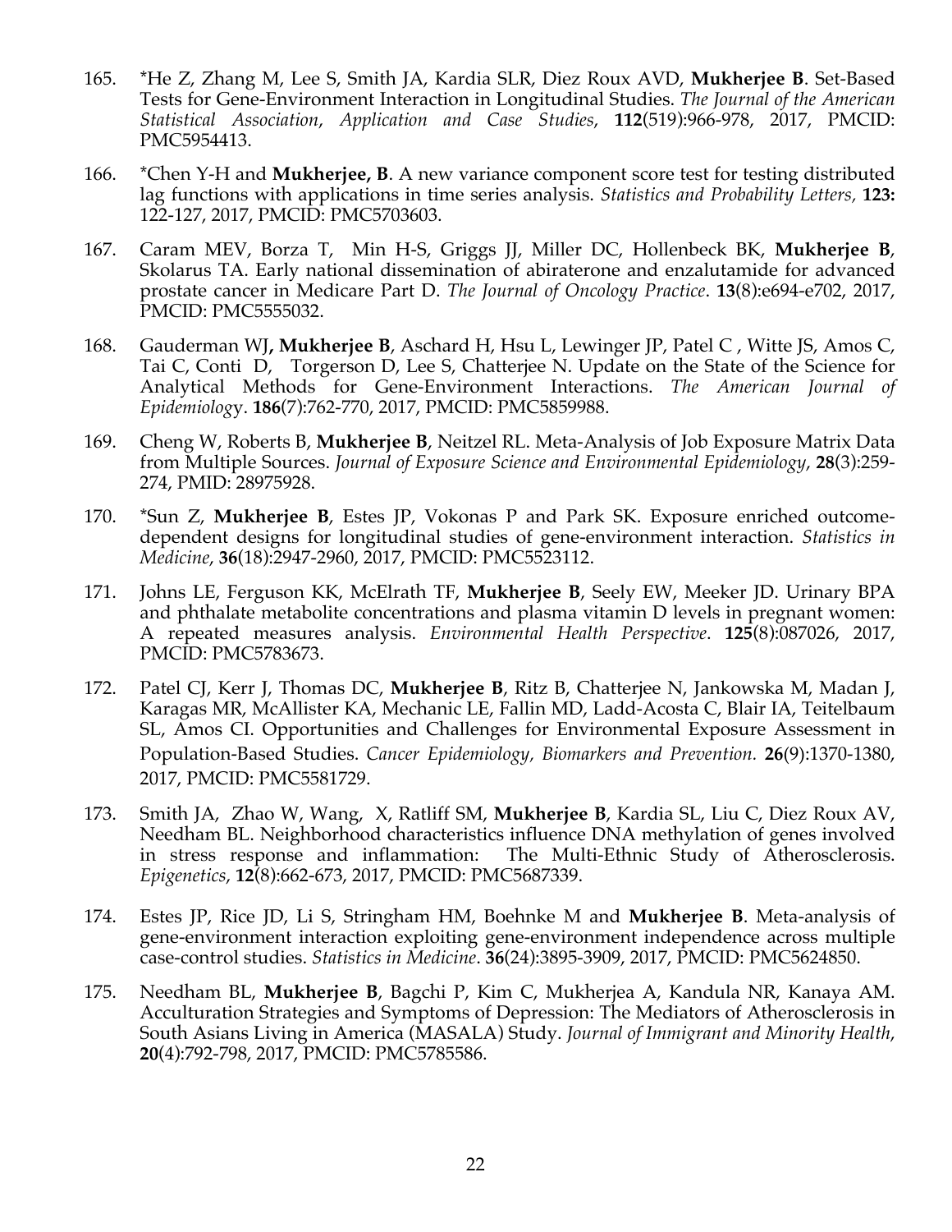165. *He Z, Zhang M, Lee S, Smith JA, Kardia SLR, Diez Roux AVD, **Mukherjee B**. Set-Based Tests for Gene-Environment Interaction in Longitudinal Studies. *The Journal of the American Statistical Association, Application and Case Studies*, **112**(519):966-978, 2017, PMCID: PMC5954413.

166. *Chen Y-H and **Mukherjee, B**. A new variance component score test for testing distributed lag functions with applications in time series analysis. *Statistics and Probability Letters,* **123:** 122-127, 2017, PMCID: PMC5703603.

167. Caram MEV, Borza T, Min H-S, Griggs JJ, Miller DC, Hollenbeck BK, **Mukherjee B**, Skolarus TA. Early national dissemination of abiraterone and enzalutamide for advanced prostate cancer in Medicare Part D. *The Journal of Oncology Practice*. **13**(8):e694-e702, 2017, PMCID: PMC5555032.

168. Gauderman WJ**, Mukherjee B**, Aschard H, Hsu L, Lewinger JP, Patel C , Witte JS, Amos C, Tai C, Conti D, Torgerson D, Lee S, Chatterjee N. Update on the State of the Science for Analytical Methods for Gene-Environment Interactions. *The American Journal of Epidemiology*. **186**(7):762-770, 2017, PMCID: PMC5859988.

169. Cheng W, Roberts B, **Mukherjee B**, Neitzel RL. Meta-Analysis of Job Exposure Matrix Data from Multiple Sources. *Journal of Exposure Science and Environmental Epidemiology*, **28**(3):259-274, PMID: 28975928.

170. *Sun Z, **Mukherjee B**, Estes JP, Vokonas P and Park SK. Exposure enriched outcome-dependent designs for longitudinal studies of gene-environment interaction. *Statistics in Medicine*, **36**(18):2947-2960, 2017, PMCID: PMC5523112.

171. Johns LE, Ferguson KK, McElrath TF, **Mukherjee B**, Seely EW, Meeker JD. Urinary BPA and phthalate metabolite concentrations and plasma vitamin D levels in pregnant women: A repeated measures analysis. *Environmental Health Perspective*. **125**(8):087026, 2017, PMCID: PMC5783673.

172. Patel CJ, Kerr J, Thomas DC, **Mukherjee B**, Ritz B, Chatterjee N, Jankowska M, Madan J, Karagas MR, McAllister KA, Mechanic LE, Fallin MD, Ladd-Acosta C, Blair IA, Teitelbaum SL, Amos CI. Opportunities and Challenges for Environmental Exposure Assessment in Population-Based Studies. *Cancer Epidemiology, Biomarkers and Prevention.* **26**(9):1370-1380, 2017, PMCID: PMC5581729.

173. Smith JA, Zhao W, Wang, X, Ratliff SM, **Mukherjee B**, Kardia SL, Liu C, Diez Roux AV, Needham BL. Neighborhood characteristics influence DNA methylation of genes involved in stress response and inflammation: The Multi-Ethnic Study of Atherosclerosis. *Epigenetics*, **12**(8):662-673, 2017, PMCID: PMC5687339.

174. Estes JP, Rice JD, Li S, Stringham HM, Boehnke M and **Mukherjee B**. Meta-analysis of gene-environment interaction exploiting gene-environment independence across multiple case-control studies. *Statistics in Medicine*. **36**(24):3895-3909, 2017, PMCID: PMC5624850.

175. Needham BL, **Mukherjee B**, Bagchi P, Kim C, Mukherjea A, Kandula NR, Kanaya AM. Acculturation Strategies and Symptoms of Depression: The Mediators of Atherosclerosis in South Asians Living in America (MASALA) Study. *Journal of Immigrant and Minority Health*, **20**(4):792-798, 2017, PMCID: PMC5785586.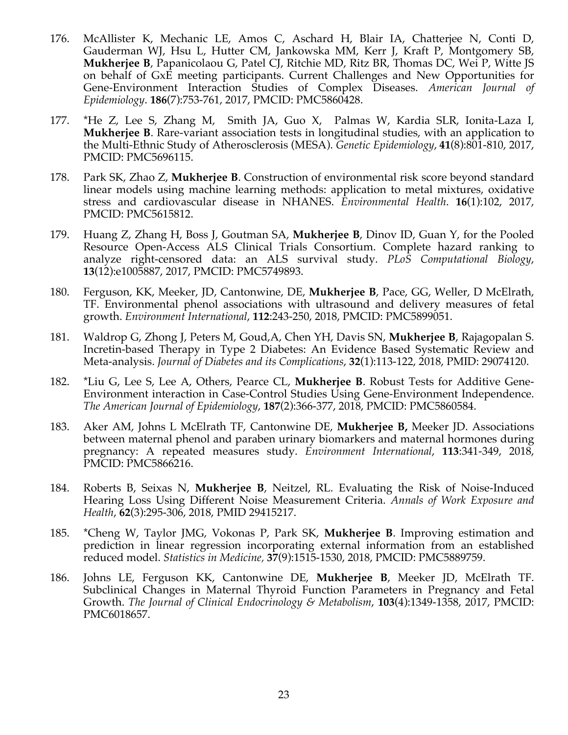176. McAllister K, Mechanic LE, Amos C, Aschard H, Blair IA, Chatterjee N, Conti D, Gauderman WJ, Hsu L, Hutter CM, Jankowska MM, Kerr J, Kraft P, Montgomery SB, **Mukherjee B**, Papanicolaou G, Patel CJ, Ritchie MD, Ritz BR, Thomas DC, Wei P, Witte JS on behalf of GxE meeting participants. Current Challenges and New Opportunities for Gene-Environment Interaction Studies of Complex Diseases. *American Journal of Epidemiology*. **186**(7):753-761, 2017, PMCID: PMC5860428.

177. *He Z, Lee S, Zhang M, Smith JA, Guo X, Palmas W, Kardia SLR, Ionita-Laza I, **Mukherjee B**. Rare-variant association tests in longitudinal studies, with an application to the Multi-Ethnic Study of Atherosclerosis (MESA). *Genetic Epidemiology*, **41**(8):801-810, 2017, PMCID: PMC5696115.

178. Park SK, Zhao Z, **Mukherjee B**. Construction of environmental risk score beyond standard linear models using machine learning methods: application to metal mixtures, oxidative stress and cardiovascular disease in NHANES. *Environmental Health*. **16**(1):102, 2017, PMCID: PMC5615812.

179. Huang Z, Zhang H, Boss J, Goutman SA, **Mukherjee B**, Dinov ID, Guan Y, for the Pooled Resource Open-Access ALS Clinical Trials Consortium. Complete hazard ranking to analyze right-censored data: an ALS survival study. *PLoS Computational Biology*, **13**(12):e1005887, 2017, PMCID: PMC5749893.

180. Ferguson, KK, Meeker, JD, Cantonwine, DE, **Mukherjee B**, Pace, GG, Weller, D McElrath, TF. Environmental phenol associations with ultrasound and delivery measures of fetal growth. *Environment International*, **112**:243-250, 2018, PMCID: PMC5899051.

181. Waldrop G, Zhong J, Peters M, Goud,A, Chen YH, Davis SN, **Mukherjee B**, Rajagopalan S. Incretin-based Therapy in Type 2 Diabetes: An Evidence Based Systematic Review and Meta-analysis. *Journal of Diabetes and its Complications*, **32**(1):113-122, 2018, PMID: 29074120.

182. *Liu G, Lee S, Lee A, Others, Pearce CL, **Mukherjee B**. Robust Tests for Additive Gene-Environment interaction in Case-Control Studies Using Gene-Environment Independence. *The American Journal of Epidemiology*, **187**(2):366-377, 2018, PMCID: PMC5860584.

183. Aker AM, Johns L McElrath TF, Cantonwine DE, **Mukherjee B,** Meeker JD. Associations between maternal phenol and paraben urinary biomarkers and maternal hormones during pregnancy: A repeated measures study. *Environment International*, **113**:341-349, 2018, PMCID: PMC5866216.

184. Roberts B, Seixas N, **Mukherjee B**, Neitzel, RL. Evaluating the Risk of Noise-Induced Hearing Loss Using Different Noise Measurement Criteria. *Annals of Work Exposure and Health*, **62**(3):295-306, 2018, PMID 29415217.

185. *Cheng W, Taylor JMG, Vokonas P, Park SK, **Mukherjee B**. Improving estimation and prediction in linear regression incorporating external information from an established reduced model. *Statistics in Medicine*, **37**(9):1515-1530, 2018, PMCID: PMC5889759.

186. Johns LE, Ferguson KK, Cantonwine DE, **Mukherjee B**, Meeker JD, McElrath TF. Subclinical Changes in Maternal Thyroid Function Parameters in Pregnancy and Fetal Growth. *The Journal of Clinical Endocrinology & Metabolism*, **103**(4):1349-1358, 2017, PMCID: PMC6018657.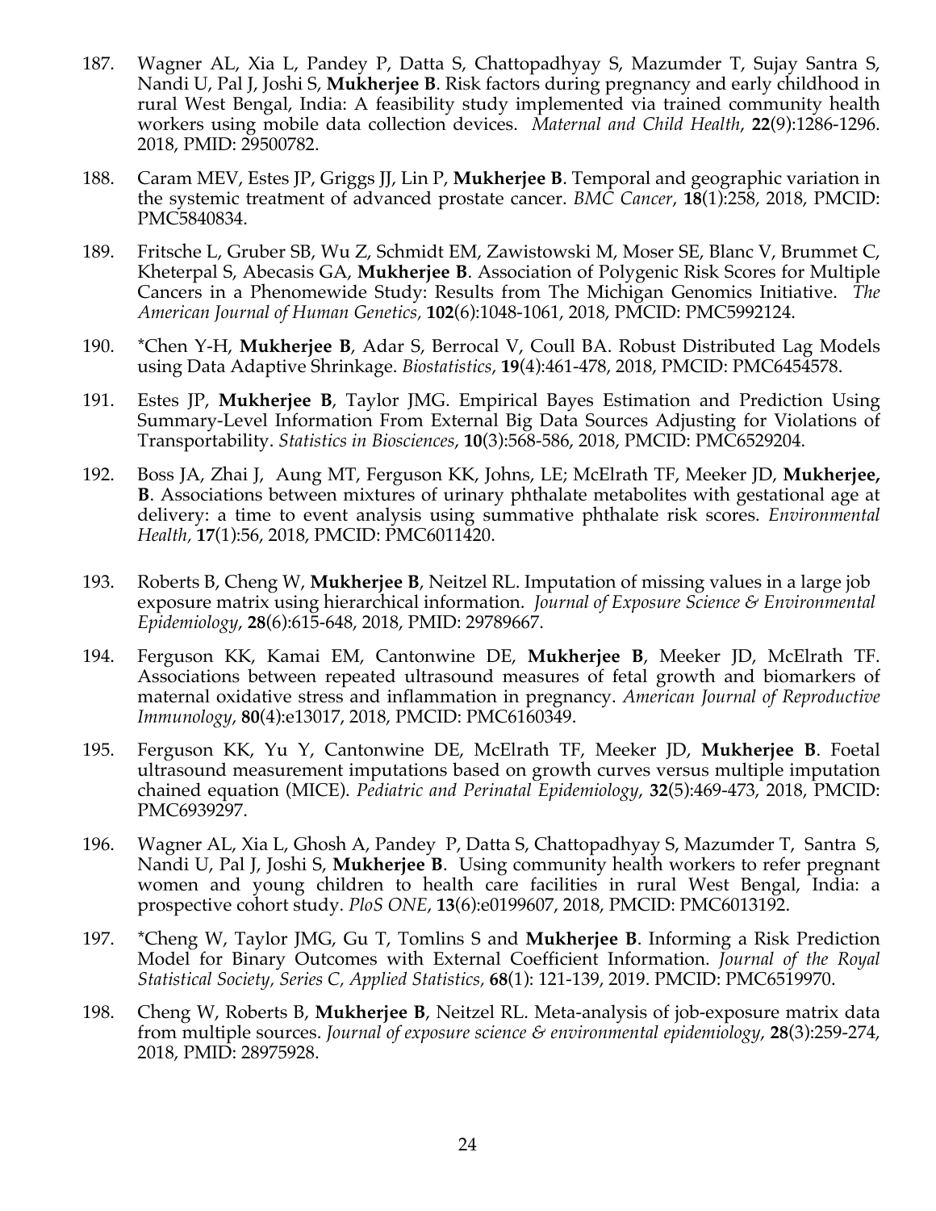187. Wagner AL, Xia L, Pandey P, Datta S, Chattopadhyay S, Mazumder T, Sujay Santra S, Nandi U, Pal J, Joshi S, **Mukherjee B**. Risk factors during pregnancy and early childhood in rural West Bengal, India: A feasibility study implemented via trained community health workers using mobile data collection devices. *Maternal and Child Health*, **22**(9):1286-1296. 2018, PMID: 29500782.

188. Caram MEV, Estes JP, Griggs JJ, Lin P, **Mukherjee B**. Temporal and geographic variation in the systemic treatment of advanced prostate cancer. *BMC Cancer*, **18**(1):258, 2018, PMCID: PMC5840834.

189. Fritsche L, Gruber SB, Wu Z, Schmidt EM, Zawistowski M, Moser SE, Blanc V, Brummet C, Kheterpal S, Abecasis GA, **Mukherjee B**. Association of Polygenic Risk Scores for Multiple Cancers in a Phenomewide Study: Results from The Michigan Genomics Initiative. *The American Journal of Human Genetics*, **102**(6):1048-1061, 2018, PMCID: PMC5992124.

190. *Chen Y-H, **Mukherjee B**, Adar S, Berrocal V, Coull BA. Robust Distributed Lag Models using Data Adaptive Shrinkage. *Biostatistics*, **19**(4):461-478, 2018, PMCID: PMC6454578.

191. Estes JP, **Mukherjee B**, Taylor JMG. Empirical Bayes Estimation and Prediction Using Summary-Level Information From External Big Data Sources Adjusting for Violations of Transportability. *Statistics in Biosciences*, **10**(3):568-586, 2018, PMCID: PMC6529204.

192. Boss JA, Zhai J, Aung MT, Ferguson KK, Johns, LE; McElrath TF, Meeker JD, **Mukherjee, B**. Associations between mixtures of urinary phthalate metabolites with gestational age at delivery: a time to event analysis using summative phthalate risk scores. *Environmental Health*, **17**(1):56, 2018, PMCID: PMC6011420.

193. Roberts B, Cheng W, **Mukherjee B**, Neitzel RL. Imputation of missing values in a large job exposure matrix using hierarchical information. *Journal of Exposure Science & Environmental Epidemiology*, **28**(6):615-648, 2018, PMID: 29789667.

194. Ferguson KK, Kamai EM, Cantonwine DE, **Mukherjee B**, Meeker JD, McElrath TF. Associations between repeated ultrasound measures of fetal growth and biomarkers of maternal oxidative stress and inflammation in pregnancy. *American Journal of Reproductive Immunology*, **80**(4):e13017, 2018, PMCID: PMC6160349.

195. Ferguson KK, Yu Y, Cantonwine DE, McElrath TF, Meeker JD, **Mukherjee B**. Foetal ultrasound measurement imputations based on growth curves versus multiple imputation chained equation (MICE). *Pediatric and Perinatal Epidemiology*, **32**(5):469-473, 2018, PMCID: PMC6939297.

196. Wagner AL, Xia L, Ghosh A, Pandey P, Datta S, Chattopadhyay S, Mazumder T, Santra S, Nandi U, Pal J, Joshi S, **Mukherjee B**. Using community health workers to refer pregnant women and young children to health care facilities in rural West Bengal, India: a prospective cohort study. *PloS ONE*, **13**(6):e0199607, 2018, PMCID: PMC6013192.

197. *Cheng W, Taylor JMG, Gu T, Tomlins S and **Mukherjee B**. Informing a Risk Prediction Model for Binary Outcomes with External Coefficient Information. *Journal of the Royal Statistical Society, Series C, Applied Statistics*, **68**(1): 121-139, 2019. PMCID: PMC6519970.

198. Cheng W, Roberts B, **Mukherjee B**, Neitzel RL. Meta-analysis of job-exposure matrix data from multiple sources. *Journal of exposure science & environmental epidemiology*, **28**(3):259-274, 2018, PMID: 28975928.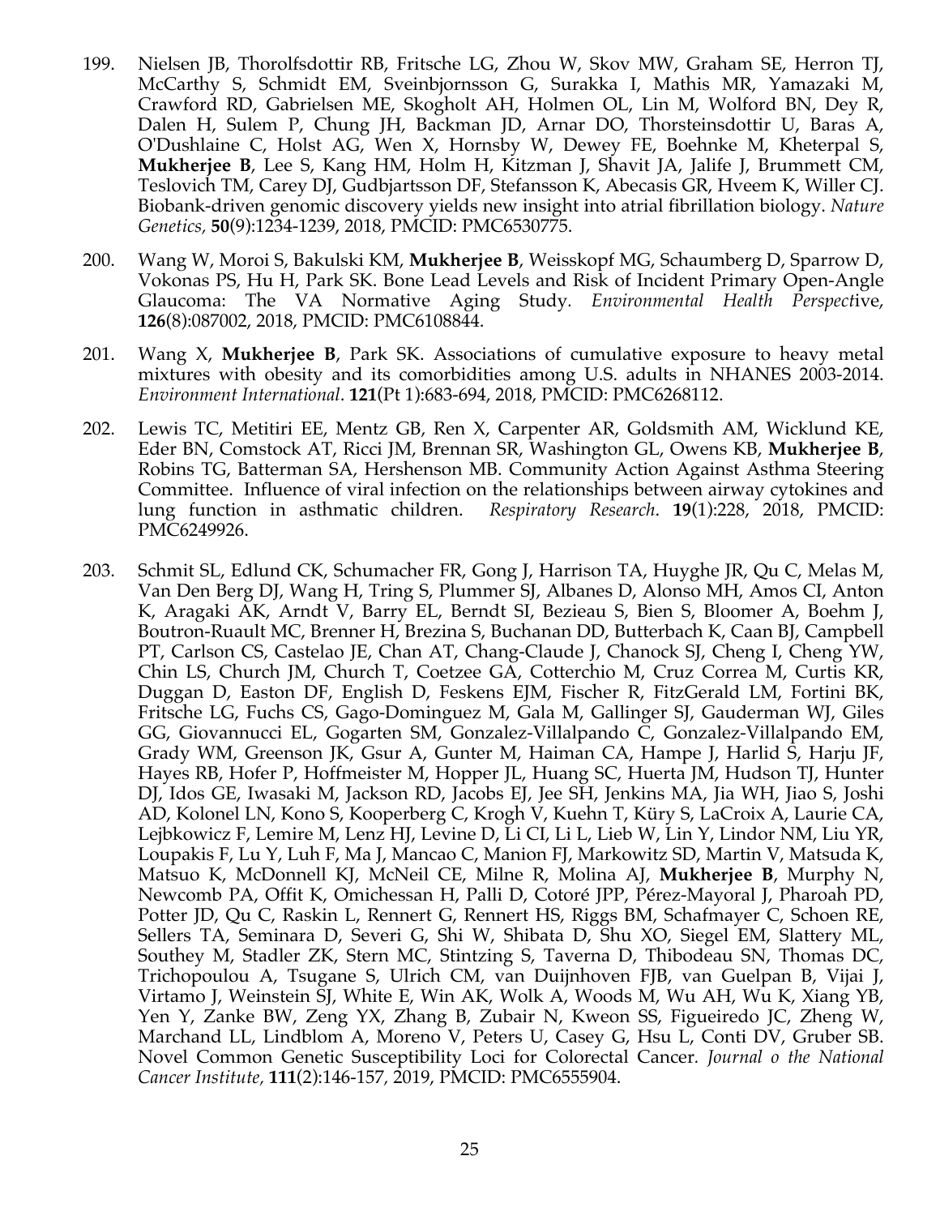199. Nielsen JB, Thorolfsdottir RB, Fritsche LG, Zhou W, Skov MW, Graham SE, Herron TJ, McCarthy S, Schmidt EM, Sveinbjornsson G, Surakka I, Mathis MR, Yamazaki M, Crawford RD, Gabrielsen ME, Skogholt AH, Holmen OL, Lin M, Wolford BN, Dey R, Dalen H, Sulem P, Chung JH, Backman JD, Arnar DO, Thorsteinsdottir U, Baras A, O'Dushlaine C, Holst AG, Wen X, Hornsby W, Dewey FE, Boehnke M, Kheterpal S, **Mukherjee B**, Lee S, Kang HM, Holm H, Kitzman J, Shavit JA, Jalife J, Brummett CM, Teslovich TM, Carey DJ, Gudbjartsson DF, Stefansson K, Abecasis GR, Hveem K, Willer CJ. Biobank-driven genomic discovery yields new insight into atrial fibrillation biology. *Nature Genetics*, **50**(9):1234-1239, 2018, PMCID: PMC6530775.

200. Wang W, Moroi S, Bakulski KM, **Mukherjee B**, Weisskopf MG, Schaumberg D, Sparrow D, Vokonas PS, Hu H, Park SK. Bone Lead Levels and Risk of Incident Primary Open-Angle Glaucoma: The VA Normative Aging Study. *Environmental Health Perspective*, **126**(8):087002, 2018, PMCID: PMC6108844.

201. Wang X, **Mukherjee B**, Park SK. Associations of cumulative exposure to heavy metal mixtures with obesity and its comorbidities among U.S. adults in NHANES 2003-2014. *Environment International*. **121**(Pt 1):683-694, 2018, PMCID: PMC6268112.

202. Lewis TC, Metitiri EE, Mentz GB, Ren X, Carpenter AR, Goldsmith AM, Wicklund KE, Eder BN, Comstock AT, Ricci JM, Brennan SR, Washington GL, Owens KB, **Mukherjee B**, Robins TG, Batterman SA, Hershenson MB. Community Action Against Asthma Steering Committee. Influence of viral infection on the relationships between airway cytokines and lung function in asthmatic children. *Respiratory Research*. **19**(1):228, 2018, PMCID: PMC6249926.

203. Schmit SL, Edlund CK, Schumacher FR, Gong J, Harrison TA, Huyghe JR, Qu C, Melas M, Van Den Berg DJ, Wang H, Tring S, Plummer SJ, Albanes D, Alonso MH, Amos CI, Anton K, Aragaki AK, Arndt V, Barry EL, Berndt SI, Bezieau S, Bien S, Bloomer A, Boehm J, Boutron-Ruault MC, Brenner H, Brezina S, Buchanan DD, Butterbach K, Caan BJ, Campbell PT, Carlson CS, Castelao JE, Chan AT, Chang-Claude J, Chanock SJ, Cheng I, Cheng YW, Chin LS, Church JM, Church T, Coetzee GA, Cotterchio M, Cruz Correa M, Curtis KR, Duggan D, Easton DF, English D, Feskens EJM, Fischer R, FitzGerald LM, Fortini BK, Fritsche LG, Fuchs CS, Gago-Dominguez M, Gala M, Gallinger SJ, Gauderman WJ, Giles GG, Giovannucci EL, Gogarten SM, Gonzalez-Villalpando C, Gonzalez-Villalpando EM, Grady WM, Greenson JK, Gsur A, Gunter M, Haiman CA, Hampe J, Harlid S, Harju JF, Hayes RB, Hofer P, Hoffmeister M, Hopper JL, Huang SC, Huerta JM, Hudson TJ, Hunter DJ, Idos GE, Iwasaki M, Jackson RD, Jacobs EJ, Jee SH, Jenkins MA, Jia WH, Jiao S, Joshi AD, Kolonel LN, Kono S, Kooperberg C, Krogh V, Kuehn T, Küry S, LaCroix A, Laurie CA, Lejbkowicz F, Lemire M, Lenz HJ, Levine D, Li CI, Li L, Lieb W, Lin Y, Lindor NM, Liu YR, Loupakis F, Lu Y, Luh F, Ma J, Mancao C, Manion FJ, Markowitz SD, Martin V, Matsuda K, Matsuo K, McDonnell KJ, McNeil CE, Milne R, Molina AJ, **Mukherjee B**, Murphy N, Newcomb PA, Offit K, Omichessan H, Palli D, Cotoré JPP, Pérez-Mayoral J, Pharoah PD, Potter JD, Qu C, Raskin L, Rennert G, Rennert HS, Riggs BM, Schafmayer C, Schoen RE, Sellers TA, Seminara D, Severi G, Shi W, Shibata D, Shu XO, Siegel EM, Slattery ML, Southey M, Stadler ZK, Stern MC, Stintzing S, Taverna D, Thibodeau SN, Thomas DC, Trichopoulou A, Tsugane S, Ulrich CM, van Duijnhoven FJB, van Guelpan B, Vijai J, Virtamo J, Weinstein SJ, White E, Win AK, Wolk A, Woods M, Wu AH, Wu K, Xiang YB, Yen Y, Zanke BW, Zeng YX, Zhang B, Zubair N, Kweon SS, Figueiredo JC, Zheng W, Marchand LL, Lindblom A, Moreno V, Peters U, Casey G, Hsu L, Conti DV, Gruber SB. Novel Common Genetic Susceptibility Loci for Colorectal Cancer. *Journal o the National Cancer Institute*, **111**(2):146-157, 2019, PMCID: PMC6555904.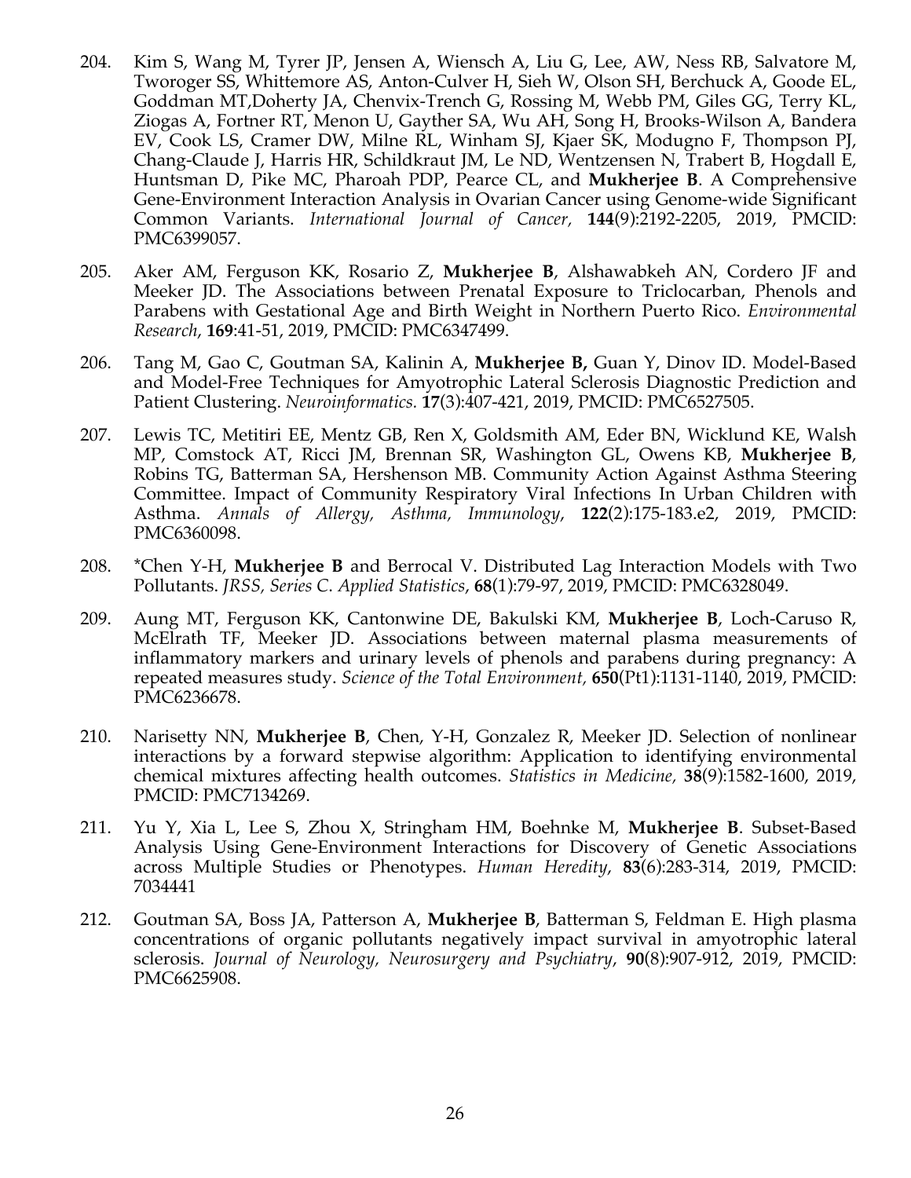204. Kim S, Wang M, Tyrer JP, Jensen A, Wiensch A, Liu G, Lee, AW, Ness RB, Salvatore M, Tworoger SS, Whittemore AS, Anton-Culver H, Sieh W, Olson SH, Berchuck A, Goode EL, Goddman MT,Doherty JA, Chenvix-Trench G, Rossing M, Webb PM, Giles GG, Terry KL, Ziogas A, Fortner RT, Menon U, Gayther SA, Wu AH, Song H, Brooks-Wilson A, Bandera EV, Cook LS, Cramer DW, Milne RL, Winham SJ, Kjaer SK, Modugno F, Thompson PJ, Chang-Claude J, Harris HR, Schildkraut JM, Le ND, Wentzensen N, Trabert B, Hogdall E, Huntsman D, Pike MC, Pharoah PDP, Pearce CL, and **Mukherjee B**. A Comprehensive Gene-Environment Interaction Analysis in Ovarian Cancer using Genome-wide Significant Common Variants. *International Journal of Cancer,* **144**(9):2192-2205, 2019, PMCID: PMC6399057.

205. Aker AM, Ferguson KK, Rosario Z, **Mukherjee B**, Alshawabkeh AN, Cordero JF and Meeker JD. The Associations between Prenatal Exposure to Triclocarban, Phenols and Parabens with Gestational Age and Birth Weight in Northern Puerto Rico. *Environmental Research*, **169**:41-51, 2019, PMCID: PMC6347499.

206. Tang M, Gao C, Goutman SA, Kalinin A, **Mukherjee B,** Guan Y, Dinov ID. Model-Based and Model-Free Techniques for Amyotrophic Lateral Sclerosis Diagnostic Prediction and Patient Clustering. *Neuroinformatics.* **17**(3):407-421, 2019, PMCID: PMC6527505.

207. Lewis TC, Metitiri EE, Mentz GB, Ren X, Goldsmith AM, Eder BN, Wicklund KE, Walsh MP, Comstock AT, Ricci JM, Brennan SR, Washington GL, Owens KB, **Mukherjee B**, Robins TG, Batterman SA, Hershenson MB. Community Action Against Asthma Steering Committee. Impact of Community Respiratory Viral Infections In Urban Children with Asthma. *Annals of Allergy, Asthma, Immunology*, **122**(2):175-183.e2, 2019, PMCID: PMC6360098.

208. *Chen Y-H, **Mukherjee B** and Berrocal V. Distributed Lag Interaction Models with Two Pollutants. *JRSS, Series C. Applied Statistics*, **68**(1):79-97, 2019, PMCID: PMC6328049.

209. Aung MT, Ferguson KK, Cantonwine DE, Bakulski KM, **Mukherjee B**, Loch-Caruso R, McElrath TF, Meeker JD. Associations between maternal plasma measurements of inflammatory markers and urinary levels of phenols and parabens during pregnancy: A repeated measures study. *Science of the Total Environment*, **650**(Pt1):1131-1140, 2019, PMCID: PMC6236678.

210. Narisetty NN, **Mukherjee B**, Chen, Y-H, Gonzalez R, Meeker JD. Selection of nonlinear interactions by a forward stepwise algorithm: Application to identifying environmental chemical mixtures affecting health outcomes. *Statistics in Medicine,* **38**(9):1582-1600, 2019, PMCID: PMC7134269.

211. Yu Y, Xia L, Lee S, Zhou X, Stringham HM, Boehnke M, **Mukherjee B**. Subset-Based Analysis Using Gene-Environment Interactions for Discovery of Genetic Associations across Multiple Studies or Phenotypes. *Human Heredity*, **83**(6):283-314, 2019, PMCID: 7034441

212. Goutman SA, Boss JA, Patterson A, **Mukherjee B**, Batterman S, Feldman E. High plasma concentrations of organic pollutants negatively impact survival in amyotrophic lateral sclerosis. *Journal of Neurology, Neurosurgery and Psychiatry*, **90**(8):907-912, 2019, PMCID: PMC6625908.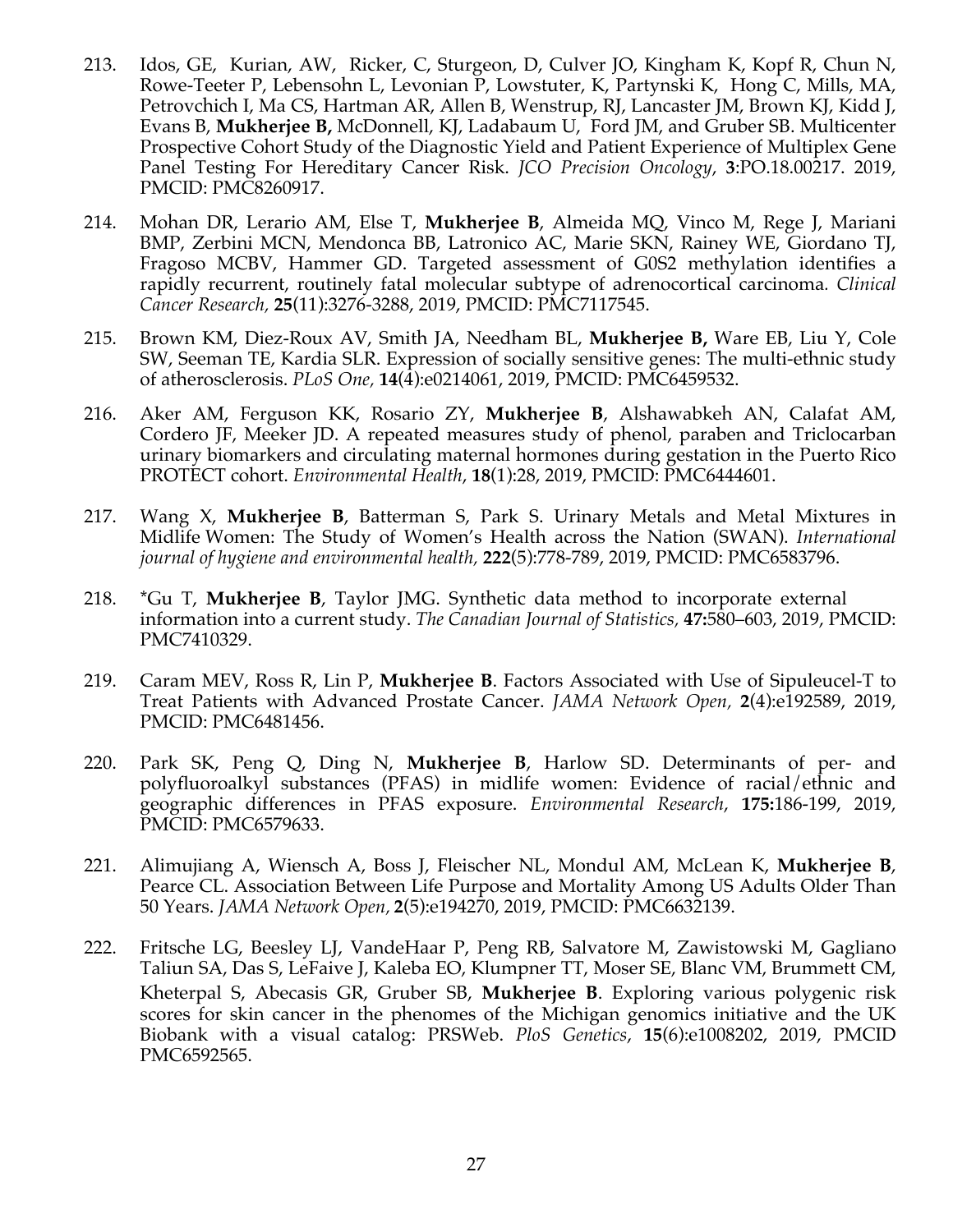213. Idos, GE, Kurian, AW, Ricker, C, Sturgeon, D, Culver JO, Kingham K, Kopf R, Chun N, Rowe-Teeter P, Lebensohn L, Levonian P, Lowstuter, K, Partynski K, Hong C, Mills, MA, Petrovchich I, Ma CS, Hartman AR, Allen B, Wenstrup, RJ, Lancaster JM, Brown KJ, Kidd J, Evans B, **Mukherjee B,** McDonnell, KJ, Ladabaum U, Ford JM, and Gruber SB. Multicenter Prospective Cohort Study of the Diagnostic Yield and Patient Experience of Multiplex Gene Panel Testing For Hereditary Cancer Risk. *JCO Precision Oncology*, **3**:PO.18.00217. 2019, PMCID: PMC8260917.

214. Mohan DR, Lerario AM, Else T, **Mukherjee B**, Almeida MQ, Vinco M, Rege J, Mariani BMP, Zerbini MCN, Mendonca BB, Latronico AC, Marie SKN, Rainey WE, Giordano TJ, Fragoso MCBV, Hammer GD. Targeted assessment of G0S2 methylation identifies a rapidly recurrent, routinely fatal molecular subtype of adrenocortical carcinoma. *Clinical Cancer Research*, **25**(11):3276-3288, 2019, PMCID: PMC7117545.

215. Brown KM, Diez-Roux AV, Smith JA, Needham BL, **Mukherjee B,** Ware EB, Liu Y, Cole SW, Seeman TE, Kardia SLR. Expression of socially sensitive genes: The multi-ethnic study of atherosclerosis. *PLoS One,* **14**(4):e0214061, 2019, PMCID: PMC6459532.

216. Aker AM, Ferguson KK, Rosario ZY, **Mukherjee B**, Alshawabkeh AN, Calafat AM, Cordero JF, Meeker JD. A repeated measures study of phenol, paraben and Triclocarban urinary biomarkers and circulating maternal hormones during gestation in the Puerto Rico PROTECT cohort. *Environmental Health*, **18**(1):28, 2019, PMCID: PMC6444601.

217. Wang X, **Mukherjee B**, Batterman S, Park S. Urinary Metals and Metal Mixtures in Midlife Women: The Study of Women's Health across the Nation (SWAN). *International journal of hygiene and environmental health,* **222**(5):778-789, 2019, PMCID: PMC6583796.

218. *Gu T, **Mukherjee B**, Taylor JMG. Synthetic data method to incorporate external information into a current study. *The Canadian Journal of Statistics,* **47:**580–603, 2019, PMCID: PMC7410329.

219. Caram MEV, Ross R, Lin P, **Mukherjee B**. Factors Associated with Use of Sipuleucel-T to Treat Patients with Advanced Prostate Cancer. *JAMA Network Open,* **2**(4):e192589, 2019, PMCID: PMC6481456.

220. Park SK, Peng Q, Ding N, **Mukherjee B**, Harlow SD. Determinants of per- and polyfluoroalkyl substances (PFAS) in midlife women: Evidence of racial/ethnic and geographic differences in PFAS exposure. *Environmental Research*, **175:**186-199, 2019, PMCID: PMC6579633.

221. Alimujiang A, Wiensch A, Boss J, Fleischer NL, Mondul AM, McLean K, **Mukherjee B**, Pearce CL. Association Between Life Purpose and Mortality Among US Adults Older Than 50 Years. *JAMA Network Open,* **2**(5):e194270, 2019, PMCID: PMC6632139.

222. Fritsche LG, Beesley LJ, VandeHaar P, Peng RB, Salvatore M, Zawistowski M, Gagliano Taliun SA, Das S, LeFaive J, Kaleba EO, Klumpner TT, Moser SE, Blanc VM, Brummett CM, Kheterpal S, Abecasis GR, Gruber SB, **Mukherjee B**. Exploring various polygenic risk scores for skin cancer in the phenomes of the Michigan genomics initiative and the UK Biobank with a visual catalog: PRSWeb. *PloS Genetics*, **15**(6):e1008202, 2019, PMCID PMC6592565.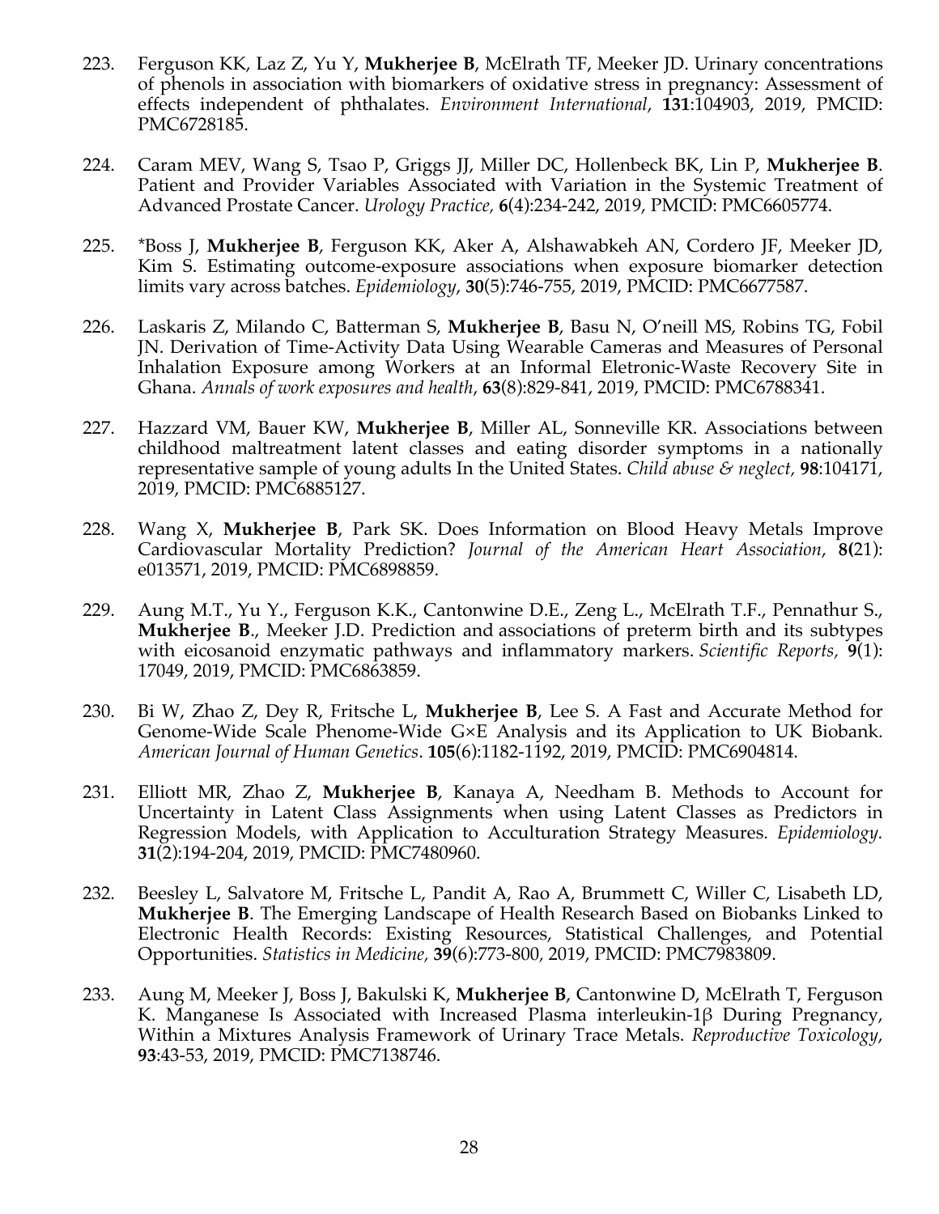223. Ferguson KK, Laz Z, Yu Y, **Mukherjee B**, McElrath TF, Meeker JD. Urinary concentrations of phenols in association with biomarkers of oxidative stress in pregnancy: Assessment of effects independent of phthalates. *Environment International*, **131**:104903, 2019, PMCID: PMC6728185.

224. Caram MEV, Wang S, Tsao P, Griggs JJ, Miller DC, Hollenbeck BK, Lin P, **Mukherjee B**. Patient and Provider Variables Associated with Variation in the Systemic Treatment of Advanced Prostate Cancer. *Urology Practice,* **6**(4):234-242, 2019, PMCID: PMC6605774.

225. *Boss J, **Mukherjee B**, Ferguson KK, Aker A, Alshawabkeh AN, Cordero JF, Meeker JD, Kim S. Estimating outcome-exposure associations when exposure biomarker detection limits vary across batches. *Epidemiology*, **30**(5):746-755, 2019, PMCID: PMC6677587.

226. Laskaris Z, Milando C, Batterman S, **Mukherjee B**, Basu N, O'neill MS, Robins TG, Fobil JN. Derivation of Time-Activity Data Using Wearable Cameras and Measures of Personal Inhalation Exposure among Workers at an Informal Eletronic-Waste Recovery Site in Ghana. *Annals of work exposures and health*, **63**(8):829-841, 2019, PMCID: PMC6788341.

227. Hazzard VM, Bauer KW, **Mukherjee B**, Miller AL, Sonneville KR. Associations between childhood maltreatment latent classes and eating disorder symptoms in a nationally representative sample of young adults In the United States. *Child abuse & neglect,* **98**:104171, 2019, PMCID: PMC6885127.

228. Wang X, **Mukherjee B**, Park SK. Does Information on Blood Heavy Metals Improve Cardiovascular Mortality Prediction? *Journal of the American Heart Association*, **8(**21): e013571, 2019, PMCID: PMC6898859.

229. Aung M.T., Yu Y., Ferguson K.K., Cantonwine D.E., Zeng L., McElrath T.F., Pennathur S., **Mukherjee B**., Meeker J.D. Prediction and associations of preterm birth and its subtypes with eicosanoid enzymatic pathways and inflammatory markers. *Scientific Reports,* **9**(1): 17049, 2019, PMCID: PMC6863859.

230. Bi W, Zhao Z, Dey R, Fritsche L, **Mukherjee B**, Lee S. A Fast and Accurate Method for Genome-Wide Scale Phenome-Wide G×E Analysis and its Application to UK Biobank. *American Journal of Human Genetics*. **105**(6):1182-1192, 2019, PMCID: PMC6904814.

231. Elliott MR, Zhao Z, **Mukherjee B**, Kanaya A, Needham B. Methods to Account for Uncertainty in Latent Class Assignments when using Latent Classes as Predictors in Regression Models, with Application to Acculturation Strategy Measures. *Epidemiology*. **31**(2):194-204, 2019, PMCID: PMC7480960.

232. Beesley L, Salvatore M, Fritsche L, Pandit A, Rao A, Brummett C, Willer C, Lisabeth LD, **Mukherjee B**. The Emerging Landscape of Health Research Based on Biobanks Linked to Electronic Health Records: Existing Resources, Statistical Challenges, and Potential Opportunities. *Statistics in Medicine,* **39**(6):773-800, 2019, PMCID: PMC7983809.

233. Aung M, Meeker J, Boss J, Bakulski K, **Mukherjee B**, Cantonwine D, McElrath T, Ferguson K. Manganese Is Associated with Increased Plasma interleukin-1β During Pregnancy, Within a Mixtures Analysis Framework of Urinary Trace Metals. *Reproductive Toxicology*, **93**:43-53, 2019, PMCID: PMC7138746.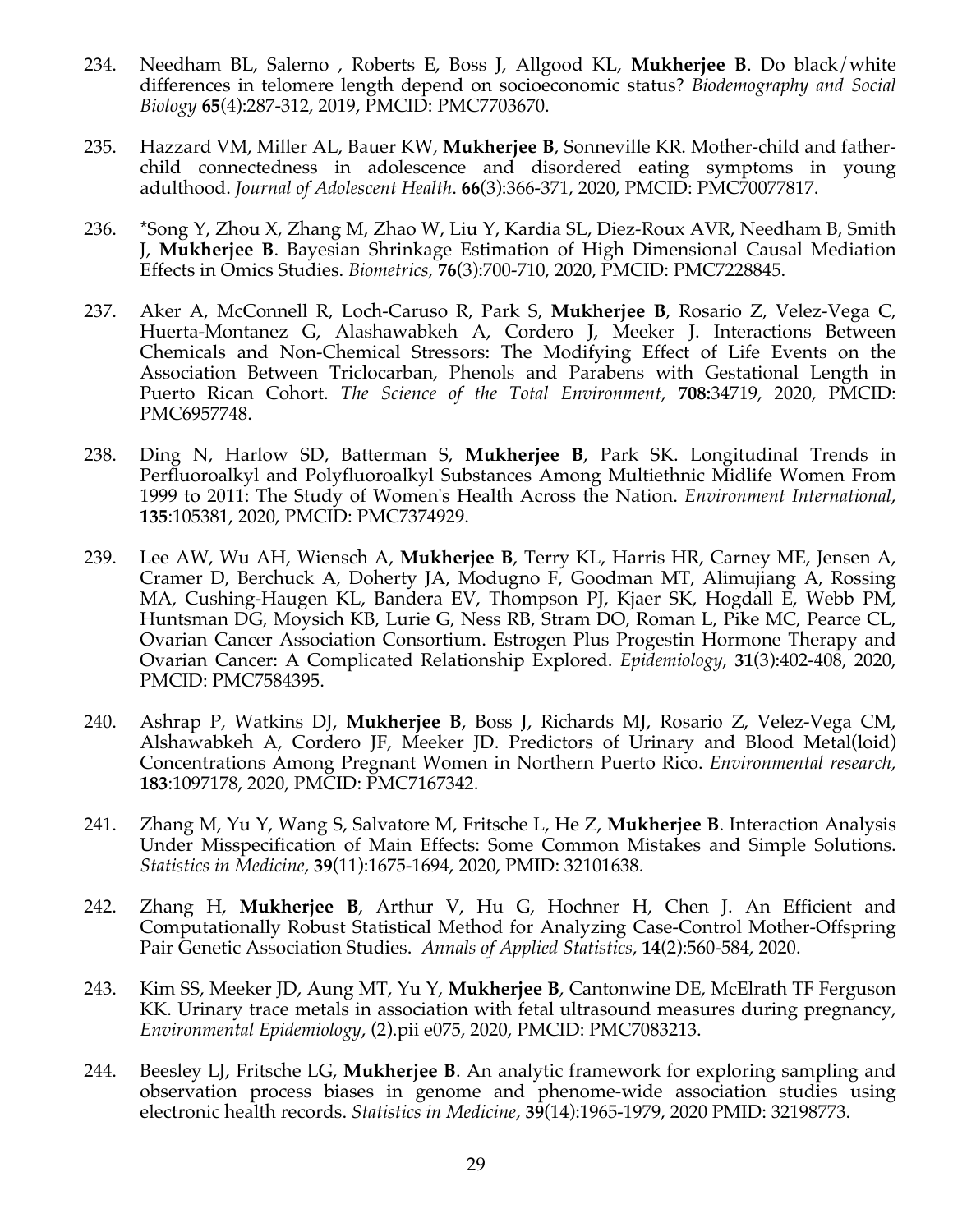234. Needham BL, Salerno , Roberts E, Boss J, Allgood KL, **Mukherjee B**. Do black/white differences in telomere length depend on socioeconomic status? *Biodemography and Social Biology* **65**(4):287-312, 2019, PMCID: PMC7703670.

235. Hazzard VM, Miller AL, Bauer KW, **Mukherjee B**, Sonneville KR. Mother-child and father-child connectedness in adolescence and disordered eating symptoms in young adulthood. *Journal of Adolescent Health*. **66**(3):366-371, 2020, PMCID: PMC70077817.

236. *Song Y, Zhou X, Zhang M, Zhao W, Liu Y, Kardia SL, Diez-Roux AVR, Needham B, Smith J, **Mukherjee B**. Bayesian Shrinkage Estimation of High Dimensional Causal Mediation Effects in Omics Studies. *Biometrics*, **76**(3):700-710, 2020, PMCID: PMC7228845.

237. Aker A, McConnell R, Loch-Caruso R, Park S, **Mukherjee B**, Rosario Z, Velez-Vega C, Huerta-Montanez G, Alashawabkeh A, Cordero J, Meeker J. Interactions Between Chemicals and Non-Chemical Stressors: The Modifying Effect of Life Events on the Association Between Triclocarban, Phenols and Parabens with Gestational Length in Puerto Rican Cohort. *The Science of the Total Environment*, **708:**34719, 2020, PMCID: PMC6957748.

238. Ding N, Harlow SD, Batterman S, **Mukherjee B**, Park SK. Longitudinal Trends in Perfluoroalkyl and Polyfluoroalkyl Substances Among Multiethnic Midlife Women From 1999 to 2011: The Study of Women's Health Across the Nation. *Environment International*, **135**:105381, 2020, PMCID: PMC7374929.

239. Lee AW, Wu AH, Wiensch A, **Mukherjee B**, Terry KL, Harris HR, Carney ME, Jensen A, Cramer D, Berchuck A, Doherty JA, Modugno F, Goodman MT, Alimujiang A, Rossing MA, Cushing-Haugen KL, Bandera EV, Thompson PJ, Kjaer SK, Hogdall E, Webb PM, Huntsman DG, Moysich KB, Lurie G, Ness RB, Stram DO, Roman L, Pike MC, Pearce CL, Ovarian Cancer Association Consortium. Estrogen Plus Progestin Hormone Therapy and Ovarian Cancer: A Complicated Relationship Explored. *Epidemiology*, **31**(3):402-408, 2020, PMCID: PMC7584395.

240. Ashrap P, Watkins DJ, **Mukherjee B**, Boss J, Richards MJ, Rosario Z, Velez-Vega CM, Alshawabkeh A, Cordero JF, Meeker JD. Predictors of Urinary and Blood Metal(loid) Concentrations Among Pregnant Women in Northern Puerto Rico. *Environmental research*, **183**:1097178, 2020, PMCID: PMC7167342.

241. Zhang M, Yu Y, Wang S, Salvatore M, Fritsche L, He Z, **Mukherjee B**. Interaction Analysis Under Misspecification of Main Effects: Some Common Mistakes and Simple Solutions. *Statistics in Medicine*, **39**(11):1675-1694, 2020, PMID: 32101638.

242. Zhang H, **Mukherjee B**, Arthur V, Hu G, Hochner H, Chen J. An Efficient and Computationally Robust Statistical Method for Analyzing Case-Control Mother-Offspring Pair Genetic Association Studies. *Annals of Applied Statistics*, **14**(2):560-584, 2020.

243. Kim SS, Meeker JD, Aung MT, Yu Y, **Mukherjee B**, Cantonwine DE, McElrath TF Ferguson KK. Urinary trace metals in association with fetal ultrasound measures during pregnancy, *Environmental Epidemiology*, (2).pii e075, 2020, PMCID: PMC7083213.

244. Beesley LJ, Fritsche LG, **Mukherjee B**. An analytic framework for exploring sampling and observation process biases in genome and phenome-wide association studies using electronic health records. *Statistics in Medicine*, **39**(14):1965-1979, 2020 PMID: 32198773.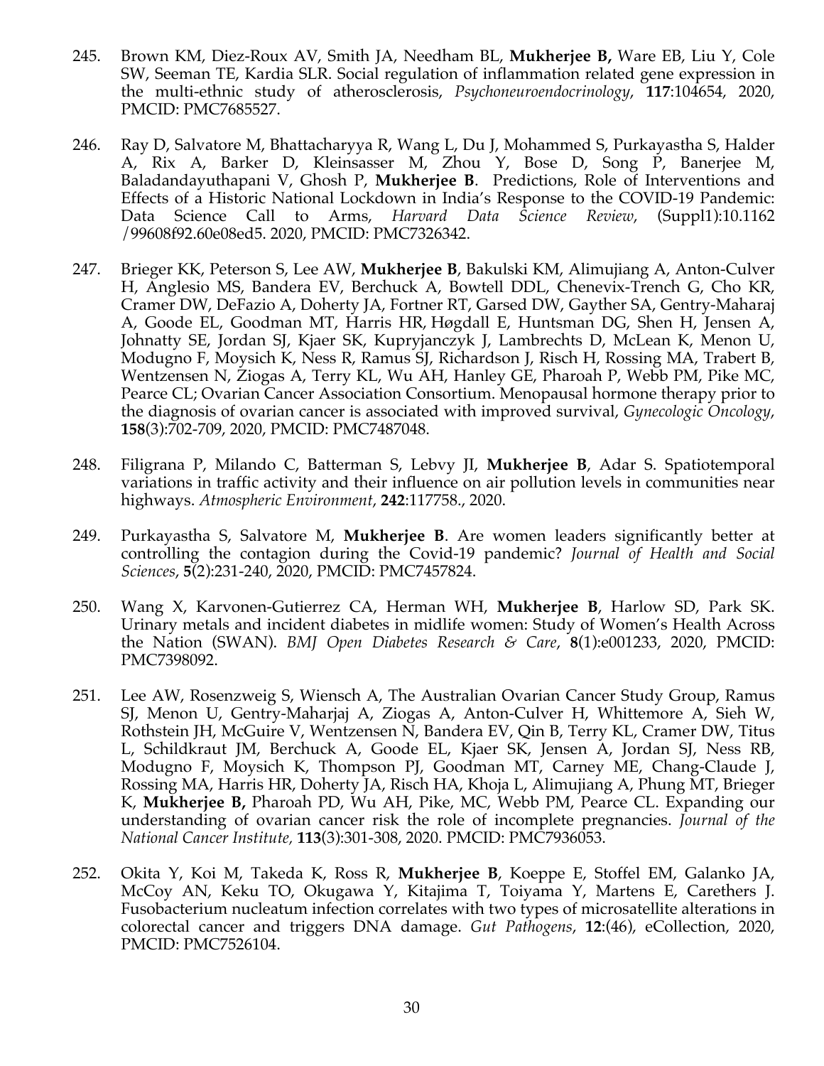245. Brown KM, Diez-Roux AV, Smith JA, Needham BL, **Mukherjee B,** Ware EB, Liu Y, Cole SW, Seeman TE, Kardia SLR. Social regulation of inflammation related gene expression in the multi-ethnic study of atherosclerosis, *Psychoneuroendocrinology*, **117**:104654, 2020, PMCID: PMC7685527.

246. Ray D, Salvatore M, Bhattacharyya R, Wang L, Du J, Mohammed S, Purkayastha S, Halder A, Rix A, Barker D, Kleinsasser M, Zhou Y, Bose D, Song P, Banerjee M, Baladandayuthapani V, Ghosh P, **Mukherjee B**. Predictions, Role of Interventions and Effects of a Historic National Lockdown in India's Response to the COVID-19 Pandemic: Data Science Call to Arms, *Harvard Data Science Review*, (Suppl1):10.1162 /99608f92.60e08ed5. 2020, PMCID: PMC7326342.

247. Brieger KK, Peterson S, Lee AW, **Mukherjee B**, Bakulski KM, Alimujiang A, Anton-Culver H, Anglesio MS, Bandera EV, Berchuck A, Bowtell DDL, Chenevix-Trench G, Cho KR, Cramer DW, DeFazio A, Doherty JA, Fortner RT, Garsed DW, Gayther SA, Gentry-Maharaj A, Goode EL, Goodman MT, Harris HR, Høgdall E, Huntsman DG, Shen H, Jensen A, Johnatty SE, Jordan SJ, Kjaer SK, Kupryjanczyk J, Lambrechts D, McLean K, Menon U, Modugno F, Moysich K, Ness R, Ramus SJ, Richardson J, Risch H, Rossing MA, Trabert B, Wentzensen N, Ziogas A, Terry KL, Wu AH, Hanley GE, Pharoah P, Webb PM, Pike MC, Pearce CL; Ovarian Cancer Association Consortium. Menopausal hormone therapy prior to the diagnosis of ovarian cancer is associated with improved survival, *Gynecologic Oncology*, **158**(3):702-709, 2020, PMCID: PMC7487048.

248. Filigrana P, Milando C, Batterman S, Lebvy JI, **Mukherjee B**, Adar S. Spatiotemporal variations in traffic activity and their influence on air pollution levels in communities near highways. *Atmospheric Environment*, **242**:117758., 2020.

249. Purkayastha S, Salvatore M, **Mukherjee B**. Are women leaders significantly better at controlling the contagion during the Covid-19 pandemic? *Journal of Health and Social Sciences*, **5**(2):231-240, 2020, PMCID: PMC7457824.

250. Wang X, Karvonen-Gutierrez CA, Herman WH, **Mukherjee B**, Harlow SD, Park SK. Urinary metals and incident diabetes in midlife women: Study of Women's Health Across the Nation (SWAN). *BMJ Open Diabetes Research & Care*, **8**(1):e001233, 2020, PMCID: PMC7398092.

251. Lee AW, Rosenzweig S, Wiensch A, The Australian Ovarian Cancer Study Group, Ramus SJ, Menon U, Gentry-Maharjaj A, Ziogas A, Anton-Culver H, Whittemore A, Sieh W, Rothstein JH, McGuire V, Wentzensen N, Bandera EV, Qin B, Terry KL, Cramer DW, Titus L, Schildkraut JM, Berchuck A, Goode EL, Kjaer SK, Jensen A, Jordan SJ, Ness RB, Modugno F, Moysich K, Thompson PJ, Goodman MT, Carney ME, Chang-Claude J, Rossing MA, Harris HR, Doherty JA, Risch HA, Khoja L, Alimujiang A, Phung MT, Brieger K, **Mukherjee B,** Pharoah PD, Wu AH, Pike, MC, Webb PM, Pearce CL. Expanding our understanding of ovarian cancer risk the role of incomplete pregnancies. *Journal of the National Cancer Institute,* **113**(3):301-308, 2020. PMCID: PMC7936053.

252. Okita Y, Koi M, Takeda K, Ross R, **Mukherjee B**, Koeppe E, Stoffel EM, Galanko JA, McCoy AN, Keku TO, Okugawa Y, Kitajima T, Toiyama Y, Martens E, Carethers J. Fusobacterium nucleatum infection correlates with two types of microsatellite alterations in colorectal cancer and triggers DNA damage. *Gut Pathogens*, **12**:(46), eCollection, 2020, PMCID: PMC7526104.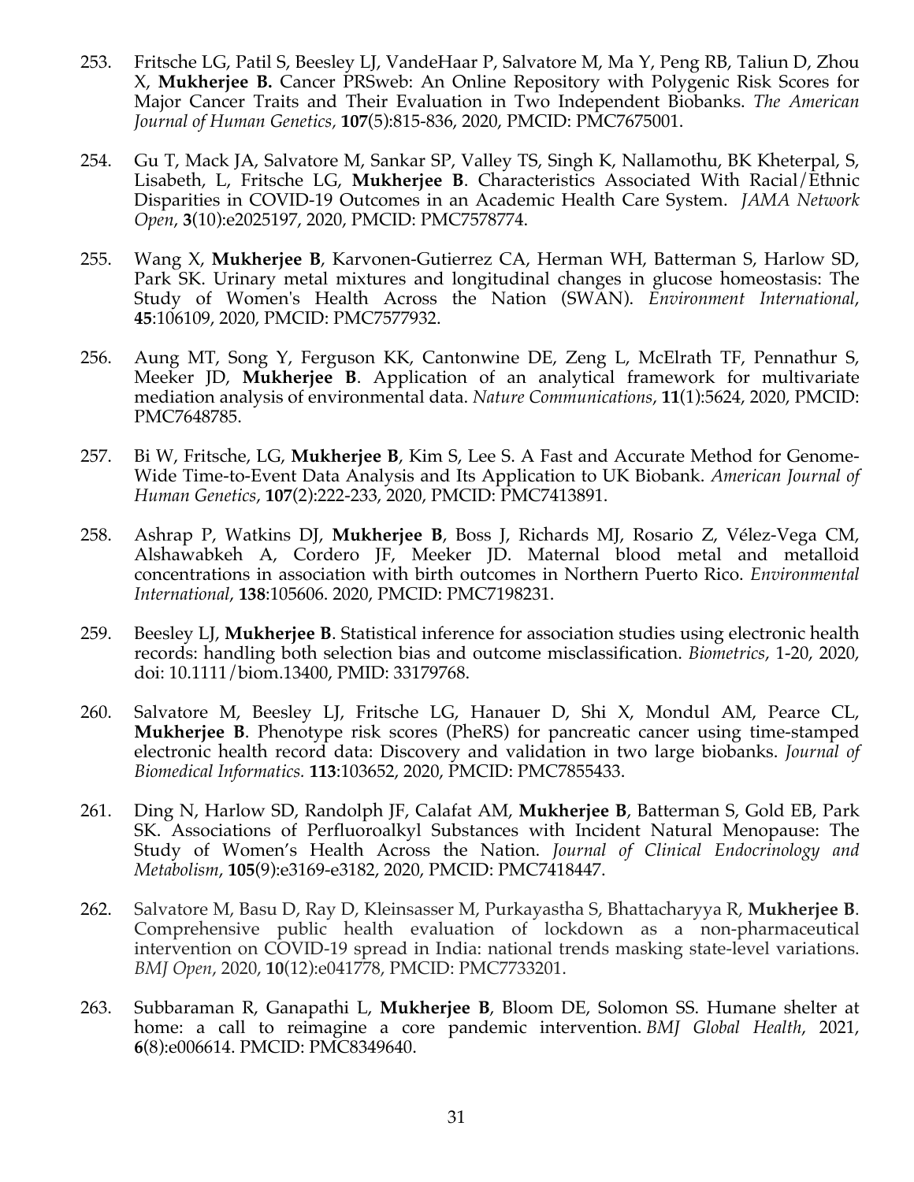253. Fritsche LG, Patil S, Beesley LJ, VandeHaar P, Salvatore M, Ma Y, Peng RB, Taliun D, Zhou X, **Mukherjee B.** Cancer PRSweb: An Online Repository with Polygenic Risk Scores for Major Cancer Traits and Their Evaluation in Two Independent Biobanks. *The American Journal of Human Genetics*, **107**(5):815-836, 2020, PMCID: PMC7675001.

254. Gu T, Mack JA, Salvatore M, Sankar SP, Valley TS, Singh K, Nallamothu, BK Kheterpal, S, Lisabeth, L, Fritsche LG, **Mukherjee B**. Characteristics Associated With Racial/Ethnic Disparities in COVID-19 Outcomes in an Academic Health Care System. *JAMA Network Open*, **3**(10):e2025197, 2020, PMCID: PMC7578774.

255. Wang X, **Mukherjee B**, Karvonen-Gutierrez CA, Herman WH, Batterman S, Harlow SD, Park SK. Urinary metal mixtures and longitudinal changes in glucose homeostasis: The Study of Women's Health Across the Nation (SWAN). *Environment International*, **45**:106109, 2020, PMCID: PMC7577932.

256. Aung MT, Song Y, Ferguson KK, Cantonwine DE, Zeng L, McElrath TF, Pennathur S, Meeker JD, **Mukherjee B**. Application of an analytical framework for multivariate mediation analysis of environmental data. *Nature Communications*, **11**(1):5624, 2020, PMCID: PMC7648785.

257. Bi W, Fritsche, LG, **Mukherjee B**, Kim S, Lee S. A Fast and Accurate Method for Genome-Wide Time-to-Event Data Analysis and Its Application to UK Biobank. *American Journal of Human Genetics*, **107**(2):222-233, 2020, PMCID: PMC7413891.

258. Ashrap P, Watkins DJ, **Mukherjee B**, Boss J, Richards MJ, Rosario Z, Vélez-Vega CM, Alshawabkeh A, Cordero JF, Meeker JD. Maternal blood metal and metalloid concentrations in association with birth outcomes in Northern Puerto Rico. *Environmental International*, **138**:105606. 2020, PMCID: PMC7198231.

259. Beesley LJ, **Mukherjee B**. Statistical inference for association studies using electronic health records: handling both selection bias and outcome misclassification. *Biometrics*, 1-20, 2020, doi: 10.1111/biom.13400, PMID: 33179768.

260. Salvatore M, Beesley LJ, Fritsche LG, Hanauer D, Shi X, Mondul AM, Pearce CL, **Mukherjee B**. Phenotype risk scores (PheRS) for pancreatic cancer using time-stamped electronic health record data: Discovery and validation in two large biobanks. *Journal of Biomedical Informatics.* **113**:103652, 2020, PMCID: PMC7855433.

261. Ding N, Harlow SD, Randolph JF, Calafat AM, **Mukherjee B**, Batterman S, Gold EB, Park SK. Associations of Perfluoroalkyl Substances with Incident Natural Menopause: The Study of Women's Health Across the Nation. *Journal of Clinical Endocrinology and Metabolism*, **105**(9):e3169-e3182, 2020, PMCID: PMC7418447.

262. Salvatore M, Basu D, Ray D, Kleinsasser M, Purkayastha S, Bhattacharyya R, **Mukherjee B**. Comprehensive public health evaluation of lockdown as a non-pharmaceutical intervention on COVID-19 spread in India: national trends masking state-level variations. *BMJ Open*, 2020, **10**(12):e041778, PMCID: PMC7733201.

263. Subbaraman R, Ganapathi L, **Mukherjee B**, Bloom DE, Solomon SS. Humane shelter at home: a call to reimagine a core pandemic intervention. *BMJ Global Health*, 2021, **6**(8):e006614. PMCID: PMC8349640.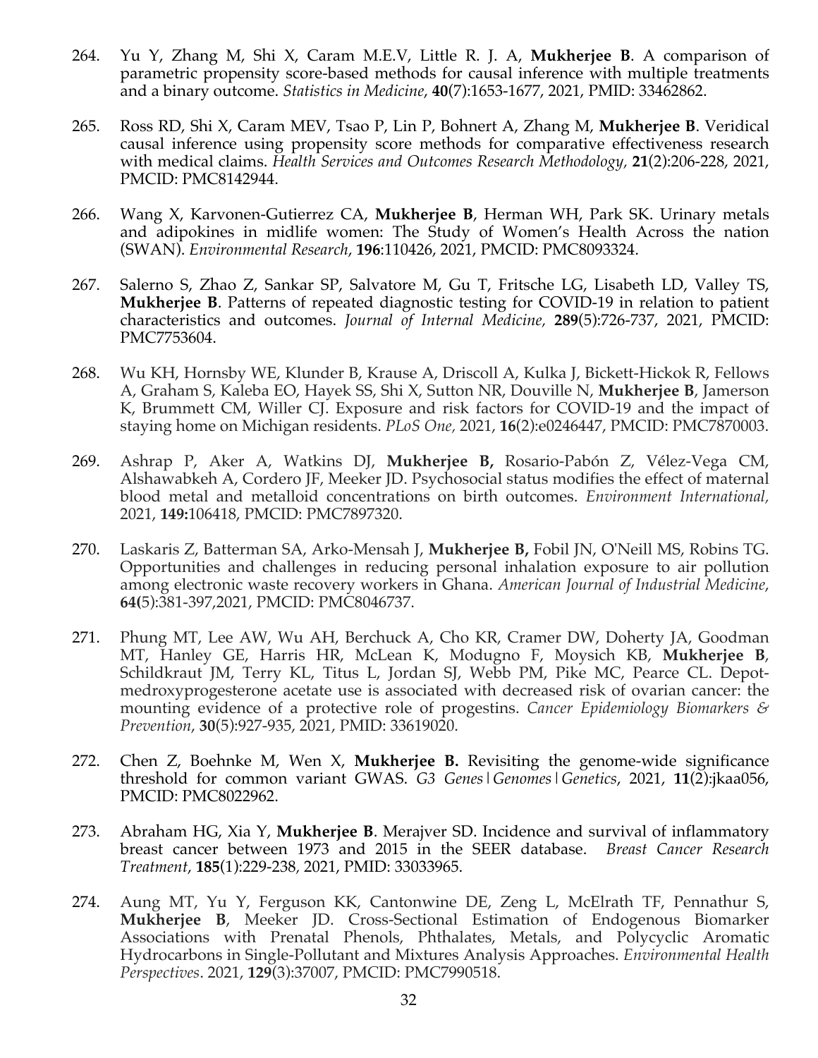264. Yu Y, Zhang M, Shi X, Caram M.E.V, Little R. J. A, **Mukherjee B**. A comparison of parametric propensity score-based methods for causal inference with multiple treatments and a binary outcome. *Statistics in Medicine*, **40**(7):1653-1677, 2021, PMID: 33462862.

265. Ross RD, Shi X, Caram MEV, Tsao P, Lin P, Bohnert A, Zhang M, **Mukherjee B**. Veridical causal inference using propensity score methods for comparative effectiveness research with medical claims. *Health Services and Outcomes Research Methodology*, **21**(2):206-228, 2021, PMCID: PMC8142944.

266. Wang X, Karvonen-Gutierrez CA, **Mukherjee B**, Herman WH, Park SK. Urinary metals and adipokines in midlife women: The Study of Women's Health Across the nation (SWAN). *Environmental Research*, **196**:110426, 2021, PMCID: PMC8093324.

267. Salerno S, Zhao Z, Sankar SP, Salvatore M, Gu T, Fritsche LG, Lisabeth LD, Valley TS, **Mukherjee B**. Patterns of repeated diagnostic testing for COVID-19 in relation to patient characteristics and outcomes. *Journal of Internal Medicine*, **289**(5):726-737, 2021, PMCID: PMC7753604.

268. Wu KH, Hornsby WE, Klunder B, Krause A, Driscoll A, Kulka J, Bickett-Hickok R, Fellows A, Graham S, Kaleba EO, Hayek SS, Shi X, Sutton NR, Douville N, **Mukherjee B**, Jamerson K, Brummett CM, Willer CJ. Exposure and risk factors for COVID-19 and the impact of staying home on Michigan residents. *PLoS One*, 2021, **16**(2):e0246447, PMCID: PMC7870003.

269. Ashrap P, Aker A, Watkins DJ, **Mukherjee B,** Rosario-Pabón Z, Vélez-Vega CM, Alshawabkeh A, Cordero JF, Meeker JD. Psychosocial status modifies the effect of maternal blood metal and metalloid concentrations on birth outcomes. *Environment International*, 2021, **149:**106418, PMCID: PMC7897320.

270. Laskaris Z, Batterman SA, Arko-Mensah J, **Mukherjee B,** Fobil JN, O'Neill MS, Robins TG. Opportunities and challenges in reducing personal inhalation exposure to air pollution among electronic waste recovery workers in Ghana. *American Journal of Industrial Medicine*, **64(**5):381-397,2021, PMCID: PMC8046737.

271. Phung MT, Lee AW, Wu AH, Berchuck A, Cho KR, Cramer DW, Doherty JA, Goodman MT, Hanley GE, Harris HR, McLean K, Modugno F, Moysich KB, **Mukherjee B**, Schildkraut JM, Terry KL, Titus L, Jordan SJ, Webb PM, Pike MC, Pearce CL. Depot-medroxyprogesterone acetate use is associated with decreased risk of ovarian cancer: the mounting evidence of a protective role of progestins. *Cancer Epidemiology Biomarkers & Prevention*, **30**(5):927-935, 2021, PMID: 33619020.

272. Chen Z, Boehnke M, Wen X, **Mukherjee B.** Revisiting the genome-wide significance threshold for common variant GWAS. *G3 Genes|Genomes|Genetics*, 2021, **11**(2):jkaa056, PMCID: PMC8022962.

273. Abraham HG, Xia Y, **Mukherjee B**. Merajver SD. Incidence and survival of inflammatory breast cancer between 1973 and 2015 in the SEER database. *Breast Cancer Research Treatment*, **185**(1):229-238, 2021, PMID: 33033965.

274. Aung MT, Yu Y, Ferguson KK, Cantonwine DE, Zeng L, McElrath TF, Pennathur S, **Mukherjee B**, Meeker JD. Cross-Sectional Estimation of Endogenous Biomarker Associations with Prenatal Phenols, Phthalates, Metals, and Polycyclic Aromatic Hydrocarbons in Single-Pollutant and Mixtures Analysis Approaches. *Environmental Health Perspectives*. 2021, **129**(3):37007, PMCID: PMC7990518.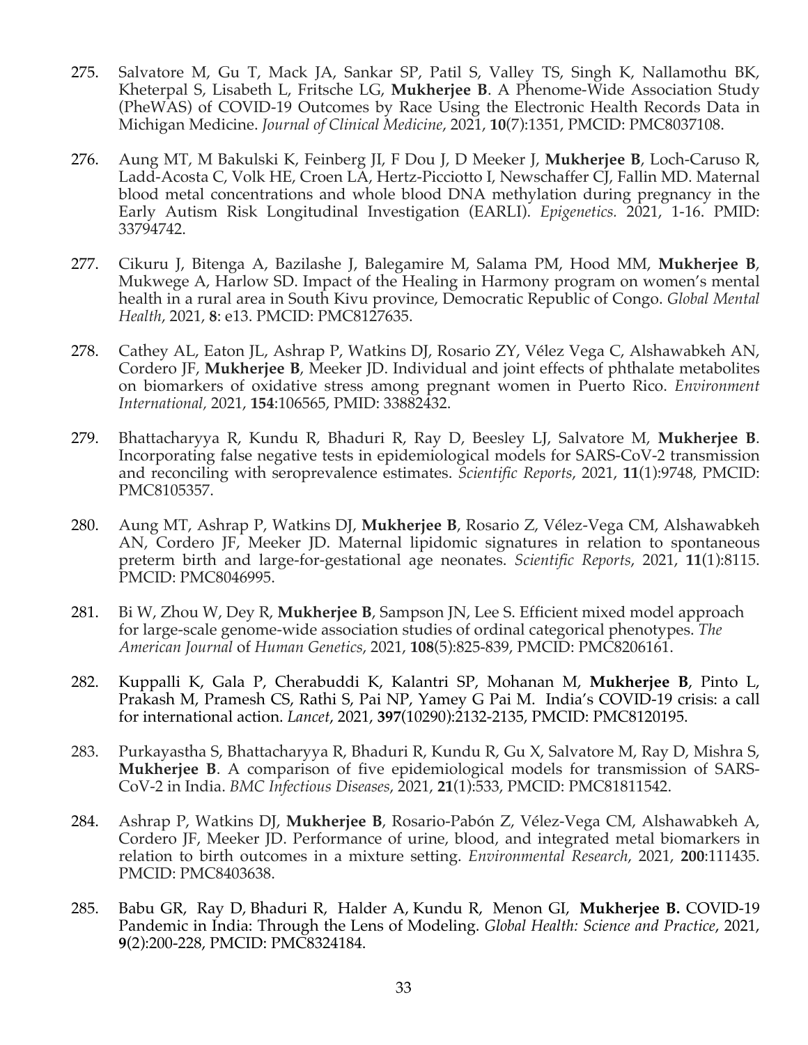275. Salvatore M, Gu T, Mack JA, Sankar SP, Patil S, Valley TS, Singh K, Nallamothu BK, Kheterpal S, Lisabeth L, Fritsche LG, **Mukherjee B**. A Phenome-Wide Association Study (PheWAS) of COVID-19 Outcomes by Race Using the Electronic Health Records Data in Michigan Medicine. *Journal of Clinical Medicine*, 2021, **10**(7):1351, PMCID: PMC8037108.

276. Aung MT, M Bakulski K, Feinberg JI, F Dou J, D Meeker J, **Mukherjee B**, Loch-Caruso R, Ladd-Acosta C, Volk HE, Croen LA, Hertz-Picciotto I, Newschaffer CJ, Fallin MD. Maternal blood metal concentrations and whole blood DNA methylation during pregnancy in the Early Autism Risk Longitudinal Investigation (EARLI). *Epigenetics*. 2021, 1-16. PMID: 33794742.

277. Cikuru J, Bitenga A, Bazilashe J, Balegamire M, Salama PM, Hood MM, **Mukherjee B**, Mukwege A, Harlow SD. Impact of the Healing in Harmony program on women's mental health in a rural area in South Kivu province, Democratic Republic of Congo. *Global Mental Health*, 2021, **8**: e13. PMCID: PMC8127635.

278. Cathey AL, Eaton JL, Ashrap P, Watkins DJ, Rosario ZY, Vélez Vega C, Alshawabkeh AN, Cordero JF, **Mukherjee B**, Meeker JD. Individual and joint effects of phthalate metabolites on biomarkers of oxidative stress among pregnant women in Puerto Rico. *Environment International*, 2021, **154**:106565, PMID: 33882432.

279. Bhattacharyya R, Kundu R, Bhaduri R, Ray D, Beesley LJ, Salvatore M, **Mukherjee B**. Incorporating false negative tests in epidemiological models for SARS-CoV-2 transmission and reconciling with seroprevalence estimates. *Scientific Reports*, 2021, **11**(1):9748, PMCID: PMC8105357.

280. Aung MT, Ashrap P, Watkins DJ, **Mukherjee B**, Rosario Z, Vélez-Vega CM, Alshawabkeh AN, Cordero JF, Meeker JD. Maternal lipidomic signatures in relation to spontaneous preterm birth and large-for-gestational age neonates. *Scientific Reports*, 2021, **11**(1):8115. PMCID: PMC8046995.

281. Bi W, Zhou W, Dey R, **Mukherjee B**, Sampson JN, Lee S. Efficient mixed model approach for large-scale genome-wide association studies of ordinal categorical phenotypes. *The American Journal* of *Human Genetics*, 2021, **108**(5):825-839, PMCID: PMC8206161.

282. Kuppalli K, Gala P, Cherabuddi K, Kalantri SP, Mohanan M, **Mukherjee B**, Pinto L, Prakash M, Pramesh CS, Rathi S, Pai NP, Yamey G Pai M. India's COVID-19 crisis: a call for international action. *Lancet*, 2021, **397**(10290):2132-2135, PMCID: PMC8120195.

283. Purkayastha S, Bhattacharyya R, Bhaduri R, Kundu R, Gu X, Salvatore M, Ray D, Mishra S, **Mukherjee B**. A comparison of five epidemiological models for transmission of SARS-CoV-2 in India. *BMC Infectious Diseases*, 2021, **21**(1):533, PMCID: PMC81811542.

284. Ashrap P, Watkins DJ, **Mukherjee B**, Rosario-Pabón Z, Vélez-Vega CM, Alshawabkeh A, Cordero JF, Meeker JD. Performance of urine, blood, and integrated metal biomarkers in relation to birth outcomes in a mixture setting. *Environmental Research*, 2021, **200**:111435. PMCID: PMC8403638.

285. Babu GR, Ray D, Bhaduri R, Halder A, Kundu R, Menon GI, **Mukherjee B.** COVID-19 Pandemic in India: Through the Lens of Modeling. *Global Health: Science and Practice*, 2021, **9**(2):200-228, PMCID: PMC8324184.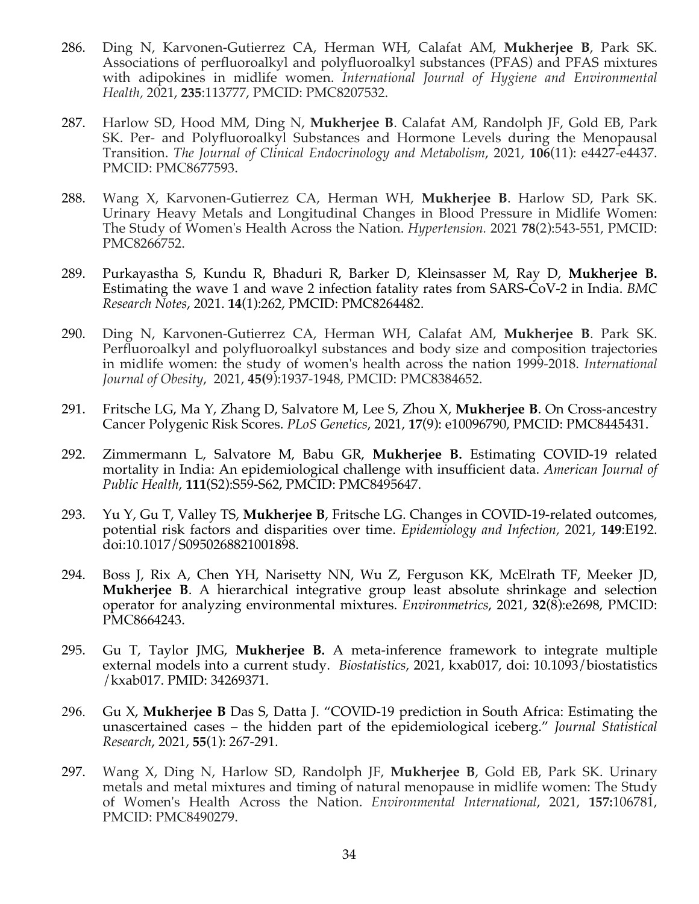286. Ding N, Karvonen-Gutierrez CA, Herman WH, Calafat AM, **Mukherjee B**, Park SK. Associations of perfluoroalkyl and polyfluoroalkyl substances (PFAS) and PFAS mixtures with adipokines in midlife women. *International Journal of Hygiene and Environmental Health,* 2021, **235**:113777, PMCID: PMC8207532.

287. Harlow SD, Hood MM, Ding N, **Mukherjee B**. Calafat AM, Randolph JF, Gold EB, Park SK. Per- and Polyfluoroalkyl Substances and Hormone Levels during the Menopausal Transition. *The Journal of Clinical Endocrinology and Metabolism*, 2021, **106**(11): e4427-e4437. PMCID: PMC8677593.

288. Wang X, Karvonen-Gutierrez CA, Herman WH, **Mukherjee B**. Harlow SD, Park SK. Urinary Heavy Metals and Longitudinal Changes in Blood Pressure in Midlife Women: The Study of Women's Health Across the Nation. *Hypertension.* 2021 **78**(2):543-551, PMCID: PMC8266752.

289. Purkayastha S, Kundu R, Bhaduri R, Barker D, Kleinsasser M, Ray D, **Mukherjee B.** Estimating the wave 1 and wave 2 infection fatality rates from SARS-CoV-2 in India. *BMC Research Notes*, 2021. **14**(1):262, PMCID: PMC8264482.

290. Ding N, Karvonen-Gutierrez CA, Herman WH, Calafat AM, **Mukherjee B**. Park SK. Perfluoroalkyl and polyfluoroalkyl substances and body size and composition trajectories in midlife women: the study of women's health across the nation 1999-2018. *International Journal of Obesity*, 2021, **45(**9):1937-1948, PMCID: PMC8384652.

291. Fritsche LG, Ma Y, Zhang D, Salvatore M, Lee S, Zhou X, **Mukherjee B**. On Cross-ancestry Cancer Polygenic Risk Scores. *PLoS Genetics*, 2021, **17**(9): e10096790, PMCID: PMC8445431.

292. Zimmermann L, Salvatore M, Babu GR, **Mukherjee B.** Estimating COVID-19 related mortality in India: An epidemiological challenge with insufficient data. *American Journal of Public Health*, **111**(S2):S59-S62, PMCID: PMC8495647.

293. Yu Y, Gu T, Valley TS, **Mukherjee B**, Fritsche LG. Changes in COVID-19-related outcomes, potential risk factors and disparities over time. *Epidemiology and Infection,* 2021, **149**:E192. doi:10.1017/S0950268821001898.

294. Boss J, Rix A, Chen YH, Narisetty NN, Wu Z, Ferguson KK, McElrath TF, Meeker JD, **Mukherjee B**. A hierarchical integrative group least absolute shrinkage and selection operator for analyzing environmental mixtures. *Environmetrics*, 2021, **32**(8):e2698, PMCID: PMC8664243.

295. Gu T, Taylor JMG, **Mukherjee B.** A meta-inference framework to integrate multiple external models into a current study. *Biostatistics*, 2021, kxab017, doi: 10.1093/biostatistics /kxab017. PMID: 34269371.

296. Gu X, **Mukherjee B** Das S, Datta J. "COVID-19 prediction in South Africa: Estimating the unascertained cases – the hidden part of the epidemiological iceberg." *Journal Statistical Research*, 2021, **55**(1): 267-291.

297. Wang X, Ding N, Harlow SD, Randolph JF, **Mukherjee B**, Gold EB, Park SK. Urinary metals and metal mixtures and timing of natural menopause in midlife women: The Study of Women's Health Across the Nation. *Environmental International*, 2021, **157:**106781, PMCID: PMC8490279.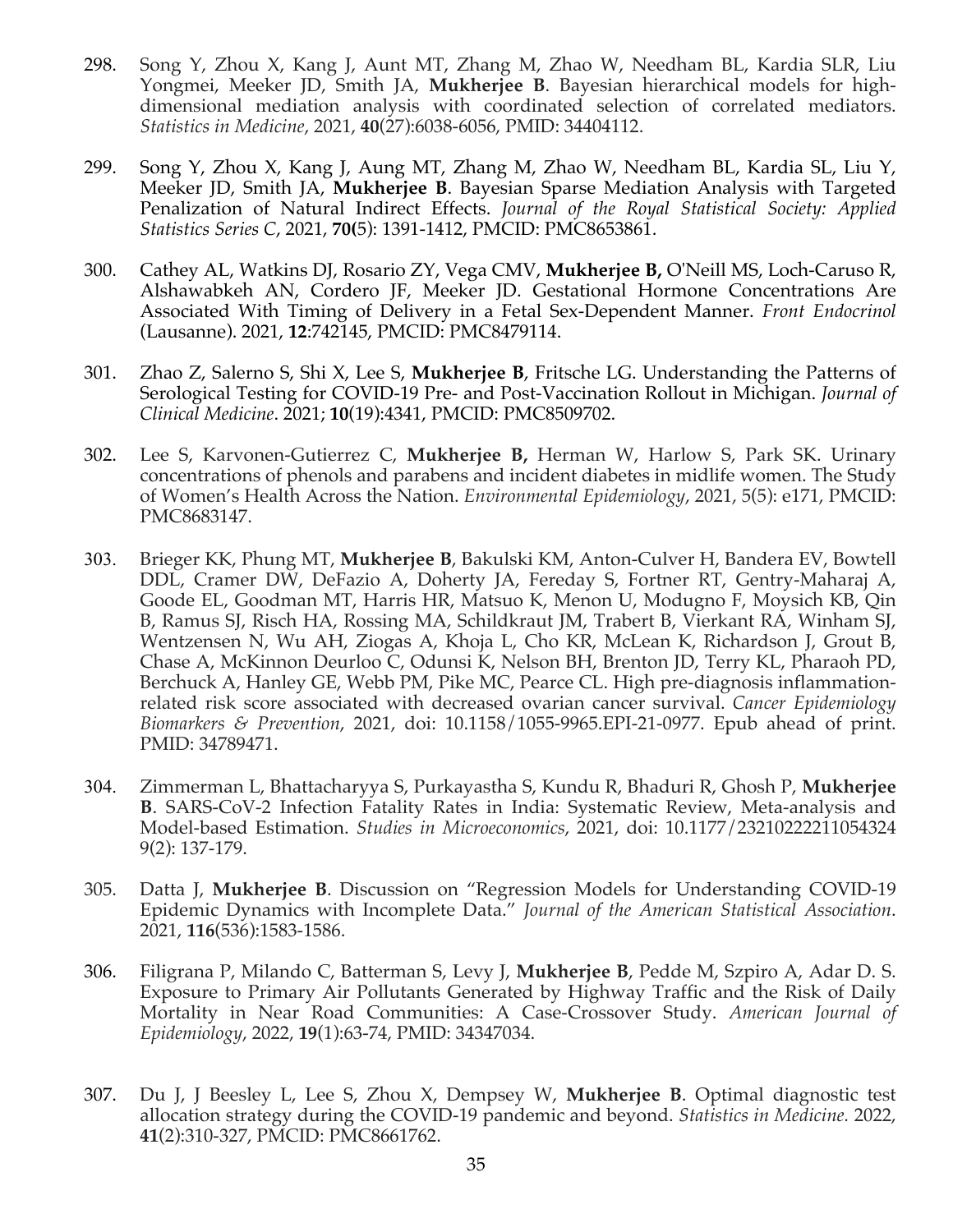298. Song Y, Zhou X, Kang J, Aunt MT, Zhang M, Zhao W, Needham BL, Kardia SLR, Liu Yongmei, Meeker JD, Smith JA, **Mukherjee B**. Bayesian hierarchical models for high-dimensional mediation analysis with coordinated selection of correlated mediators. *Statistics in Medicine*, 2021, **40**(27):6038-6056, PMID: 34404112.

299. Song Y, Zhou X, Kang J, Aung MT, Zhang M, Zhao W, Needham BL, Kardia SL, Liu Y, Meeker JD, Smith JA, **Mukherjee B**. Bayesian Sparse Mediation Analysis with Targeted Penalization of Natural Indirect Effects. *Journal of the Royal Statistical Society: Applied Statistics Series C*, 2021, **70(**5): 1391-1412, PMCID: PMC8653861.

300. Cathey AL, Watkins DJ, Rosario ZY, Vega CMV, **Mukherjee B,** O'Neill MS, Loch-Caruso R, Alshawabkeh AN, Cordero JF, Meeker JD. Gestational Hormone Concentrations Are Associated With Timing of Delivery in a Fetal Sex-Dependent Manner. *Front Endocrinol* (Lausanne). 2021, **12**:742145, PMCID: PMC8479114.

301. Zhao Z, Salerno S, Shi X, Lee S, **Mukherjee B**, Fritsche LG. Understanding the Patterns of Serological Testing for COVID-19 Pre- and Post-Vaccination Rollout in Michigan. *Journal of Clinical Medicine*. 2021; **10**(19):4341, PMCID: PMC8509702.

302. Lee S, Karvonen-Gutierrez C, **Mukherjee B,** Herman W, Harlow S, Park SK. Urinary concentrations of phenols and parabens and incident diabetes in midlife women. The Study of Women's Health Across the Nation. *Environmental Epidemiology*, 2021, 5(5): e171, PMCID: PMC8683147.

303. Brieger KK, Phung MT, **Mukherjee B**, Bakulski KM, Anton-Culver H, Bandera EV, Bowtell DDL, Cramer DW, DeFazio A, Doherty JA, Fereday S, Fortner RT, Gentry-Maharaj A, Goode EL, Goodman MT, Harris HR, Matsuo K, Menon U, Modugno F, Moysich KB, Qin B, Ramus SJ, Risch HA, Rossing MA, Schildkraut JM, Trabert B, Vierkant RA, Winham SJ, Wentzensen N, Wu AH, Ziogas A, Khoja L, Cho KR, McLean K, Richardson J, Grout B, Chase A, McKinnon Deurloo C, Odunsi K, Nelson BH, Brenton JD, Terry KL, Pharaoh PD, Berchuck A, Hanley GE, Webb PM, Pike MC, Pearce CL. High pre-diagnosis inflammation-related risk score associated with decreased ovarian cancer survival. *Cancer Epidemiology Biomarkers & Prevention*, 2021, doi: 10.1158/1055-9965.EPI-21-0977. Epub ahead of print. PMID: 34789471.

304. Zimmerman L, Bhattacharyya S, Purkayastha S, Kundu R, Bhaduri R, Ghosh P, **Mukherjee B**. SARS-CoV-2 Infection Fatality Rates in India: Systematic Review, Meta-analysis and Model-based Estimation. *Studies in Microeconomics*, 2021, doi: 10.1177/23210222211054324 9(2): 137-179.

305. Datta J, **Mukherjee B**. Discussion on "Regression Models for Understanding COVID-19 Epidemic Dynamics with Incomplete Data." *Journal of the American Statistical Association*. 2021, **116**(536):1583-1586.

306. Filigrana P, Milando C, Batterman S, Levy J, **Mukherjee B**, Pedde M, Szpiro A, Adar D. S. Exposure to Primary Air Pollutants Generated by Highway Traffic and the Risk of Daily Mortality in Near Road Communities: A Case-Crossover Study. *American Journal of Epidemiology*, 2022, **19**(1):63-74, PMID: 34347034.

307. Du J, J Beesley L, Lee S, Zhou X, Dempsey W, **Mukherjee B**. Optimal diagnostic test allocation strategy during the COVID-19 pandemic and beyond. *Statistics in Medicine.* 2022, **41**(2):310-327, PMCID: PMC8661762.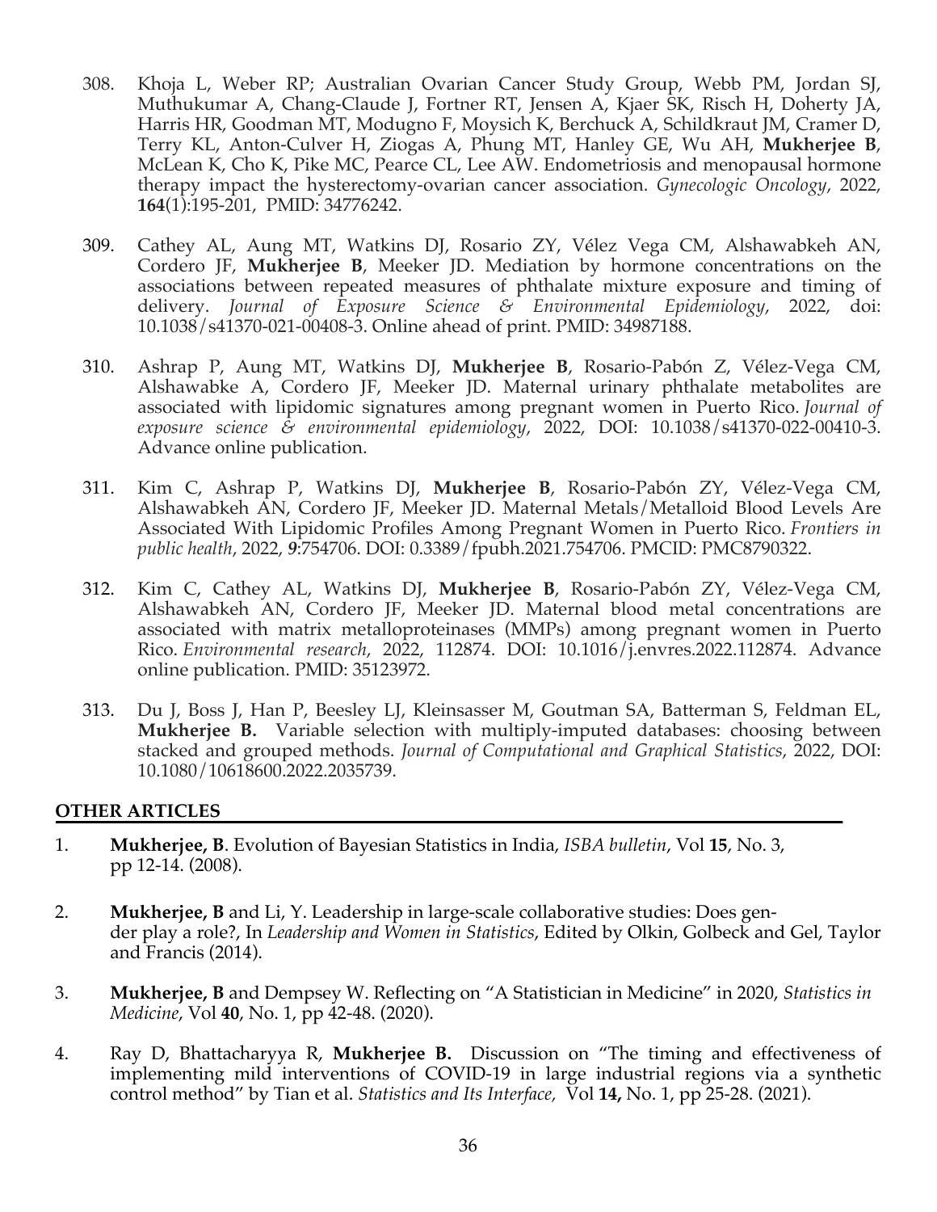308. Khoja L, Weber RP; Australian Ovarian Cancer Study Group, Webb PM, Jordan SJ, Muthukumar A, Chang-Claude J, Fortner RT, Jensen A, Kjaer SK, Risch H, Doherty JA, Harris HR, Goodman MT, Modugno F, Moysich K, Berchuck A, Schildkraut JM, Cramer D, Terry KL, Anton-Culver H, Ziogas A, Phung MT, Hanley GE, Wu AH, **Mukherjee B**, McLean K, Cho K, Pike MC, Pearce CL, Lee AW. Endometriosis and menopausal hormone therapy impact the hysterectomy-ovarian cancer association. *Gynecologic Oncology*, 2022, **164**(1):195-201, PMID: 34776242.

309. Cathey AL, Aung MT, Watkins DJ, Rosario ZY, Vélez Vega CM, Alshawabkeh AN, Cordero JF, **Mukherjee B**, Meeker JD. Mediation by hormone concentrations on the associations between repeated measures of phthalate mixture exposure and timing of delivery. *Journal of Exposure Science & Environmental Epidemiology*, 2022, doi: 10.1038/s41370-021-00408-3. Online ahead of print. PMID: 34987188.

310. Ashrap P, Aung MT, Watkins DJ, **Mukherjee B**, Rosario-Pabón Z, Vélez-Vega CM, Alshawabke A, Cordero JF, Meeker JD. Maternal urinary phthalate metabolites are associated with lipidomic signatures among pregnant women in Puerto Rico. *Journal of exposure science & environmental epidemiology*, 2022, DOI: 10.1038/s41370-022-00410-3. Advance online publication.

311. Kim C, Ashrap P, Watkins DJ, **Mukherjee B**, Rosario-Pabón ZY, Vélez-Vega CM, Alshawabkeh AN, Cordero JF, Meeker JD. Maternal Metals/Metalloid Blood Levels Are Associated With Lipidomic Profiles Among Pregnant Women in Puerto Rico. *Frontiers in public health*, 2022, ***9***:754706. DOI: 0.3389/fpubh.2021.754706. PMCID: PMC8790322.

312. Kim C, Cathey AL, Watkins DJ, **Mukherjee B**, Rosario-Pabón ZY, Vélez-Vega CM, Alshawabkeh AN, Cordero JF, Meeker JD. Maternal blood metal concentrations are associated with matrix metalloproteinases (MMPs) among pregnant women in Puerto Rico. *Environmental research*, 2022, 112874. DOI: 10.1016/j.envres.2022.112874. Advance online publication. PMID: 35123972.

313. Du J, Boss J, Han P, Beesley LJ, Kleinsasser M, Goutman SA, Batterman S, Feldman EL, **Mukherjee B.** Variable selection with multiply-imputed databases: choosing between stacked and grouped methods. *Journal of Computational and Graphical Statistics*, 2022, DOI: 10.1080/10618600.2022.2035739.

## OTHER ARTICLES

1. **Mukherjee, B**. Evolution of Bayesian Statistics in India, *ISBA bulletin*, Vol **15**, No. 3, pp 12-14. (2008).

2. **Mukherjee, B** and Li, Y. Leadership in large-scale collaborative studies: Does gender play a role?, In *Leadership and Women in Statistics*, Edited by Olkin, Golbeck and Gel, Taylor and Francis (2014).

3. **Mukherjee, B** and Dempsey W. Reflecting on "A Statistician in Medicine" in 2020, *Statistics in Medicine*, Vol **40**, No. 1, pp 42-48. (2020).

4. Ray D, Bhattacharyya R, **Mukherjee B.** Discussion on "The timing and effectiveness of implementing mild interventions of COVID-19 in large industrial regions via a synthetic control method" by Tian et al. *Statistics and Its Interface,* Vol **14,** No. 1, pp 25-28. (2021).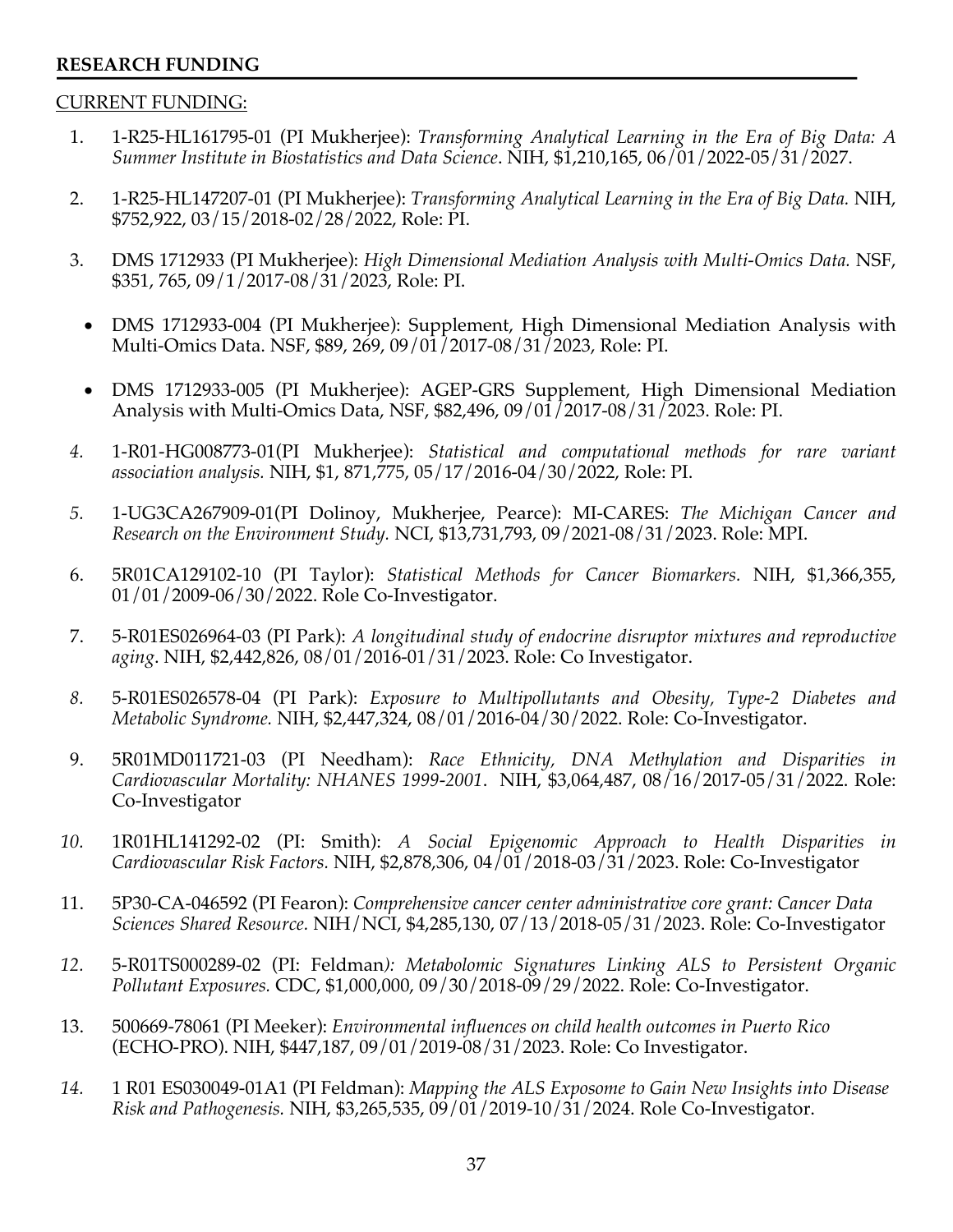**RESEARCH FUNDING**

CURRENT FUNDING:

1. 1-R25-HL161795-01 (PI Mukherjee): *Transforming Analytical Learning in the Era of Big Data: A Summer Institute in Biostatistics and Data Science*. NIH, $1,210,165, 06/01/2022-05/31/2027.

2. 1-R25-HL147207-01 (PI Mukherjee): *Transforming Analytical Learning in the Era of Big Data.* NIH, $752,922, 03/15/2018-02/28/2022, Role: PI.

3. DMS 1712933 (PI Mukherjee): *High Dimensional Mediation Analysis with Multi-Omics Data.* NSF, $351, 765, 09/1/2017-08/31/2023, Role: PI.
   - DMS 1712933-004 (PI Mukherjee): Supplement, High Dimensional Mediation Analysis with Multi-Omics Data. NSF, $89, 269, 09/01/2017-08/31/2023, Role: PI.
   - DMS 1712933-005 (PI Mukherjee): AGEP-GRS Supplement, High Dimensional Mediation Analysis with Multi-Omics Data, NSF, $82,496, 09/01/2017-08/31/2023. Role: PI.

4. 1-R01-HG008773-01(PI Mukherjee): *Statistical and computational methods for rare variant association analysis.* NIH, $1, 871,775, 05/17/2016-04/30/2022, Role: PI.

5. 1-UG3CA267909-01(PI Dolinoy, Mukherjee, Pearce): MI-CARES: *The Michigan Cancer and Research on the Environment Study.* NCI, $13,731,793, 09/2021-08/31/2023. Role: MPI.

6. 5R01CA129102-10 (PI Taylor): *Statistical Methods for Cancer Biomarkers.* NIH, $1,366,355, 01/01/2009-06/30/2022. Role Co-Investigator.

7. 5-R01ES026964-03 (PI Park): *A longitudinal study of endocrine disruptor mixtures and reproductive aging*. NIH, $2,442,826, 08/01/2016-01/31/2023. Role: Co Investigator.

8. 5-R01ES026578-04 (PI Park): *Exposure to Multipollutants and Obesity, Type-2 Diabetes and Metabolic Syndrome.* NIH, $2,447,324, 08/01/2016-04/30/2022. Role: Co-Investigator.

9. 5R01MD011721-03 (PI Needham): *Race Ethnicity, DNA Methylation and Disparities in Cardiovascular Mortality: NHANES 1999-2001*. NIH, $3,064,487, 08/16/2017-05/31/2022. Role: Co-Investigator

10. 1R01HL141292-02 (PI: Smith): *A Social Epigenomic Approach to Health Disparities in Cardiovascular Risk Factors.* NIH, $2,878,306, 04/01/2018-03/31/2023. Role: Co-Investigator

11. 5P30-CA-046592 (PI Fearon): *Comprehensive cancer center administrative core grant: Cancer Data Sciences Shared Resource.* NIH/NCI, $4,285,130, 07/13/2018-05/31/2023. Role: Co-Investigator

12. 5-R01TS000289-02 (PI: Feldman*): Metabolomic Signatures Linking ALS to Persistent Organic Pollutant Exposures.* CDC, $1,000,000, 09/30/2018-09/29/2022. Role: Co-Investigator.

13. 500669-78061 (PI Meeker): *Environmental influences on child health outcomes in Puerto Rico* (ECHO-PRO). NIH, $447,187, 09/01/2019-08/31/2023. Role: Co Investigator.

14. 1 R01 ES030049-01A1 (PI Feldman): *Mapping the ALS Exposome to Gain New Insights into Disease Risk and Pathogenesis.* NIH, $3,265,535, 09/01/2019-10/31/2024. Role Co-Investigator.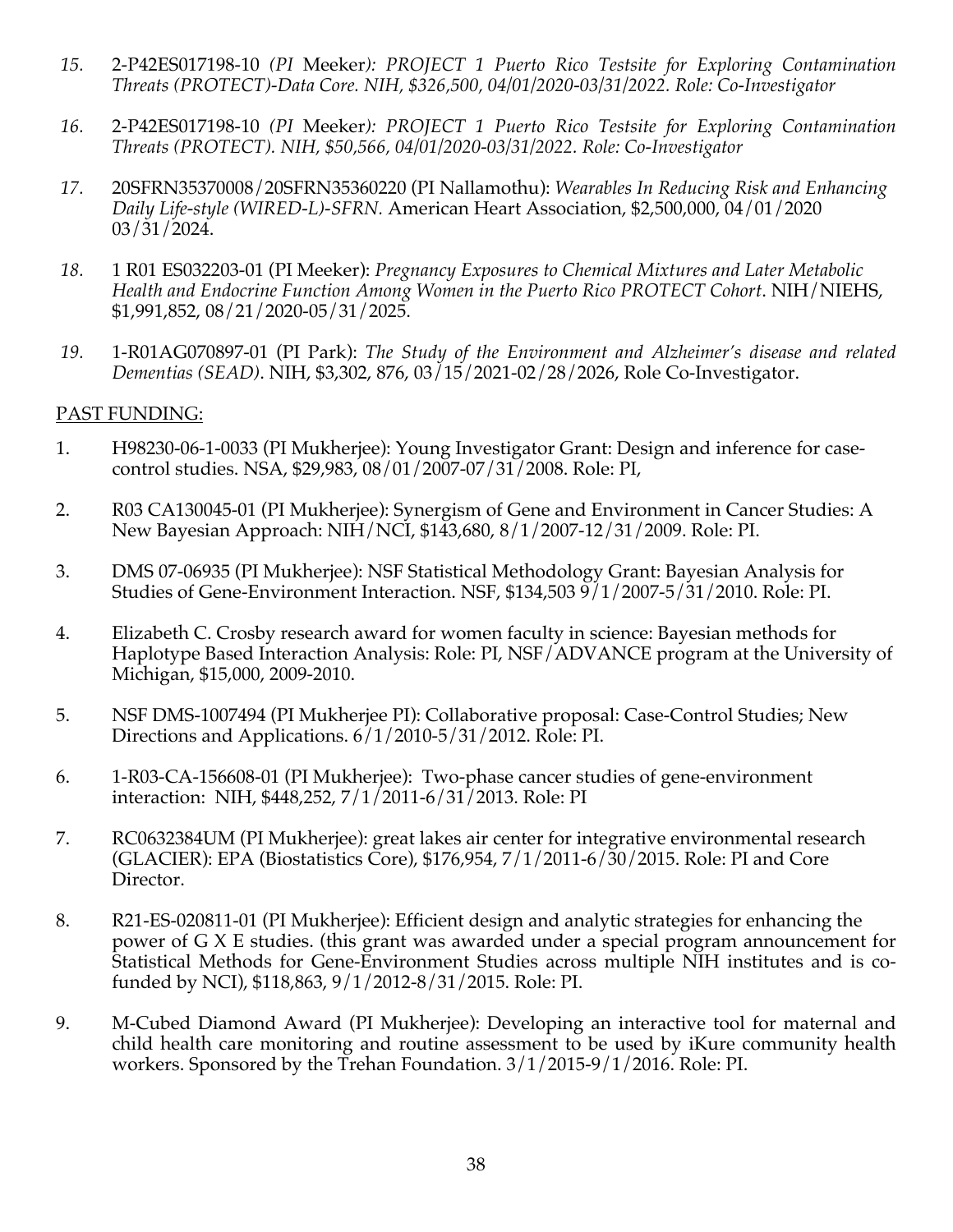15. 2-P42ES017198-10 *(PI* Meeker*): PROJECT 1 Puerto Rico Testsite for Exploring Contamination Threats (PROTECT)-Data Core. NIH, $326,500, 04/01/2020-03/31/2022. Role: Co-Investigator*

16. 2-P42ES017198-10 *(PI* Meeker*): PROJECT 1 Puerto Rico Testsite for Exploring Contamination Threats (PROTECT). NIH, $50,566, 04/01/2020-03/31/2022. Role: Co-Investigator*

17. 20SFRN35370008/20SFRN35360220 (PI Nallamothu): *Wearables In Reducing Risk and Enhancing Daily Life-style (WIRED-L)-SFRN.* American Heart Association, $2,500,000, 04/01/2020 03/31/2024.

18. 1 R01 ES032203-01 (PI Meeker): *Pregnancy Exposures to Chemical Mixtures and Later Metabolic Health and Endocrine Function Among Women in the Puerto Rico PROTECT Cohort*. NIH/NIEHS, $1,991,852, 08/21/2020-05/31/2025.

19. 1-R01AG070897-01 (PI Park): *The Study of the Environment and Alzheimer's disease and related Dementias (SEAD)*. NIH, $3,302, 876, 03/15/2021-02/28/2026, Role Co-Investigator.

PAST FUNDING:

1. H98230-06-1-0033 (PI Mukherjee): Young Investigator Grant: Design and inference for case-control studies. NSA, $29,983, 08/01/2007-07/31/2008. Role: PI,

2. R03 CA130045-01 (PI Mukherjee): Synergism of Gene and Environment in Cancer Studies: A New Bayesian Approach: NIH/NCI, $143,680, 8/1/2007-12/31/2009. Role: PI.

3. DMS 07-06935 (PI Mukherjee): NSF Statistical Methodology Grant: Bayesian Analysis for Studies of Gene-Environment Interaction. NSF, $134,503 9/1/2007-5/31/2010. Role: PI.

4. Elizabeth C. Crosby research award for women faculty in science: Bayesian methods for Haplotype Based Interaction Analysis: Role: PI, NSF/ADVANCE program at the University of Michigan, $15,000, 2009-2010.

5. NSF DMS-1007494 (PI Mukherjee PI): Collaborative proposal: Case-Control Studies; New Directions and Applications. 6/1/2010-5/31/2012. Role: PI.

6. 1-R03-CA-156608-01 (PI Mukherjee): Two-phase cancer studies of gene-environment interaction: NIH, $448,252, 7/1/2011-6/31/2013. Role: PI

7. RC0632384UM (PI Mukherjee): great lakes air center for integrative environmental research (GLACIER): EPA (Biostatistics Core), $176,954, 7/1/2011-6/30/2015. Role: PI and Core Director.

8. R21-ES-020811-01 (PI Mukherjee): Efficient design and analytic strategies for enhancing the power of G X E studies. (this grant was awarded under a special program announcement for Statistical Methods for Gene-Environment Studies across multiple NIH institutes and is co-funded by NCI), $118,863, 9/1/2012-8/31/2015. Role: PI.

9. M-Cubed Diamond Award (PI Mukherjee): Developing an interactive tool for maternal and child health care monitoring and routine assessment to be used by iKure community health workers. Sponsored by the Trehan Foundation. 3/1/2015-9/1/2016. Role: PI.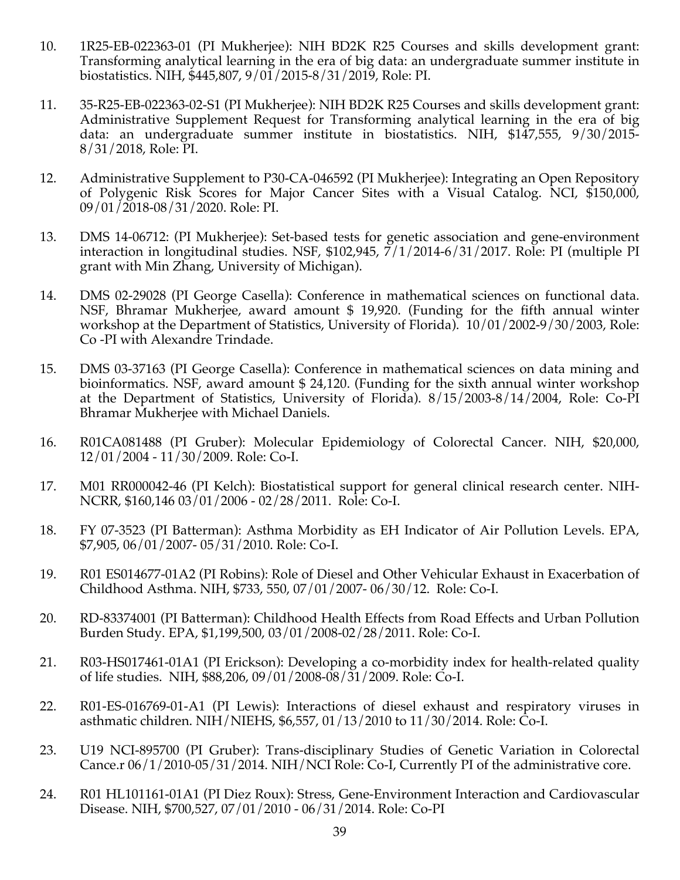10. 1R25-EB-022363-01 (PI Mukherjee): NIH BD2K R25 Courses and skills development grant: Transforming analytical learning in the era of big data: an undergraduate summer institute in biostatistics. NIH, $445,807, 9/01/2015-8/31/2019, Role: PI.

11. 35-R25-EB-022363-02-S1 (PI Mukherjee): NIH BD2K R25 Courses and skills development grant: Administrative Supplement Request for Transforming analytical learning in the era of big data: an undergraduate summer institute in biostatistics. NIH, $147,555, 9/30/2015-8/31/2018, Role: PI.

12. Administrative Supplement to P30-CA-046592 (PI Mukherjee): Integrating an Open Repository of Polygenic Risk Scores for Major Cancer Sites with a Visual Catalog. NCI, $150,000, 09/01/2018-08/31/2020. Role: PI.

13. DMS 14-06712: (PI Mukherjee): Set-based tests for genetic association and gene-environment interaction in longitudinal studies. NSF, $102,945, 7/1/2014-6/31/2017. Role: PI (multiple PI grant with Min Zhang, University of Michigan).

14. DMS 02-29028 (PI George Casella): Conference in mathematical sciences on functional data. NSF, Bhramar Mukherjee, award amount $ 19,920. (Funding for the fifth annual winter workshop at the Department of Statistics, University of Florida). 10/01/2002-9/30/2003, Role: Co -PI with Alexandre Trindade.

15. DMS 03-37163 (PI George Casella): Conference in mathematical sciences on data mining and bioinformatics. NSF, award amount $ 24,120. (Funding for the sixth annual winter workshop at the Department of Statistics, University of Florida). 8/15/2003-8/14/2004, Role: Co-PI Bhramar Mukherjee with Michael Daniels.

16. R01CA081488 (PI Gruber): Molecular Epidemiology of Colorectal Cancer. NIH, $20,000, 12/01/2004 - 11/30/2009. Role: Co-I.

17. M01 RR000042-46 (PI Kelch): Biostatistical support for general clinical research center. NIH-NCRR, $160,146 03/01/2006 - 02/28/2011. Role: Co-I.

18. FY 07-3523 (PI Batterman): Asthma Morbidity as EH Indicator of Air Pollution Levels. EPA, $7,905, 06/01/2007- 05/31/2010. Role: Co-I.

19. R01 ES014677-01A2 (PI Robins): Role of Diesel and Other Vehicular Exhaust in Exacerbation of Childhood Asthma. NIH, $733, 550, 07/01/2007- 06/30/12. Role: Co-I.

20. RD-83374001 (PI Batterman): Childhood Health Effects from Road Effects and Urban Pollution Burden Study. EPA, $1,199,500, 03/01/2008-02/28/2011. Role: Co-I.

21. R03-HS017461-01A1 (PI Erickson): Developing a co-morbidity index for health-related quality of life studies. NIH, $88,206, 09/01/2008-08/31/2009. Role: Co-I.

22. R01-ES-016769-01-A1 (PI Lewis): Interactions of diesel exhaust and respiratory viruses in asthmatic children. NIH/NIEHS, $6,557, 01/13/2010 to 11/30/2014. Role: Co-I.

23. U19 NCI-895700 (PI Gruber): Trans-disciplinary Studies of Genetic Variation in Colorectal Cance.r 06/1/2010-05/31/2014. NIH/NCI Role: Co-I, Currently PI of the administrative core.

24. R01 HL101161-01A1 (PI Diez Roux): Stress, Gene-Environment Interaction and Cardiovascular Disease. NIH, $700,527, 07/01/2010 - 06/31/2014. Role: Co-PI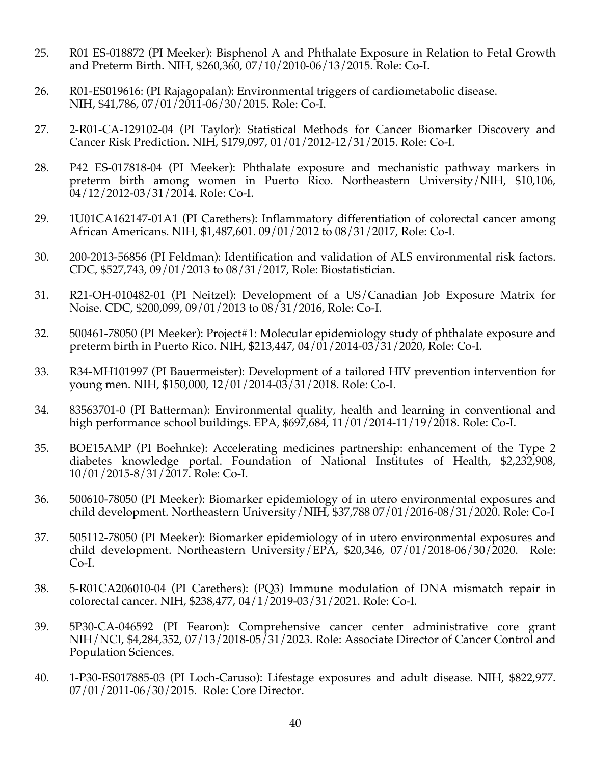25. R01 ES-018872 (PI Meeker): Bisphenol A and Phthalate Exposure in Relation to Fetal Growth and Preterm Birth. NIH, $260,360, 07/10/2010-06/13/2015. Role: Co-I.

26. R01-ES019616: (PI Rajagopalan): Environmental triggers of cardiometabolic disease. NIH, $41,786, 07/01/2011-06/30/2015. Role: Co-I.

27. 2-R01-CA-129102-04 (PI Taylor): Statistical Methods for Cancer Biomarker Discovery and Cancer Risk Prediction. NIH, $179,097, 01/01/2012-12/31/2015. Role: Co-I.

28. P42 ES-017818-04 (PI Meeker): Phthalate exposure and mechanistic pathway markers in preterm birth among women in Puerto Rico. Northeastern University/NIH, $10,106, 04/12/2012-03/31/2014. Role: Co-I.

29. 1U01CA162147-01A1 (PI Carethers): Inflammatory differentiation of colorectal cancer among African Americans. NIH, $1,487,601. 09/01/2012 to 08/31/2017, Role: Co-I.

30. 200-2013-56856 (PI Feldman): Identification and validation of ALS environmental risk factors. CDC, $527,743, 09/01/2013 to 08/31/2017, Role: Biostatistician.

31. R21-OH-010482-01 (PI Neitzel): Development of a US/Canadian Job Exposure Matrix for Noise. CDC, $200,099, 09/01/2013 to 08/31/2016, Role: Co-I.

32. 500461-78050 (PI Meeker): Project#1: Molecular epidemiology study of phthalate exposure and preterm birth in Puerto Rico. NIH, $213,447, 04/01/2014-03/31/2020, Role: Co-I.

33. R34-MH101997 (PI Bauermeister): Development of a tailored HIV prevention intervention for young men. NIH, $150,000, 12/01/2014-03/31/2018. Role: Co-I.

34. 83563701-0 (PI Batterman): Environmental quality, health and learning in conventional and high performance school buildings. EPA, $697,684, 11/01/2014-11/19/2018. Role: Co-I.

35. BOE15AMP (PI Boehnke): Accelerating medicines partnership: enhancement of the Type 2 diabetes knowledge portal. Foundation of National Institutes of Health, $2,232,908, 10/01/2015-8/31/2017. Role: Co-I.

36. 500610-78050 (PI Meeker): Biomarker epidemiology of in utero environmental exposures and child development. Northeastern University/NIH, $37,788 07/01/2016-08/31/2020. Role: Co-I

37. 505112-78050 (PI Meeker): Biomarker epidemiology of in utero environmental exposures and child development. Northeastern University/EPA, $20,346, 07/01/2018-06/30/2020. Role: Co-I.

38. 5-R01CA206010-04 (PI Carethers): (PQ3) Immune modulation of DNA mismatch repair in colorectal cancer. NIH, $238,477, 04/1/2019-03/31/2021. Role: Co-I.

39. 5P30-CA-046592 (PI Fearon): Comprehensive cancer center administrative core grant NIH/NCI, $4,284,352, 07/13/2018-05/31/2023. Role: Associate Director of Cancer Control and Population Sciences.

40. 1-P30-ES017885-03 (PI Loch-Caruso): Lifestage exposures and adult disease. NIH, $822,977. 07/01/2011-06/30/2015. Role: Core Director.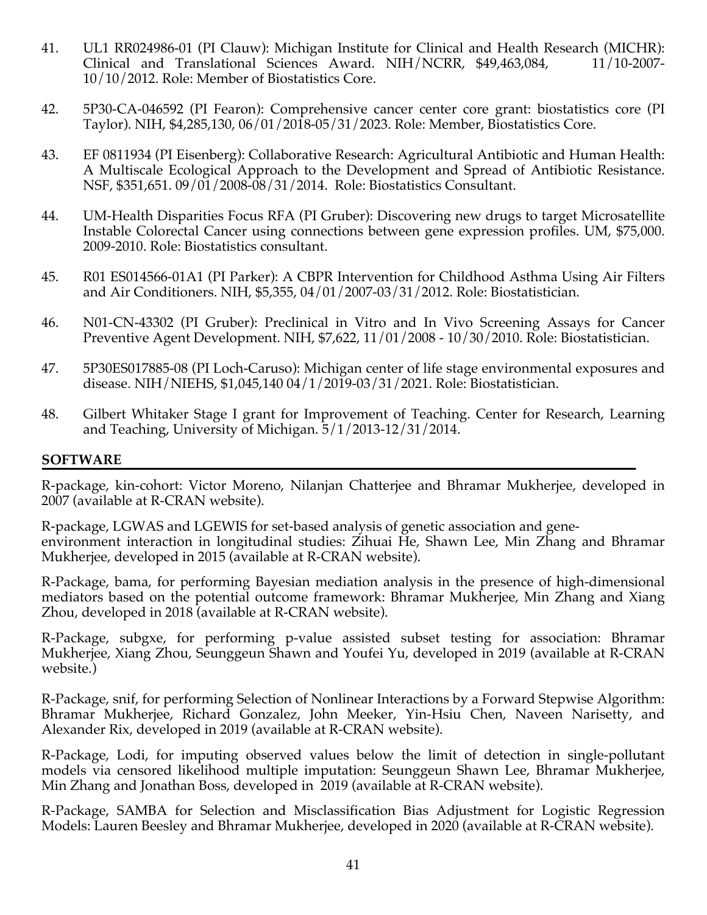41. UL1 RR024986-01 (PI Clauw): Michigan Institute for Clinical and Health Research (MICHR): Clinical and Translational Sciences Award. NIH/NCRR, $49,463,084, 11/10-2007-10/10/2012. Role: Member of Biostatistics Core.

42. 5P30-CA-046592 (PI Fearon): Comprehensive cancer center core grant: biostatistics core (PI Taylor). NIH, $4,285,130, 06/01/2018-05/31/2023. Role: Member, Biostatistics Core.

43. EF 0811934 (PI Eisenberg): Collaborative Research: Agricultural Antibiotic and Human Health: A Multiscale Ecological Approach to the Development and Spread of Antibiotic Resistance. NSF, $351,651. 09/01/2008-08/31/2014. Role: Biostatistics Consultant.

44. UM-Health Disparities Focus RFA (PI Gruber): Discovering new drugs to target Microsatellite Instable Colorectal Cancer using connections between gene expression profiles. UM, $75,000. 2009-2010. Role: Biostatistics consultant.

45. R01 ES014566-01A1 (PI Parker): A CBPR Intervention for Childhood Asthma Using Air Filters and Air Conditioners. NIH, $5,355, 04/01/2007-03/31/2012. Role: Biostatistician.

46. N01-CN-43302 (PI Gruber): Preclinical in Vitro and In Vivo Screening Assays for Cancer Preventive Agent Development. NIH, $7,622, 11/01/2008 - 10/30/2010. Role: Biostatistician.

47. 5P30ES017885-08 (PI Loch-Caruso): Michigan center of life stage environmental exposures and disease. NIH/NIEHS, $1,045,140 04/1/2019-03/31/2021. Role: Biostatistician.

48. Gilbert Whitaker Stage I grant for Improvement of Teaching. Center for Research, Learning and Teaching, University of Michigan. 5/1/2013-12/31/2014.

## SOFTWARE

R-package, kin-cohort: Victor Moreno, Nilanjan Chatterjee and Bhramar Mukherjee, developed in 2007 (available at R-CRAN website).

R-package, LGWAS and LGEWIS for set-based analysis of genetic association and gene-environment interaction in longitudinal studies: Zihuai He, Shawn Lee, Min Zhang and Bhramar Mukherjee, developed in 2015 (available at R-CRAN website).

R-Package, bama, for performing Bayesian mediation analysis in the presence of high-dimensional mediators based on the potential outcome framework: Bhramar Mukherjee, Min Zhang and Xiang Zhou, developed in 2018 (available at R-CRAN website).

R-Package, subgxe, for performing p-value assisted subset testing for association: Bhramar Mukherjee, Xiang Zhou, Seunggeun Shawn and Youfei Yu, developed in 2019 (available at R-CRAN website.)

R-Package, snif, for performing Selection of Nonlinear Interactions by a Forward Stepwise Algorithm: Bhramar Mukherjee, Richard Gonzalez, John Meeker, Yin-Hsiu Chen, Naveen Narisetty, and Alexander Rix, developed in 2019 (available at R-CRAN website).

R-Package, Lodi, for imputing observed values below the limit of detection in single-pollutant models via censored likelihood multiple imputation: Seunggeun Shawn Lee, Bhramar Mukherjee, Min Zhang and Jonathan Boss, developed in 2019 (available at R-CRAN website).

R-Package, SAMBA for Selection and Misclassification Bias Adjustment for Logistic Regression Models: Lauren Beesley and Bhramar Mukherjee, developed in 2020 (available at R-CRAN website).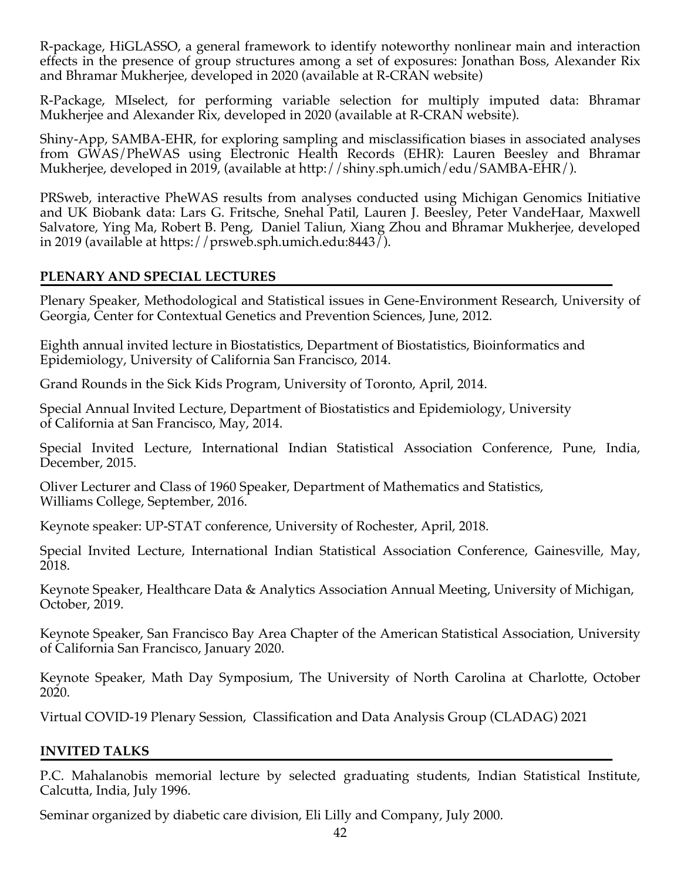R-package, HiGLASSO, a general framework to identify noteworthy nonlinear main and interaction effects in the presence of group structures among a set of exposures: Jonathan Boss, Alexander Rix and Bhramar Mukherjee, developed in 2020 (available at R-CRAN website)

R-Package, MIselect, for performing variable selection for multiply imputed data: Bhramar Mukherjee and Alexander Rix, developed in 2020 (available at R-CRAN website).

Shiny-App, SAMBA-EHR, for exploring sampling and misclassification biases in associated analyses from GWAS/PheWAS using Electronic Health Records (EHR): Lauren Beesley and Bhramar Mukherjee, developed in 2019, (available at http://shiny.sph.umich/edu/SAMBA-EHR/).

PRSweb, interactive PheWAS results from analyses conducted using Michigan Genomics Initiative and UK Biobank data: Lars G. Fritsche, Snehal Patil, Lauren J. Beesley, Peter VandeHaar, Maxwell Salvatore, Ying Ma, Robert B. Peng, Daniel Taliun, Xiang Zhou and Bhramar Mukherjee, developed in 2019 (available at https://prsweb.sph.umich.edu:8443/).

## PLENARY AND SPECIAL LECTURES

Plenary Speaker, Methodological and Statistical issues in Gene-Environment Research, University of Georgia, Center for Contextual Genetics and Prevention Sciences, June, 2012.

Eighth annual invited lecture in Biostatistics, Department of Biostatistics, Bioinformatics and Epidemiology, University of California San Francisco, 2014.

Grand Rounds in the Sick Kids Program, University of Toronto, April, 2014.

Special Annual Invited Lecture, Department of Biostatistics and Epidemiology, University of California at San Francisco, May, 2014.

Special Invited Lecture, International Indian Statistical Association Conference, Pune, India, December, 2015.

Oliver Lecturer and Class of 1960 Speaker, Department of Mathematics and Statistics, Williams College, September, 2016.

Keynote speaker: UP-STAT conference, University of Rochester, April, 2018.

Special Invited Lecture, International Indian Statistical Association Conference, Gainesville, May, 2018.

Keynote Speaker, Healthcare Data & Analytics Association Annual Meeting, University of Michigan, October, 2019.

Keynote Speaker, San Francisco Bay Area Chapter of the American Statistical Association, University of California San Francisco, January 2020.

Keynote Speaker, Math Day Symposium, The University of North Carolina at Charlotte, October 2020.

Virtual COVID-19 Plenary Session, Classification and Data Analysis Group (CLADAG) 2021

## INVITED TALKS

P.C. Mahalanobis memorial lecture by selected graduating students, Indian Statistical Institute, Calcutta, India, July 1996.

Seminar organized by diabetic care division, Eli Lilly and Company, July 2000.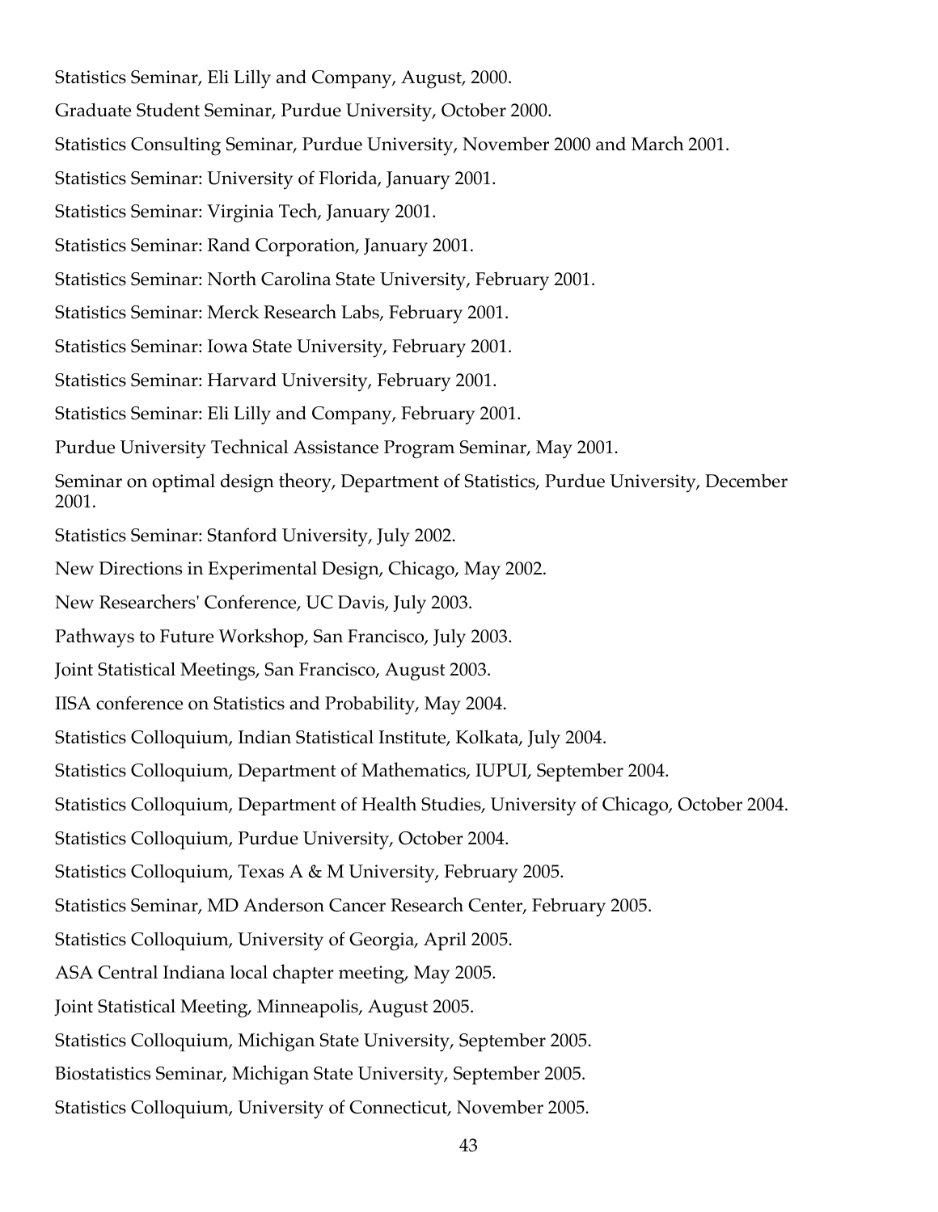Statistics Seminar, Eli Lilly and Company, August, 2000.

Graduate Student Seminar, Purdue University, October 2000.

Statistics Consulting Seminar, Purdue University, November 2000 and March 2001.

Statistics Seminar: University of Florida, January 2001.

Statistics Seminar: Virginia Tech, January 2001.

Statistics Seminar: Rand Corporation, January 2001.

Statistics Seminar: North Carolina State University, February 2001.

Statistics Seminar: Merck Research Labs, February 2001.

Statistics Seminar: Iowa State University, February 2001.

Statistics Seminar: Harvard University, February 2001.

Statistics Seminar: Eli Lilly and Company, February 2001.

Purdue University Technical Assistance Program Seminar, May 2001.

Seminar on optimal design theory, Department of Statistics, Purdue University, December 2001.

Statistics Seminar: Stanford University, July 2002.

New Directions in Experimental Design, Chicago, May 2002.

New Researchers' Conference, UC Davis, July 2003.

Pathways to Future Workshop, San Francisco, July 2003.

Joint Statistical Meetings, San Francisco, August 2003.

IISA conference on Statistics and Probability, May 2004.

Statistics Colloquium, Indian Statistical Institute, Kolkata, July 2004.

Statistics Colloquium, Department of Mathematics, IUPUI, September 2004.

Statistics Colloquium, Department of Health Studies, University of Chicago, October 2004.

Statistics Colloquium, Purdue University, October 2004.

Statistics Colloquium, Texas A & M University, February 2005.

Statistics Seminar, MD Anderson Cancer Research Center, February 2005.

Statistics Colloquium, University of Georgia, April 2005.

ASA Central Indiana local chapter meeting, May 2005.

Joint Statistical Meeting, Minneapolis, August 2005.

Statistics Colloquium, Michigan State University, September 2005.

Biostatistics Seminar, Michigan State University, September 2005.

Statistics Colloquium, University of Connecticut, November 2005.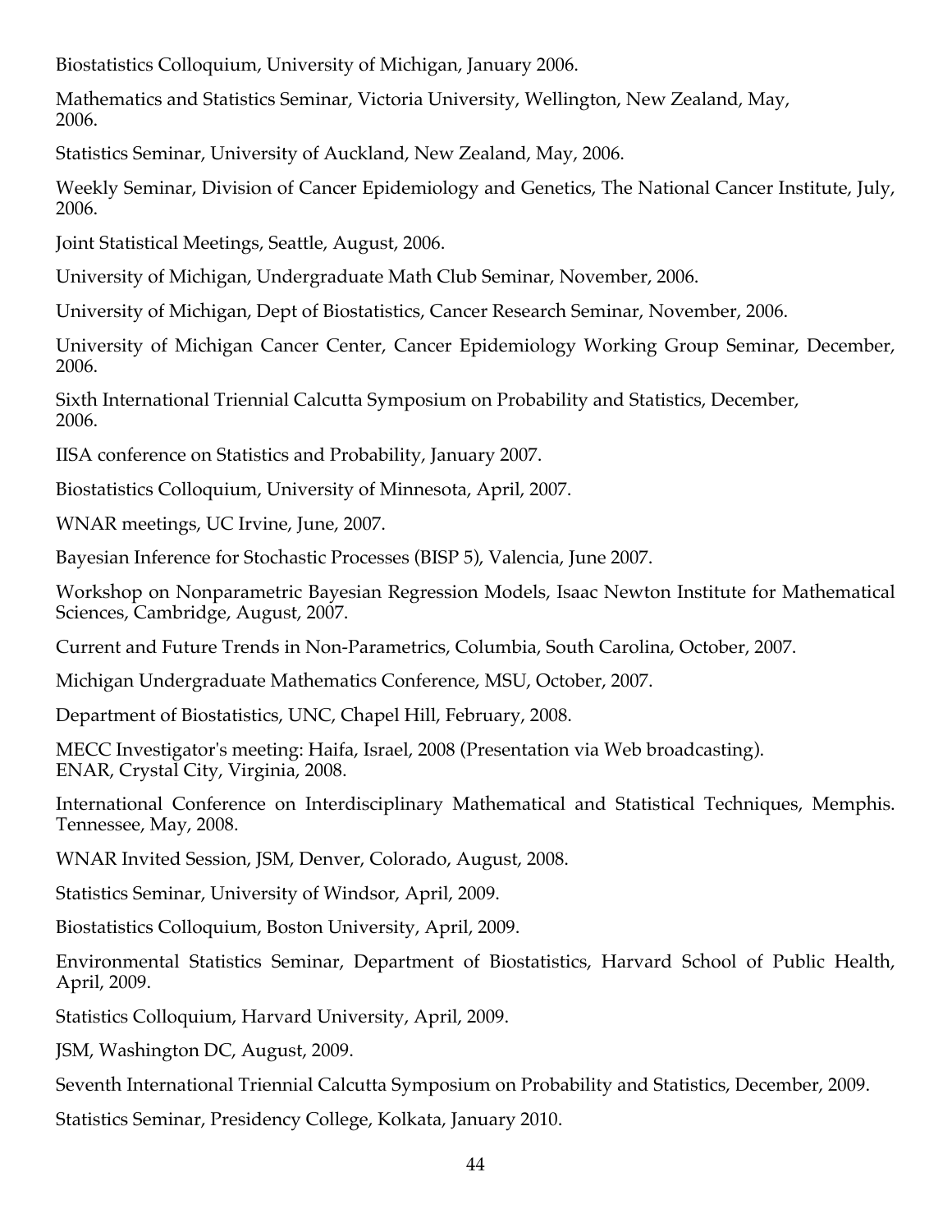Biostatistics Colloquium, University of Michigan, January 2006.

Mathematics and Statistics Seminar, Victoria University, Wellington, New Zealand, May, 2006.

Statistics Seminar, University of Auckland, New Zealand, May, 2006.

Weekly Seminar, Division of Cancer Epidemiology and Genetics, The National Cancer Institute, July, 2006.

Joint Statistical Meetings, Seattle, August, 2006.

University of Michigan, Undergraduate Math Club Seminar, November, 2006.

University of Michigan, Dept of Biostatistics, Cancer Research Seminar, November, 2006.

University of Michigan Cancer Center, Cancer Epidemiology Working Group Seminar, December, 2006.

Sixth International Triennial Calcutta Symposium on Probability and Statistics, December, 2006.

IISA conference on Statistics and Probability, January 2007.

Biostatistics Colloquium, University of Minnesota, April, 2007.

WNAR meetings, UC Irvine, June, 2007.

Bayesian Inference for Stochastic Processes (BISP 5), Valencia, June 2007.

Workshop on Nonparametric Bayesian Regression Models, Isaac Newton Institute for Mathematical Sciences, Cambridge, August, 2007.

Current and Future Trends in Non-Parametrics, Columbia, South Carolina, October, 2007.

Michigan Undergraduate Mathematics Conference, MSU, October, 2007.

Department of Biostatistics, UNC, Chapel Hill, February, 2008.

MECC Investigator's meeting: Haifa, Israel, 2008 (Presentation via Web broadcasting).
ENAR, Crystal City, Virginia, 2008.

International Conference on Interdisciplinary Mathematical and Statistical Techniques, Memphis. Tennessee, May, 2008.

WNAR Invited Session, JSM, Denver, Colorado, August, 2008.

Statistics Seminar, University of Windsor, April, 2009.

Biostatistics Colloquium, Boston University, April, 2009.

Environmental Statistics Seminar, Department of Biostatistics, Harvard School of Public Health, April, 2009.

Statistics Colloquium, Harvard University, April, 2009.

JSM, Washington DC, August, 2009.

Seventh International Triennial Calcutta Symposium on Probability and Statistics, December, 2009.

Statistics Seminar, Presidency College, Kolkata, January 2010.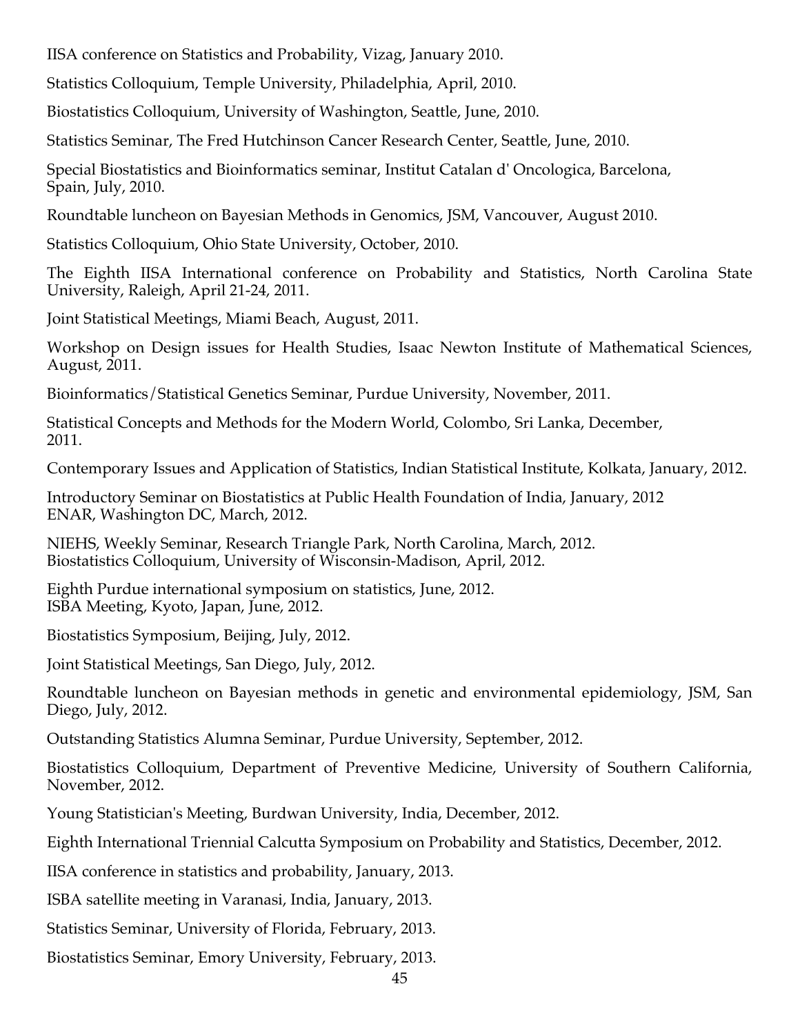IISA conference on Statistics and Probability, Vizag, January 2010.

Statistics Colloquium, Temple University, Philadelphia, April, 2010.

Biostatistics Colloquium, University of Washington, Seattle, June, 2010.

Statistics Seminar, The Fred Hutchinson Cancer Research Center, Seattle, June, 2010.

Special Biostatistics and Bioinformatics seminar, Institut Catalan d' Oncologica, Barcelona, Spain, July, 2010.

Roundtable luncheon on Bayesian Methods in Genomics, JSM, Vancouver, August 2010.

Statistics Colloquium, Ohio State University, October, 2010.

The Eighth IISA International conference on Probability and Statistics, North Carolina State University, Raleigh, April 21-24, 2011.

Joint Statistical Meetings, Miami Beach, August, 2011.

Workshop on Design issues for Health Studies, Isaac Newton Institute of Mathematical Sciences, August, 2011.

Bioinformatics/Statistical Genetics Seminar, Purdue University, November, 2011.

Statistical Concepts and Methods for the Modern World, Colombo, Sri Lanka, December, 2011.

Contemporary Issues and Application of Statistics, Indian Statistical Institute, Kolkata, January, 2012.

Introductory Seminar on Biostatistics at Public Health Foundation of India, January, 2012
ENAR, Washington DC, March, 2012.

NIEHS, Weekly Seminar, Research Triangle Park, North Carolina, March, 2012.
Biostatistics Colloquium, University of Wisconsin-Madison, April, 2012.

Eighth Purdue international symposium on statistics, June, 2012.
ISBA Meeting, Kyoto, Japan, June, 2012.

Biostatistics Symposium, Beijing, July, 2012.

Joint Statistical Meetings, San Diego, July, 2012.

Roundtable luncheon on Bayesian methods in genetic and environmental epidemiology, JSM, San Diego, July, 2012.

Outstanding Statistics Alumna Seminar, Purdue University, September, 2012.

Biostatistics Colloquium, Department of Preventive Medicine, University of Southern California, November, 2012.

Young Statistician's Meeting, Burdwan University, India, December, 2012.

Eighth International Triennial Calcutta Symposium on Probability and Statistics, December, 2012.

IISA conference in statistics and probability, January, 2013.

ISBA satellite meeting in Varanasi, India, January, 2013.

Statistics Seminar, University of Florida, February, 2013.

Biostatistics Seminar, Emory University, February, 2013.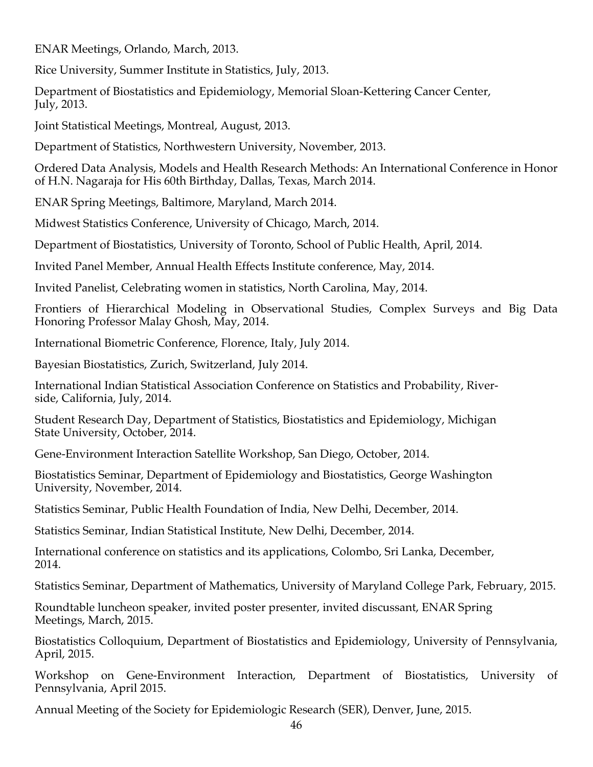ENAR Meetings, Orlando, March, 2013.

Rice University, Summer Institute in Statistics, July, 2013.

Department of Biostatistics and Epidemiology, Memorial Sloan-Kettering Cancer Center, July, 2013.

Joint Statistical Meetings, Montreal, August, 2013.

Department of Statistics, Northwestern University, November, 2013.

Ordered Data Analysis, Models and Health Research Methods: An International Conference in Honor of H.N. Nagaraja for His 60th Birthday, Dallas, Texas, March 2014.

ENAR Spring Meetings, Baltimore, Maryland, March 2014.

Midwest Statistics Conference, University of Chicago, March, 2014.

Department of Biostatistics, University of Toronto, School of Public Health, April, 2014.

Invited Panel Member, Annual Health Effects Institute conference, May, 2014.

Invited Panelist, Celebrating women in statistics, North Carolina, May, 2014.

Frontiers of Hierarchical Modeling in Observational Studies, Complex Surveys and Big Data Honoring Professor Malay Ghosh, May, 2014.

International Biometric Conference, Florence, Italy, July 2014.

Bayesian Biostatistics, Zurich, Switzerland, July 2014.

International Indian Statistical Association Conference on Statistics and Probability, Riverside, California, July, 2014.

Student Research Day, Department of Statistics, Biostatistics and Epidemiology, Michigan State University, October, 2014.

Gene-Environment Interaction Satellite Workshop, San Diego, October, 2014.

Biostatistics Seminar, Department of Epidemiology and Biostatistics, George Washington University, November, 2014.

Statistics Seminar, Public Health Foundation of India, New Delhi, December, 2014.

Statistics Seminar, Indian Statistical Institute, New Delhi, December, 2014.

International conference on statistics and its applications, Colombo, Sri Lanka, December, 2014.

Statistics Seminar, Department of Mathematics, University of Maryland College Park, February, 2015.

Roundtable luncheon speaker, invited poster presenter, invited discussant, ENAR Spring Meetings, March, 2015.

Biostatistics Colloquium, Department of Biostatistics and Epidemiology, University of Pennsylvania, April, 2015.

Workshop on Gene-Environment Interaction, Department of Biostatistics, University of Pennsylvania, April 2015.

Annual Meeting of the Society for Epidemiologic Research (SER), Denver, June, 2015.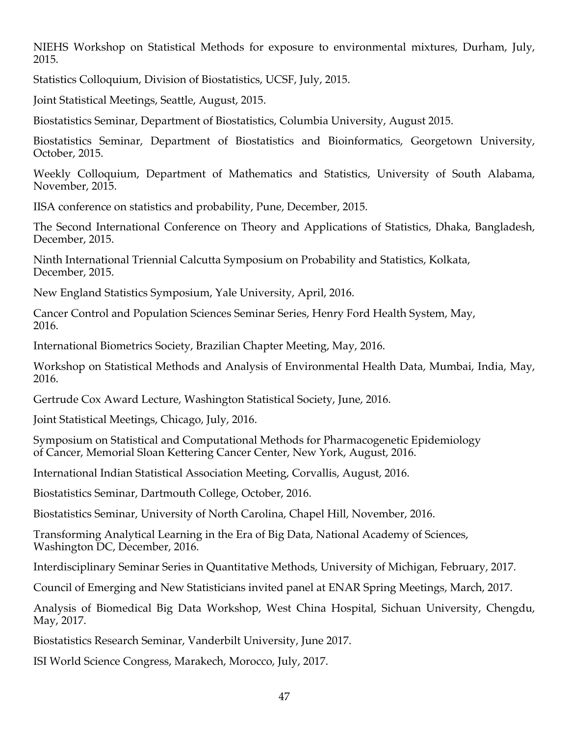NIEHS Workshop on Statistical Methods for exposure to environmental mixtures, Durham, July, 2015.

Statistics Colloquium, Division of Biostatistics, UCSF, July, 2015.

Joint Statistical Meetings, Seattle, August, 2015.

Biostatistics Seminar, Department of Biostatistics, Columbia University, August 2015.

Biostatistics Seminar, Department of Biostatistics and Bioinformatics, Georgetown University, October, 2015.

Weekly Colloquium, Department of Mathematics and Statistics, University of South Alabama, November, 2015.

IISA conference on statistics and probability, Pune, December, 2015.

The Second International Conference on Theory and Applications of Statistics, Dhaka, Bangladesh, December, 2015.

Ninth International Triennial Calcutta Symposium on Probability and Statistics, Kolkata, December, 2015.

New England Statistics Symposium, Yale University, April, 2016.

Cancer Control and Population Sciences Seminar Series, Henry Ford Health System, May, 2016.

International Biometrics Society, Brazilian Chapter Meeting, May, 2016.

Workshop on Statistical Methods and Analysis of Environmental Health Data, Mumbai, India, May, 2016.

Gertrude Cox Award Lecture, Washington Statistical Society, June, 2016.

Joint Statistical Meetings, Chicago, July, 2016.

Symposium on Statistical and Computational Methods for Pharmacogenetic Epidemiology of Cancer, Memorial Sloan Kettering Cancer Center, New York, August, 2016.

International Indian Statistical Association Meeting, Corvallis, August, 2016.

Biostatistics Seminar, Dartmouth College, October, 2016.

Biostatistics Seminar, University of North Carolina, Chapel Hill, November, 2016.

Transforming Analytical Learning in the Era of Big Data, National Academy of Sciences, Washington DC, December, 2016.

Interdisciplinary Seminar Series in Quantitative Methods, University of Michigan, February, 2017.

Council of Emerging and New Statisticians invited panel at ENAR Spring Meetings, March, 2017.

Analysis of Biomedical Big Data Workshop, West China Hospital, Sichuan University, Chengdu, May, 2017.

Biostatistics Research Seminar, Vanderbilt University, June 2017.

ISI World Science Congress, Marakech, Morocco, July, 2017.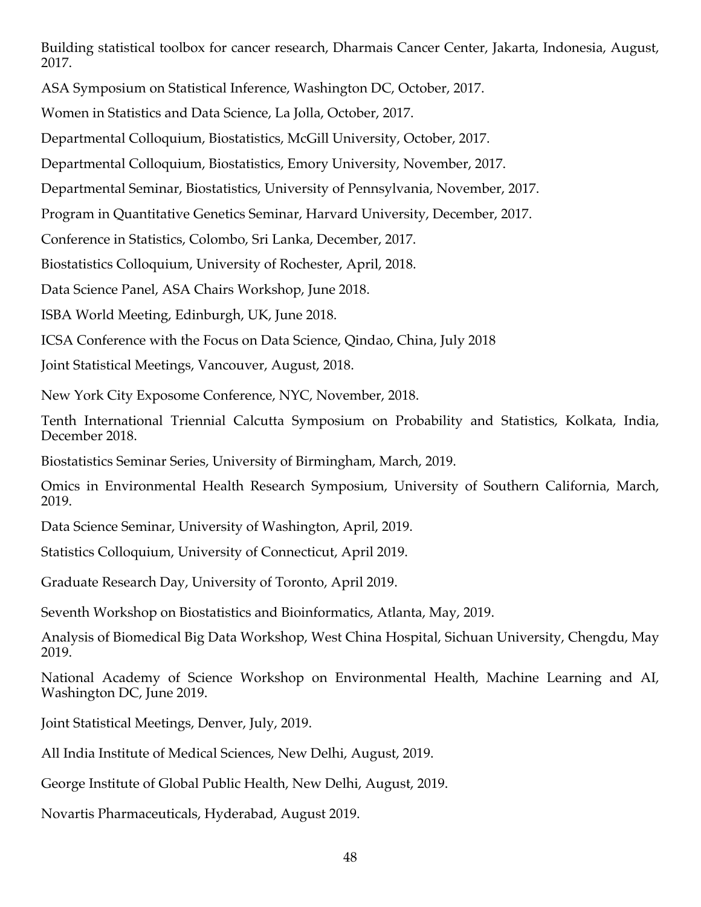Building statistical toolbox for cancer research, Dharmais Cancer Center, Jakarta, Indonesia, August, 2017.

ASA Symposium on Statistical Inference, Washington DC, October, 2017.

Women in Statistics and Data Science, La Jolla, October, 2017.

Departmental Colloquium, Biostatistics, McGill University, October, 2017.

Departmental Colloquium, Biostatistics, Emory University, November, 2017.

Departmental Seminar, Biostatistics, University of Pennsylvania, November, 2017.

Program in Quantitative Genetics Seminar, Harvard University, December, 2017.

Conference in Statistics, Colombo, Sri Lanka, December, 2017.

Biostatistics Colloquium, University of Rochester, April, 2018.

Data Science Panel, ASA Chairs Workshop, June 2018.

ISBA World Meeting, Edinburgh, UK, June 2018.

ICSA Conference with the Focus on Data Science, Qindao, China, July 2018

Joint Statistical Meetings, Vancouver, August, 2018.

New York City Exposome Conference, NYC, November, 2018.

Tenth International Triennial Calcutta Symposium on Probability and Statistics, Kolkata, India, December 2018.

Biostatistics Seminar Series, University of Birmingham, March, 2019.

Omics in Environmental Health Research Symposium, University of Southern California, March, 2019.

Data Science Seminar, University of Washington, April, 2019.

Statistics Colloquium, University of Connecticut, April 2019.

Graduate Research Day, University of Toronto, April 2019.

Seventh Workshop on Biostatistics and Bioinformatics, Atlanta, May, 2019.

Analysis of Biomedical Big Data Workshop, West China Hospital, Sichuan University, Chengdu, May 2019.

National Academy of Science Workshop on Environmental Health, Machine Learning and AI, Washington DC, June 2019.

Joint Statistical Meetings, Denver, July, 2019.

All India Institute of Medical Sciences, New Delhi, August, 2019.

George Institute of Global Public Health, New Delhi, August, 2019.

Novartis Pharmaceuticals, Hyderabad, August 2019.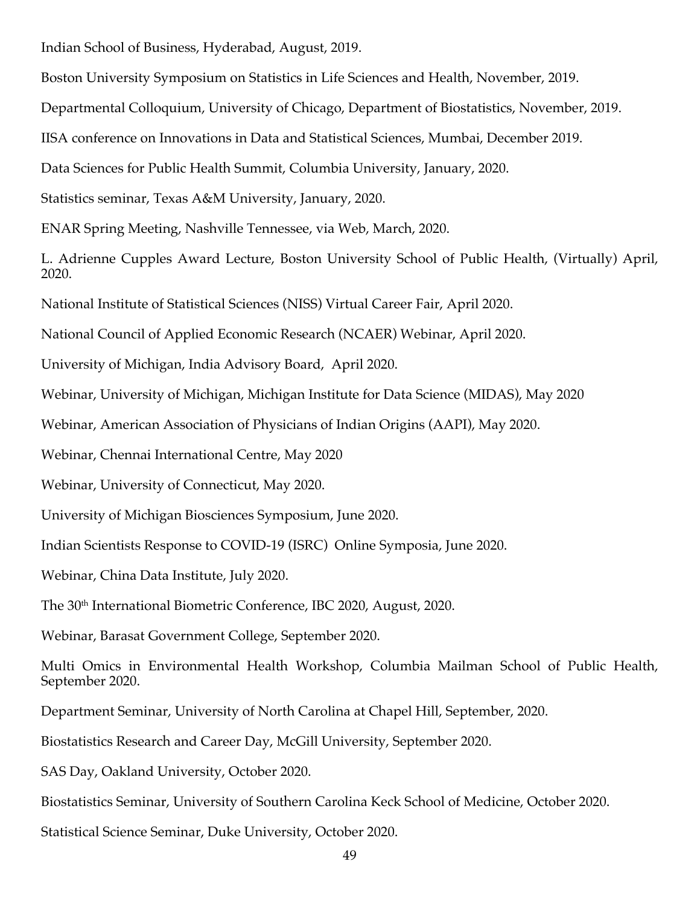Indian School of Business, Hyderabad, August, 2019.

Boston University Symposium on Statistics in Life Sciences and Health, November, 2019.

Departmental Colloquium, University of Chicago, Department of Biostatistics, November, 2019.

IISA conference on Innovations in Data and Statistical Sciences, Mumbai, December 2019.

Data Sciences for Public Health Summit, Columbia University, January, 2020.

Statistics seminar, Texas A&M University, January, 2020.

ENAR Spring Meeting, Nashville Tennessee, via Web, March, 2020.

L. Adrienne Cupples Award Lecture, Boston University School of Public Health, (Virtually) April, 2020.

National Institute of Statistical Sciences (NISS) Virtual Career Fair, April 2020.

National Council of Applied Economic Research (NCAER) Webinar, April 2020.

University of Michigan, India Advisory Board, April 2020.

Webinar, University of Michigan, Michigan Institute for Data Science (MIDAS), May 2020

Webinar, American Association of Physicians of Indian Origins (AAPI), May 2020.

Webinar, Chennai International Centre, May 2020

Webinar, University of Connecticut, May 2020.

University of Michigan Biosciences Symposium, June 2020.

Indian Scientists Response to COVID-19 (ISRC) Online Symposia, June 2020.

Webinar, China Data Institute, July 2020.

The 30th International Biometric Conference, IBC 2020, August, 2020.

Webinar, Barasat Government College, September 2020.

Multi Omics in Environmental Health Workshop, Columbia Mailman School of Public Health, September 2020.

Department Seminar, University of North Carolina at Chapel Hill, September, 2020.

Biostatistics Research and Career Day, McGill University, September 2020.

SAS Day, Oakland University, October 2020.

Biostatistics Seminar, University of Southern Carolina Keck School of Medicine, October 2020.

Statistical Science Seminar, Duke University, October 2020.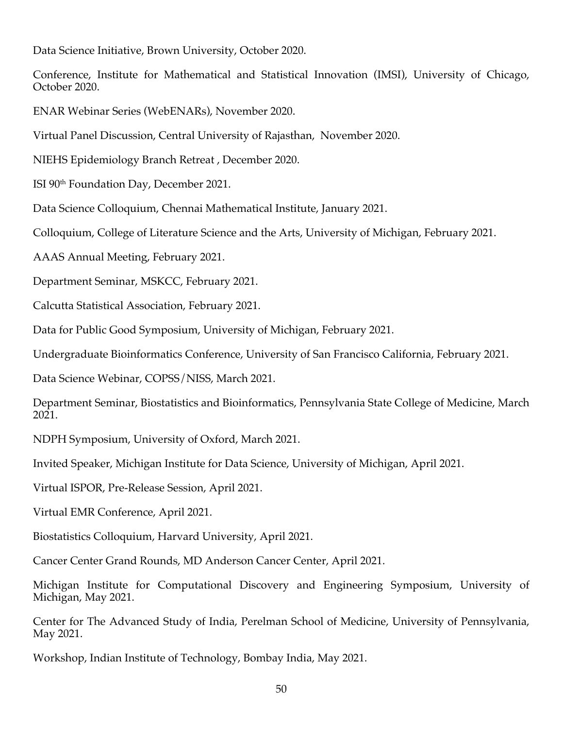Data Science Initiative, Brown University, October 2020.

Conference, Institute for Mathematical and Statistical Innovation (IMSI), University of Chicago, October 2020.

ENAR Webinar Series (WebENARs), November 2020.

Virtual Panel Discussion, Central University of Rajasthan, November 2020.

NIEHS Epidemiology Branch Retreat , December 2020.

ISI 90th Foundation Day, December 2021.

Data Science Colloquium, Chennai Mathematical Institute, January 2021.

Colloquium, College of Literature Science and the Arts, University of Michigan, February 2021.

AAAS Annual Meeting, February 2021.

Department Seminar, MSKCC, February 2021.

Calcutta Statistical Association, February 2021.

Data for Public Good Symposium, University of Michigan, February 2021.

Undergraduate Bioinformatics Conference, University of San Francisco California, February 2021.

Data Science Webinar, COPSS/NISS, March 2021.

Department Seminar, Biostatistics and Bioinformatics, Pennsylvania State College of Medicine, March 2021.

NDPH Symposium, University of Oxford, March 2021.

Invited Speaker, Michigan Institute for Data Science, University of Michigan, April 2021.

Virtual ISPOR, Pre-Release Session, April 2021.

Virtual EMR Conference, April 2021.

Biostatistics Colloquium, Harvard University, April 2021.

Cancer Center Grand Rounds, MD Anderson Cancer Center, April 2021.

Michigan Institute for Computational Discovery and Engineering Symposium, University of Michigan, May 2021.

Center for The Advanced Study of India, Perelman School of Medicine, University of Pennsylvania, May 2021.

Workshop, Indian Institute of Technology, Bombay India, May 2021.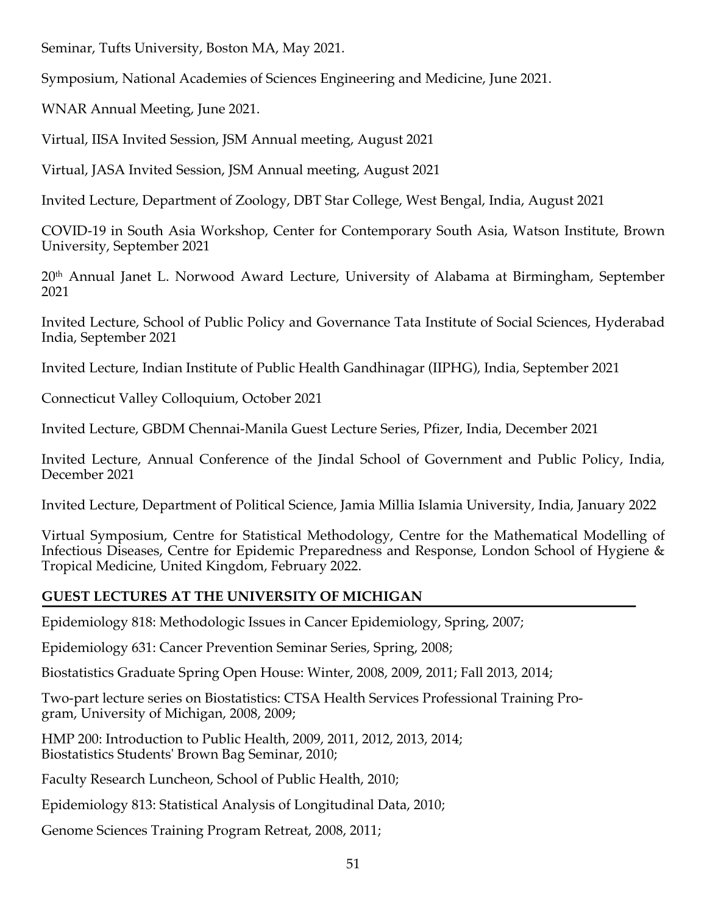Seminar, Tufts University, Boston MA, May 2021.

Symposium, National Academies of Sciences Engineering and Medicine, June 2021.

WNAR Annual Meeting, June 2021.

Virtual, IISA Invited Session, JSM Annual meeting, August 2021

Virtual, JASA Invited Session, JSM Annual meeting, August 2021

Invited Lecture, Department of Zoology, DBT Star College, West Bengal, India, August 2021

COVID-19 in South Asia Workshop, Center for Contemporary South Asia, Watson Institute, Brown University, September 2021

20th Annual Janet L. Norwood Award Lecture, University of Alabama at Birmingham, September 2021

Invited Lecture, School of Public Policy and Governance Tata Institute of Social Sciences, Hyderabad India, September 2021

Invited Lecture, Indian Institute of Public Health Gandhinagar (IIPHG), India, September 2021

Connecticut Valley Colloquium, October 2021

Invited Lecture, GBDM Chennai-Manila Guest Lecture Series, Pfizer, India, December 2021

Invited Lecture, Annual Conference of the Jindal School of Government and Public Policy, India, December 2021

Invited Lecture, Department of Political Science, Jamia Millia Islamia University, India, January 2022

Virtual Symposium, Centre for Statistical Methodology, Centre for the Mathematical Modelling of Infectious Diseases, Centre for Epidemic Preparedness and Response, London School of Hygiene & Tropical Medicine, United Kingdom, February 2022.

## GUEST LECTURES AT THE UNIVERSITY OF MICHIGAN

Epidemiology 818: Methodologic Issues in Cancer Epidemiology, Spring, 2007;

Epidemiology 631: Cancer Prevention Seminar Series, Spring, 2008;

Biostatistics Graduate Spring Open House: Winter, 2008, 2009, 2011; Fall 2013, 2014;

Two-part lecture series on Biostatistics: CTSA Health Services Professional Training Program, University of Michigan, 2008, 2009;

HMP 200: Introduction to Public Health, 2009, 2011, 2012, 2013, 2014;
Biostatistics Students' Brown Bag Seminar, 2010;

Faculty Research Luncheon, School of Public Health, 2010;

Epidemiology 813: Statistical Analysis of Longitudinal Data, 2010;

Genome Sciences Training Program Retreat, 2008, 2011;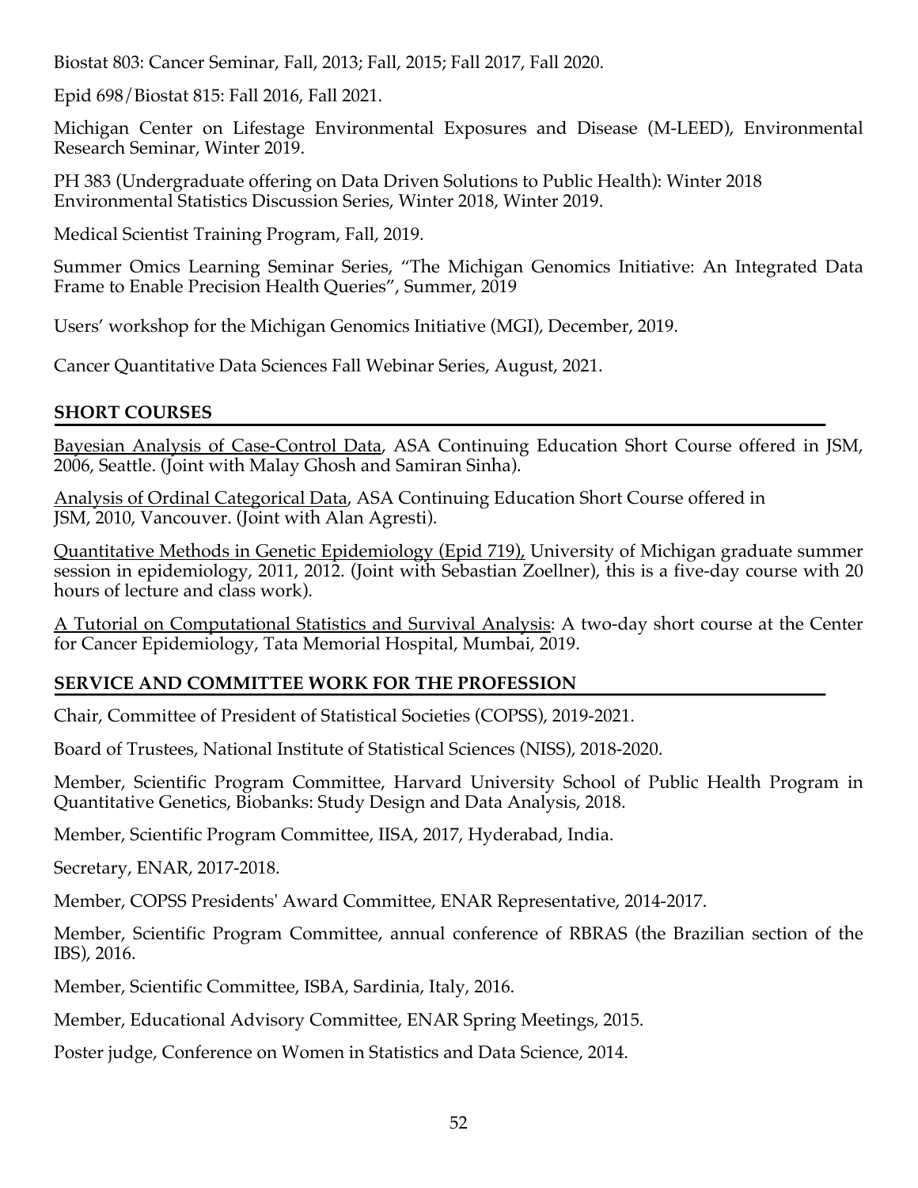Biostat 803: Cancer Seminar, Fall, 2013; Fall, 2015; Fall 2017, Fall 2020.

Epid 698/Biostat 815: Fall 2016, Fall 2021.

Michigan Center on Lifestage Environmental Exposures and Disease (M-LEED), Environmental Research Seminar, Winter 2019.

PH 383 (Undergraduate offering on Data Driven Solutions to Public Health): Winter 2018
Environmental Statistics Discussion Series, Winter 2018, Winter 2019.

Medical Scientist Training Program, Fall, 2019.

Summer Omics Learning Seminar Series, "The Michigan Genomics Initiative: An Integrated Data Frame to Enable Precision Health Queries", Summer, 2019

Users' workshop for the Michigan Genomics Initiative (MGI), December, 2019.

Cancer Quantitative Data Sciences Fall Webinar Series, August, 2021.

## SHORT COURSES

<u>Bayesian Analysis of Case-Control Data</u>, ASA Continuing Education Short Course offered in JSM, 2006, Seattle. (Joint with Malay Ghosh and Samiran Sinha).

<u>Analysis of Ordinal Categorical Data</u>, ASA Continuing Education Short Course offered in JSM, 2010, Vancouver. (Joint with Alan Agresti).

<u>Quantitative Methods in Genetic Epidemiology (Epid 719),</u> University of Michigan graduate summer session in epidemiology, 2011, 2012. (Joint with Sebastian Zoellner), this is a five-day course with 20 hours of lecture and class work).

<u>A Tutorial on Computational Statistics and Survival Analysis</u>: A two-day short course at the Center for Cancer Epidemiology, Tata Memorial Hospital, Mumbai, 2019.

## SERVICE AND COMMITTEE WORK FOR THE PROFESSION

Chair, Committee of President of Statistical Societies (COPSS), 2019-2021.

Board of Trustees, National Institute of Statistical Sciences (NISS), 2018-2020.

Member, Scientific Program Committee, Harvard University School of Public Health Program in Quantitative Genetics, Biobanks: Study Design and Data Analysis, 2018.

Member, Scientific Program Committee, IISA, 2017, Hyderabad, India.

Secretary, ENAR, 2017-2018.

Member, COPSS Presidents' Award Committee, ENAR Representative, 2014-2017.

Member, Scientific Program Committee, annual conference of RBRAS (the Brazilian section of the IBS), 2016.

Member, Scientific Committee, ISBA, Sardinia, Italy, 2016.

Member, Educational Advisory Committee, ENAR Spring Meetings, 2015.

Poster judge, Conference on Women in Statistics and Data Science, 2014.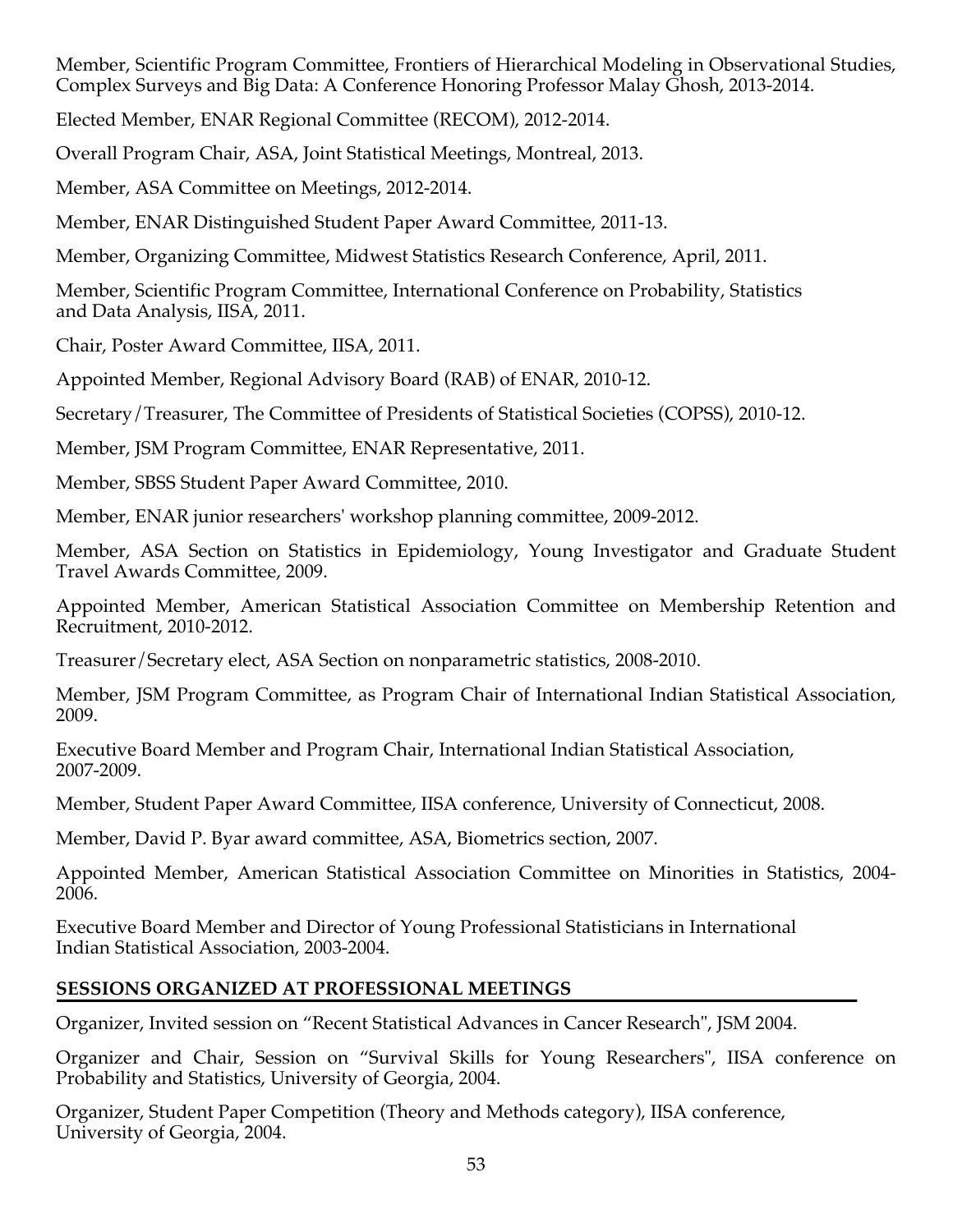Member, Scientific Program Committee, Frontiers of Hierarchical Modeling in Observational Studies, Complex Surveys and Big Data: A Conference Honoring Professor Malay Ghosh, 2013-2014.

Elected Member, ENAR Regional Committee (RECOM), 2012-2014.

Overall Program Chair, ASA, Joint Statistical Meetings, Montreal, 2013.

Member, ASA Committee on Meetings, 2012-2014.

Member, ENAR Distinguished Student Paper Award Committee, 2011-13.

Member, Organizing Committee, Midwest Statistics Research Conference, April, 2011.

Member, Scientific Program Committee, International Conference on Probability, Statistics and Data Analysis, IISA, 2011.

Chair, Poster Award Committee, IISA, 2011.

Appointed Member, Regional Advisory Board (RAB) of ENAR, 2010-12.

Secretary/Treasurer, The Committee of Presidents of Statistical Societies (COPSS), 2010-12.

Member, JSM Program Committee, ENAR Representative, 2011.

Member, SBSS Student Paper Award Committee, 2010.

Member, ENAR junior researchers' workshop planning committee, 2009-2012.

Member, ASA Section on Statistics in Epidemiology, Young Investigator and Graduate Student Travel Awards Committee, 2009.

Appointed Member, American Statistical Association Committee on Membership Retention and Recruitment, 2010-2012.

Treasurer/Secretary elect, ASA Section on nonparametric statistics, 2008-2010.

Member, JSM Program Committee, as Program Chair of International Indian Statistical Association, 2009.

Executive Board Member and Program Chair, International Indian Statistical Association, 2007-2009.

Member, Student Paper Award Committee, IISA conference, University of Connecticut, 2008.

Member, David P. Byar award committee, ASA, Biometrics section, 2007.

Appointed Member, American Statistical Association Committee on Minorities in Statistics, 2004-2006.

Executive Board Member and Director of Young Professional Statisticians in International Indian Statistical Association, 2003-2004.

## SESSIONS ORGANIZED AT PROFESSIONAL MEETINGS

Organizer, Invited session on "Recent Statistical Advances in Cancer Research", JSM 2004.

Organizer and Chair, Session on "Survival Skills for Young Researchers", IISA conference on Probability and Statistics, University of Georgia, 2004.

Organizer, Student Paper Competition (Theory and Methods category), IISA conference, University of Georgia, 2004.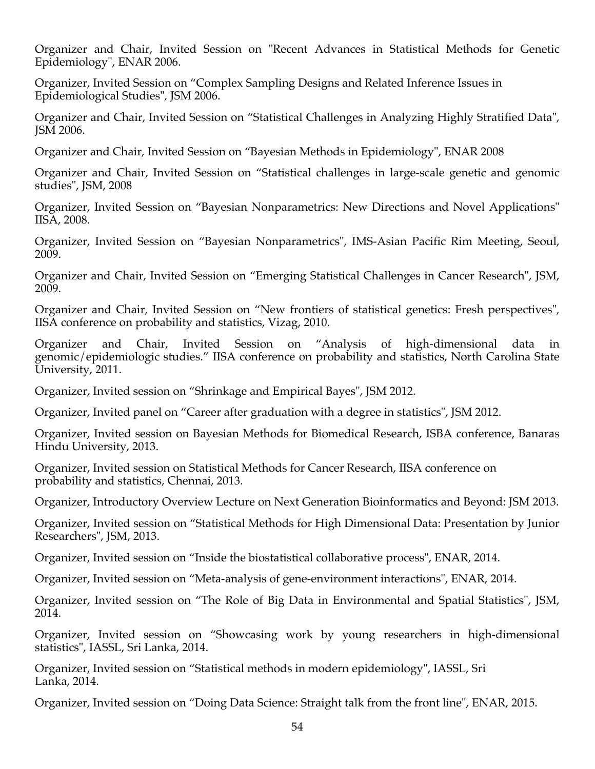Organizer and Chair, Invited Session on "Recent Advances in Statistical Methods for Genetic Epidemiology", ENAR 2006.

Organizer, Invited Session on "Complex Sampling Designs and Related Inference Issues in Epidemiological Studies", JSM 2006.

Organizer and Chair, Invited Session on "Statistical Challenges in Analyzing Highly Stratified Data", JSM 2006.

Organizer and Chair, Invited Session on "Bayesian Methods in Epidemiology", ENAR 2008

Organizer and Chair, Invited Session on "Statistical challenges in large-scale genetic and genomic studies", JSM, 2008

Organizer, Invited Session on "Bayesian Nonparametrics: New Directions and Novel Applications" IISA, 2008.

Organizer, Invited Session on "Bayesian Nonparametrics", IMS-Asian Pacific Rim Meeting, Seoul, 2009.

Organizer and Chair, Invited Session on "Emerging Statistical Challenges in Cancer Research", JSM, 2009.

Organizer and Chair, Invited Session on "New frontiers of statistical genetics: Fresh perspectives", IISA conference on probability and statistics, Vizag, 2010.

Organizer and Chair, Invited Session on "Analysis of high-dimensional data in genomic/epidemiologic studies." IISA conference on probability and statistics, North Carolina State University, 2011.

Organizer, Invited session on "Shrinkage and Empirical Bayes", JSM 2012.

Organizer, Invited panel on "Career after graduation with a degree in statistics", JSM 2012.

Organizer, Invited session on Bayesian Methods for Biomedical Research, ISBA conference, Banaras Hindu University, 2013.

Organizer, Invited session on Statistical Methods for Cancer Research, IISA conference on probability and statistics, Chennai, 2013.

Organizer, Introductory Overview Lecture on Next Generation Bioinformatics and Beyond: JSM 2013.

Organizer, Invited session on "Statistical Methods for High Dimensional Data: Presentation by Junior Researchers", JSM, 2013.

Organizer, Invited session on "Inside the biostatistical collaborative process", ENAR, 2014.

Organizer, Invited session on "Meta-analysis of gene-environment interactions", ENAR, 2014.

Organizer, Invited session on "The Role of Big Data in Environmental and Spatial Statistics", JSM, 2014.

Organizer, Invited session on "Showcasing work by young researchers in high-dimensional statistics", IASSL, Sri Lanka, 2014.

Organizer, Invited session on "Statistical methods in modern epidemiology", IASSL, Sri Lanka, 2014.

Organizer, Invited session on "Doing Data Science: Straight talk from the front line", ENAR, 2015.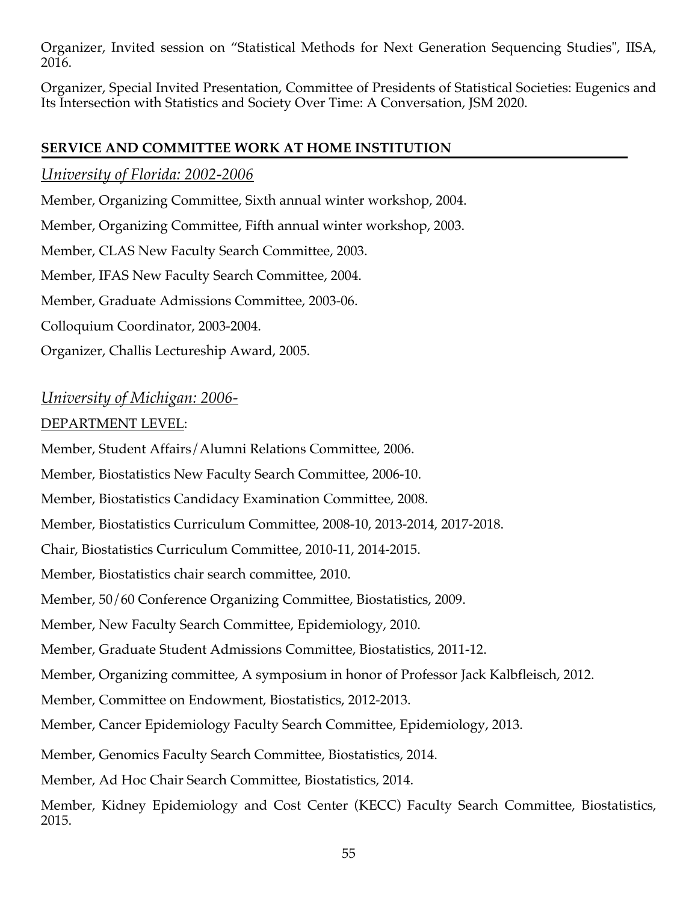Organizer, Invited session on "Statistical Methods for Next Generation Sequencing Studies", IISA, 2016.

Organizer, Special Invited Presentation, Committee of Presidents of Statistical Societies: Eugenics and Its Intersection with Statistics and Society Over Time: A Conversation, JSM 2020.

## SERVICE AND COMMITTEE WORK AT HOME INSTITUTION

### *University of Florida: 2002-2006*

Member, Organizing Committee, Sixth annual winter workshop, 2004.

Member, Organizing Committee, Fifth annual winter workshop, 2003.

Member, CLAS New Faculty Search Committee, 2003.

Member, IFAS New Faculty Search Committee, 2004.

Member, Graduate Admissions Committee, 2003-06.

Colloquium Coordinator, 2003-2004.

Organizer, Challis Lectureship Award, 2005.

### *University of Michigan: 2006-*

DEPARTMENT LEVEL:

Member, Student Affairs/Alumni Relations Committee, 2006.

Member, Biostatistics New Faculty Search Committee, 2006-10.

Member, Biostatistics Candidacy Examination Committee, 2008.

Member, Biostatistics Curriculum Committee, 2008-10, 2013-2014, 2017-2018.

Chair, Biostatistics Curriculum Committee, 2010-11, 2014-2015.

Member, Biostatistics chair search committee, 2010.

Member, 50/60 Conference Organizing Committee, Biostatistics, 2009.

Member, New Faculty Search Committee, Epidemiology, 2010.

Member, Graduate Student Admissions Committee, Biostatistics, 2011-12.

Member, Organizing committee, A symposium in honor of Professor Jack Kalbfleisch, 2012.

Member, Committee on Endowment, Biostatistics, 2012-2013.

Member, Cancer Epidemiology Faculty Search Committee, Epidemiology, 2013.

Member, Genomics Faculty Search Committee, Biostatistics, 2014.

Member, Ad Hoc Chair Search Committee, Biostatistics, 2014.

Member, Kidney Epidemiology and Cost Center (KECC) Faculty Search Committee, Biostatistics, 2015.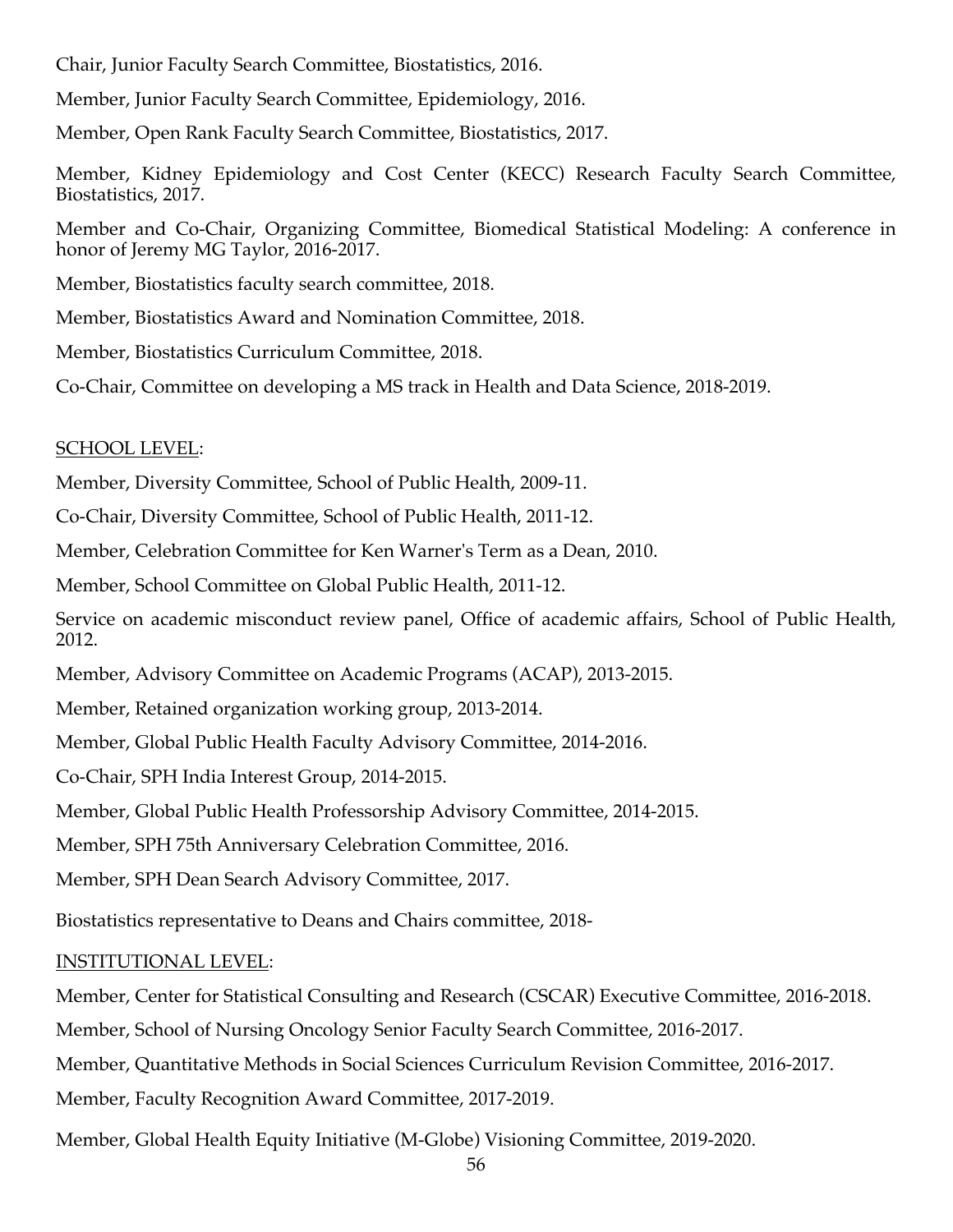Chair, Junior Faculty Search Committee, Biostatistics, 2016.

Member, Junior Faculty Search Committee, Epidemiology, 2016.

Member, Open Rank Faculty Search Committee, Biostatistics, 2017.

Member, Kidney Epidemiology and Cost Center (KECC) Research Faculty Search Committee, Biostatistics, 2017.

Member and Co-Chair, Organizing Committee, Biomedical Statistical Modeling: A conference in honor of Jeremy MG Taylor, 2016-2017.

Member, Biostatistics faculty search committee, 2018.

Member, Biostatistics Award and Nomination Committee, 2018.

Member, Biostatistics Curriculum Committee, 2018.

Co-Chair, Committee on developing a MS track in Health and Data Science, 2018-2019.

<u>SCHOOL LEVEL</u>:

Member, Diversity Committee, School of Public Health, 2009-11.

Co-Chair, Diversity Committee, School of Public Health, 2011-12.

Member, Celebration Committee for Ken Warner's Term as a Dean, 2010.

Member, School Committee on Global Public Health, 2011-12.

Service on academic misconduct review panel, Office of academic affairs, School of Public Health, 2012.

Member, Advisory Committee on Academic Programs (ACAP), 2013-2015.

Member, Retained organization working group, 2013-2014.

Member, Global Public Health Faculty Advisory Committee, 2014-2016.

Co-Chair, SPH India Interest Group, 2014-2015.

Member, Global Public Health Professorship Advisory Committee, 2014-2015.

Member, SPH 75th Anniversary Celebration Committee, 2016.

Member, SPH Dean Search Advisory Committee, 2017.

Biostatistics representative to Deans and Chairs committee, 2018-

<u>INSTITUTIONAL LEVEL</u>:

Member, Center for Statistical Consulting and Research (CSCAR) Executive Committee, 2016-2018.

Member, School of Nursing Oncology Senior Faculty Search Committee, 2016-2017.

Member, Quantitative Methods in Social Sciences Curriculum Revision Committee, 2016-2017.

Member, Faculty Recognition Award Committee, 2017-2019.

Member, Global Health Equity Initiative (M-Globe) Visioning Committee, 2019-2020.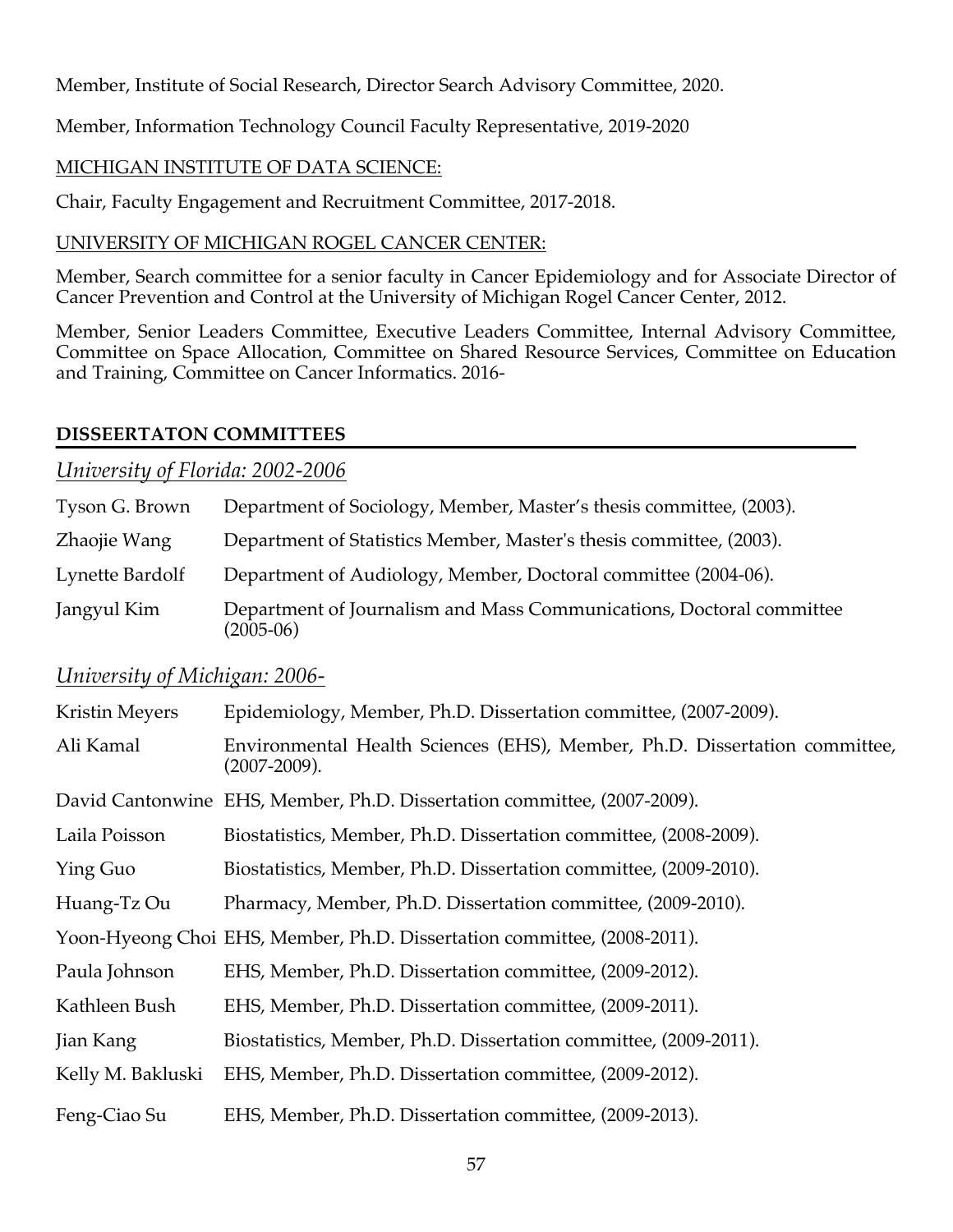Member, Institute of Social Research, Director Search Advisory Committee, 2020.

Member, Information Technology Council Faculty Representative, 2019-2020

MICHIGAN INSTITUTE OF DATA SCIENCE:

Chair, Faculty Engagement and Recruitment Committee, 2017-2018.

UNIVERSITY OF MICHIGAN ROGEL CANCER CENTER:

Member, Search committee for a senior faculty in Cancer Epidemiology and for Associate Director of Cancer Prevention and Control at the University of Michigan Rogel Cancer Center, 2012.

Member, Senior Leaders Committee, Executive Leaders Committee, Internal Advisory Committee, Committee on Space Allocation, Committee on Shared Resource Services, Committee on Education and Training, Committee on Cancer Informatics. 2016-

## DISSEERTATON COMMITTEES

### *University of Florida: 2002-2006*

| | |
|---|---|
| Tyson G. Brown | Department of Sociology, Member, Master's thesis committee, (2003). |
| Zhaojie Wang | Department of Statistics Member, Master's thesis committee, (2003). |
| Lynette Bardolf | Department of Audiology, Member, Doctoral committee (2004-06). |
| Jangyul Kim | Department of Journalism and Mass Communications, Doctoral committee (2005-06) |

### *University of Michigan: 2006-*

| | |
|---|---|
| Kristin Meyers | Epidemiology, Member, Ph.D. Dissertation committee, (2007-2009). |
| Ali Kamal | Environmental Health Sciences (EHS), Member, Ph.D. Dissertation committee, (2007-2009). |
| David Cantonwine | EHS, Member, Ph.D. Dissertation committee, (2007-2009). |
| Laila Poisson | Biostatistics, Member, Ph.D. Dissertation committee, (2008-2009). |
| Ying Guo | Biostatistics, Member, Ph.D. Dissertation committee, (2009-2010). |
| Huang-Tz Ou | Pharmacy, Member, Ph.D. Dissertation committee, (2009-2010). |
| Yoon-Hyeong Choi | EHS, Member, Ph.D. Dissertation committee, (2008-2011). |
| Paula Johnson | EHS, Member, Ph.D. Dissertation committee, (2009-2012). |
| Kathleen Bush | EHS, Member, Ph.D. Dissertation committee, (2009-2011). |
| Jian Kang | Biostatistics, Member, Ph.D. Dissertation committee, (2009-2011). |
| Kelly M. Bakluski | EHS, Member, Ph.D. Dissertation committee, (2009-2012). |
| Feng-Ciao Su | EHS, Member, Ph.D. Dissertation committee, (2009-2013). |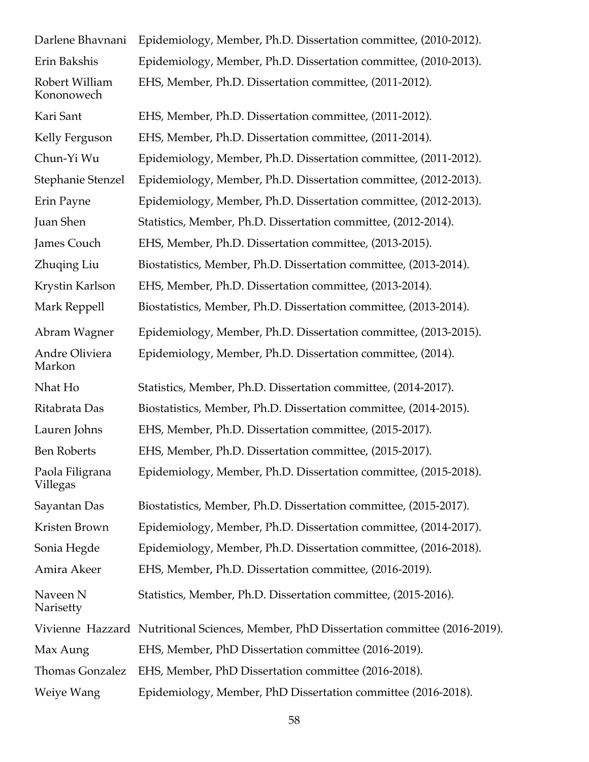| | |
|---|---|
| Darlene Bhavnani | Epidemiology, Member, Ph.D. Dissertation committee, (2010-2012). |
| Erin Bakshis | Epidemiology, Member, Ph.D. Dissertation committee, (2010-2013). |
| Robert William Kononowech | EHS, Member, Ph.D. Dissertation committee, (2011-2012). |
| Kari Sant | EHS, Member, Ph.D. Dissertation committee, (2011-2012). |
| Kelly Ferguson | EHS, Member, Ph.D. Dissertation committee, (2011-2014). |
| Chun-Yi Wu | Epidemiology, Member, Ph.D. Dissertation committee, (2011-2012). |
| Stephanie Stenzel | Epidemiology, Member, Ph.D. Dissertation committee, (2012-2013). |
| Erin Payne | Epidemiology, Member, Ph.D. Dissertation committee, (2012-2013). |
| Juan Shen | Statistics, Member, Ph.D. Dissertation committee, (2012-2014). |
| James Couch | EHS, Member, Ph.D. Dissertation committee, (2013-2015). |
| Zhuqing Liu | Biostatistics, Member, Ph.D. Dissertation committee, (2013-2014). |
| Krystin Karlson | EHS, Member, Ph.D. Dissertation committee, (2013-2014). |
| Mark Reppell | Biostatistics, Member, Ph.D. Dissertation committee, (2013-2014). |
| Abram Wagner | Epidemiology, Member, Ph.D. Dissertation committee, (2013-2015). |
| Andre Oliviera Markon | Epidemiology, Member, Ph.D. Dissertation committee, (2014). |
| Nhat Ho | Statistics, Member, Ph.D. Dissertation committee, (2014-2017). |
| Ritabrata Das | Biostatistics, Member, Ph.D. Dissertation committee, (2014-2015). |
| Lauren Johns | EHS, Member, Ph.D. Dissertation committee, (2015-2017). |
| Ben Roberts | EHS, Member, Ph.D. Dissertation committee, (2015-2017). |
| Paola Filigrana Villegas | Epidemiology, Member, Ph.D. Dissertation committee, (2015-2018). |
| Sayantan Das | Biostatistics, Member, Ph.D. Dissertation committee, (2015-2017). |
| Kristen Brown | Epidemiology, Member, Ph.D. Dissertation committee, (2014-2017). |
| Sonia Hegde | Epidemiology, Member, Ph.D. Dissertation committee, (2016-2018). |
| Amira Akeer | EHS, Member, Ph.D. Dissertation committee, (2016-2019). |
| Naveen N Narisetty | Statistics, Member, Ph.D. Dissertation committee, (2015-2016). |
| Vivienne Hazzard | Nutritional Sciences, Member, PhD Dissertation committee (2016-2019). |
| Max Aung | EHS, Member, PhD Dissertation committee (2016-2019). |
| Thomas Gonzalez | EHS, Member, PhD Dissertation committee (2016-2018). |
| Weiye Wang | Epidemiology, Member, PhD Dissertation committee (2016-2018). |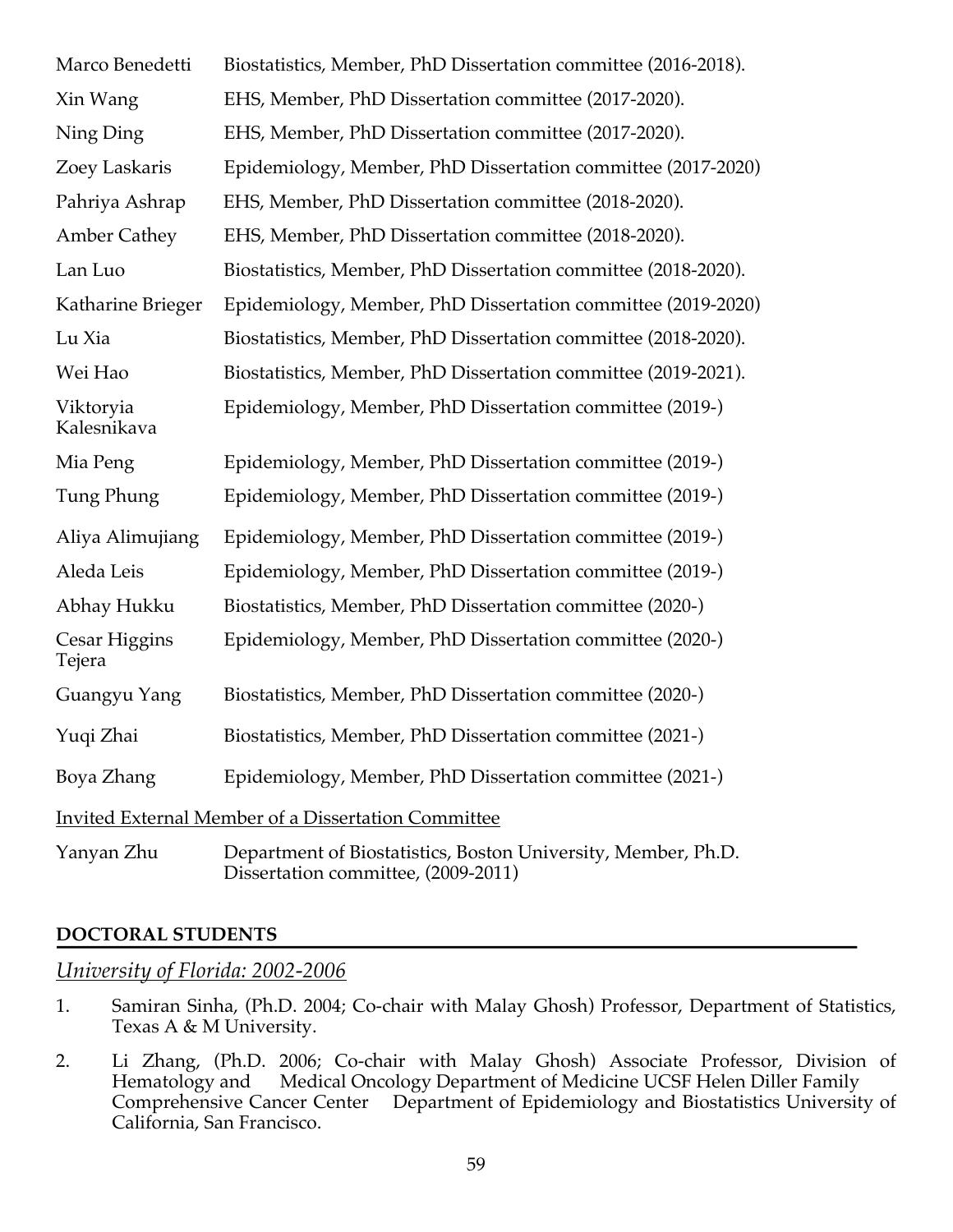| | |
|---|---|
| Marco Benedetti | Biostatistics, Member, PhD Dissertation committee (2016-2018). |
| Xin Wang | EHS, Member, PhD Dissertation committee (2017-2020). |
| Ning Ding | EHS, Member, PhD Dissertation committee (2017-2020). |
| Zoey Laskaris | Epidemiology, Member, PhD Dissertation committee (2017-2020) |
| Pahriya Ashrap | EHS, Member, PhD Dissertation committee (2018-2020). |
| Amber Cathey | EHS, Member, PhD Dissertation committee (2018-2020). |
| Lan Luo | Biostatistics, Member, PhD Dissertation committee (2018-2020). |
| Katharine Brieger | Epidemiology, Member, PhD Dissertation committee (2019-2020) |
| Lu Xia | Biostatistics, Member, PhD Dissertation committee (2018-2020). |
| Wei Hao | Biostatistics, Member, PhD Dissertation committee (2019-2021). |
| Viktoryia Kalesnikava | Epidemiology, Member, PhD Dissertation committee (2019-) |
| Mia Peng | Epidemiology, Member, PhD Dissertation committee (2019-) |
| Tung Phung | Epidemiology, Member, PhD Dissertation committee (2019-) |
| Aliya Alimujiang | Epidemiology, Member, PhD Dissertation committee (2019-) |
| Aleda Leis | Epidemiology, Member, PhD Dissertation committee (2019-) |
| Abhay Hukku | Biostatistics, Member, PhD Dissertation committee (2020-) |
| Cesar Higgins Tejera | Epidemiology, Member, PhD Dissertation committee (2020-) |
| Guangyu Yang | Biostatistics, Member, PhD Dissertation committee (2020-) |
| Yuqi Zhai | Biostatistics, Member, PhD Dissertation committee (2021-) |
| Boya Zhang | Epidemiology, Member, PhD Dissertation committee (2021-) |

Invited External Member of a Dissertation Committee

| | |
|---|---|
| Yanyan Zhu | Department of Biostatistics, Boston University, Member, Ph.D. Dissertation committee, (2009-2011) |

## DOCTORAL STUDENTS

*University of Florida: 2002-2006*

1. Samiran Sinha, (Ph.D. 2004; Co-chair with Malay Ghosh) Professor, Department of Statistics, Texas A & M University.
2. Li Zhang, (Ph.D. 2006; Co-chair with Malay Ghosh) Associate Professor, Division of Hematology and Medical Oncology Department of Medicine UCSF Helen Diller Family Comprehensive Cancer Center Department of Epidemiology and Biostatistics University of California, San Francisco.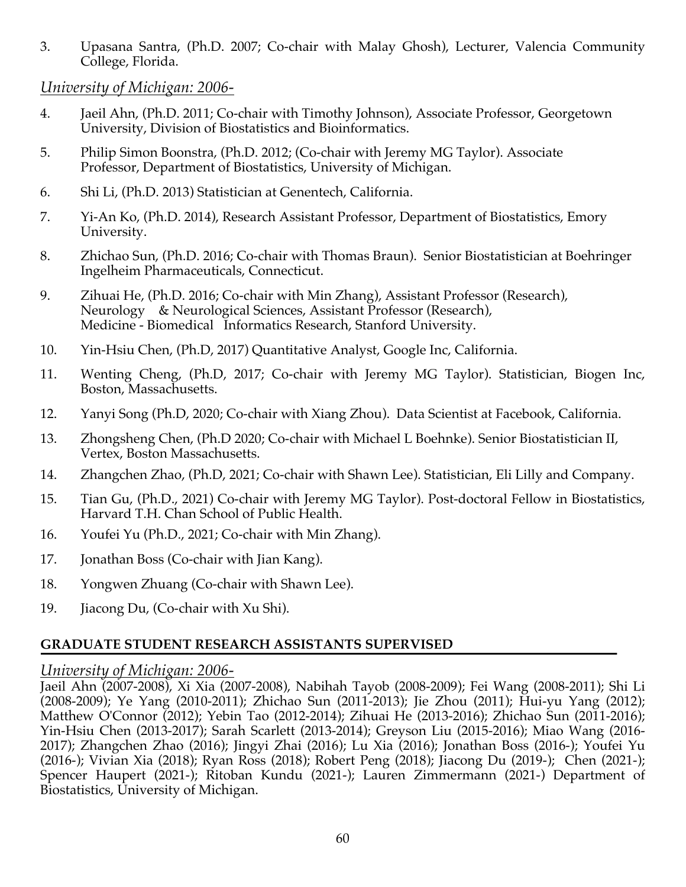3. Upasana Santra, (Ph.D. 2007; Co-chair with Malay Ghosh), Lecturer, Valencia Community College, Florida.

*University of Michigan: 2006-*

4. Jaeil Ahn, (Ph.D. 2011; Co-chair with Timothy Johnson), Associate Professor, Georgetown University, Division of Biostatistics and Bioinformatics.

5. Philip Simon Boonstra, (Ph.D. 2012; (Co-chair with Jeremy MG Taylor). Associate Professor, Department of Biostatistics, University of Michigan.

6. Shi Li, (Ph.D. 2013) Statistician at Genentech, California.

7. Yi-An Ko, (Ph.D. 2014), Research Assistant Professor, Department of Biostatistics, Emory University.

8. Zhichao Sun, (Ph.D. 2016; Co-chair with Thomas Braun). Senior Biostatistician at Boehringer Ingelheim Pharmaceuticals, Connecticut.

9. Zihuai He, (Ph.D. 2016; Co-chair with Min Zhang), Assistant Professor (Research), Neurology & Neurological Sciences, Assistant Professor (Research), Medicine - Biomedical Informatics Research, Stanford University.

10. Yin-Hsiu Chen, (Ph.D, 2017) Quantitative Analyst, Google Inc, California.

11. Wenting Cheng, (Ph.D, 2017; Co-chair with Jeremy MG Taylor). Statistician, Biogen Inc, Boston, Massachusetts.

12. Yanyi Song (Ph.D, 2020; Co-chair with Xiang Zhou). Data Scientist at Facebook, California.

13. Zhongsheng Chen, (Ph.D 2020; Co-chair with Michael L Boehnke). Senior Biostatistician II, Vertex, Boston Massachusetts.

14. Zhangchen Zhao, (Ph.D, 2021; Co-chair with Shawn Lee). Statistician, Eli Lilly and Company.

15. Tian Gu, (Ph.D., 2021) Co-chair with Jeremy MG Taylor). Post-doctoral Fellow in Biostatistics, Harvard T.H. Chan School of Public Health.

16. Youfei Yu (Ph.D., 2021; Co-chair with Min Zhang).

17. Jonathan Boss (Co-chair with Jian Kang).

18. Yongwen Zhuang (Co-chair with Shawn Lee).

19. Jiacong Du, (Co-chair with Xu Shi).

## GRADUATE STUDENT RESEARCH ASSISTANTS SUPERVISED

*University of Michigan: 2006-*

Jaeil Ahn (2007-2008), Xi Xia (2007-2008), Nabihah Tayob (2008-2009); Fei Wang (2008-2011); Shi Li (2008-2009); Ye Yang (2010-2011); Zhichao Sun (2011-2013); Jie Zhou (2011); Hui-yu Yang (2012); Matthew O'Connor (2012); Yebin Tao (2012-2014); Zihuai He (2013-2016); Zhichao Sun (2011-2016); Yin-Hsiu Chen (2013-2017); Sarah Scarlett (2013-2014); Greyson Liu (2015-2016); Miao Wang (2016-2017); Zhangchen Zhao (2016); Jingyi Zhai (2016); Lu Xia (2016); Jonathan Boss (2016-); Youfei Yu (2016-); Vivian Xia (2018); Ryan Ross (2018); Robert Peng (2018); Jiacong Du (2019-); Chen (2021-); Spencer Haupert (2021-); Ritoban Kundu (2021-); Lauren Zimmermann (2021-) Department of Biostatistics, University of Michigan.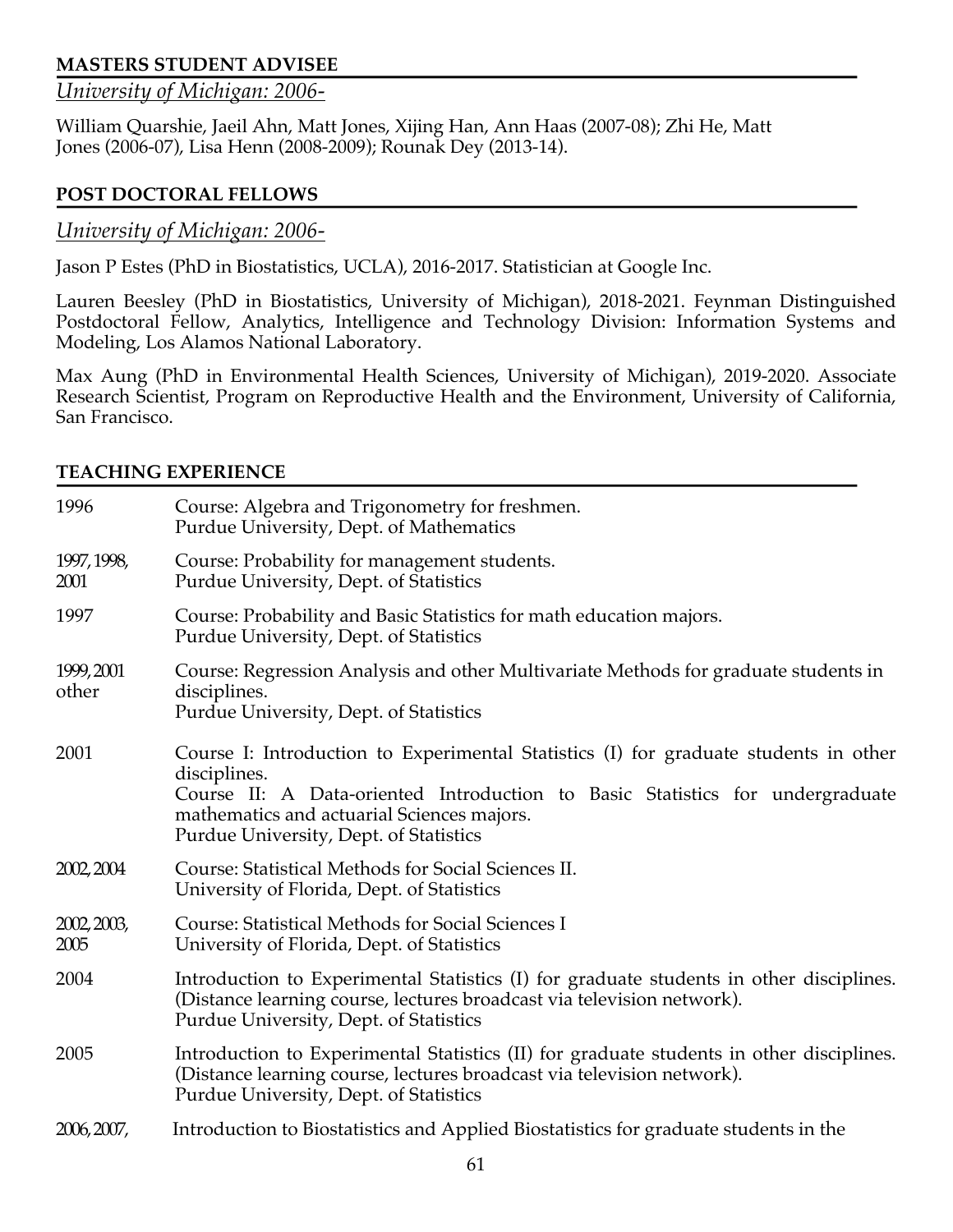## MASTERS STUDENT ADVISEE

*University of Michigan: 2006-*

William Quarshie, Jaeil Ahn, Matt Jones, Xijing Han, Ann Haas (2007-08); Zhi He, Matt Jones (2006-07), Lisa Henn (2008-2009); Rounak Dey (2013-14).

## POST DOCTORAL FELLOWS

*University of Michigan: 2006-*

Jason P Estes (PhD in Biostatistics, UCLA), 2016-2017. Statistician at Google Inc.

Lauren Beesley (PhD in Biostatistics, University of Michigan), 2018-2021. Feynman Distinguished Postdoctoral Fellow, Analytics, Intelligence and Technology Division: Information Systems and Modeling, Los Alamos National Laboratory.

Max Aung (PhD in Environmental Health Sciences, University of Michigan), 2019-2020. Associate Research Scientist, Program on Reproductive Health and the Environment, University of California, San Francisco.

## TEACHING EXPERIENCE

| | |
|---|---|
| 1996 | Course: Algebra and Trigonometry for freshmen.<br>Purdue University, Dept. of Mathematics |
| 1997, 1998, 2001 | Course: Probability for management students.<br>Purdue University, Dept. of Statistics |
| 1997 | Course: Probability and Basic Statistics for math education majors.<br>Purdue University, Dept. of Statistics |
| 1999, 2001 other | Course: Regression Analysis and other Multivariate Methods for graduate students in disciplines.<br>Purdue University, Dept. of Statistics |
| 2001 | Course I: Introduction to Experimental Statistics (I) for graduate students in other disciplines.<br>Course II: A Data-oriented Introduction to Basic Statistics for undergraduate mathematics and actuarial Sciences majors.<br>Purdue University, Dept. of Statistics |
| 2002, 2004 | Course: Statistical Methods for Social Sciences II.<br>University of Florida, Dept. of Statistics |
| 2002, 2003, 2005 | Course: Statistical Methods for Social Sciences I<br>University of Florida, Dept. of Statistics |
| 2004 | Introduction to Experimental Statistics (I) for graduate students in other disciplines. (Distance learning course, lectures broadcast via television network).<br>Purdue University, Dept. of Statistics |
| 2005 | Introduction to Experimental Statistics (II) for graduate students in other disciplines. (Distance learning course, lectures broadcast via television network).<br>Purdue University, Dept. of Statistics |
| 2006, 2007, | Introduction to Biostatistics and Applied Biostatistics for graduate students in the |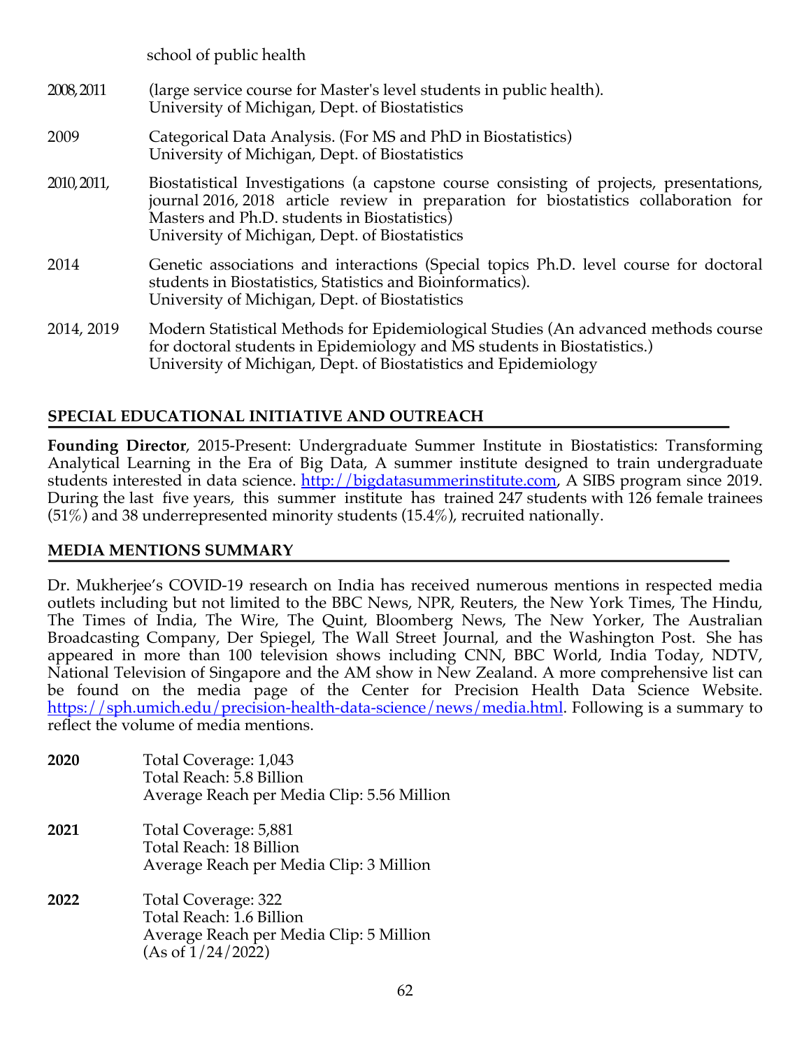school of public health

| | |
|---|---|
| 2008, 2011 | (large service course for Master's level students in public health).<br>University of Michigan, Dept. of Biostatistics |
| 2009 | Categorical Data Analysis. (For MS and PhD in Biostatistics)<br>University of Michigan, Dept. of Biostatistics |
| 2010, 2011, | Biostatistical Investigations (a capstone course consisting of projects, presentations, journal 2016, 2018 article review in preparation for biostatistics collaboration for Masters and Ph.D. students in Biostatistics)<br>University of Michigan, Dept. of Biostatistics |
| 2014 | Genetic associations and interactions (Special topics Ph.D. level course for doctoral students in Biostatistics, Statistics and Bioinformatics).<br>University of Michigan, Dept. of Biostatistics |
| 2014, 2019 | Modern Statistical Methods for Epidemiological Studies (An advanced methods course for doctoral students in Epidemiology and MS students in Biostatistics.)<br>University of Michigan, Dept. of Biostatistics and Epidemiology |

## SPECIAL EDUCATIONAL INITIATIVE AND OUTREACH

**Founding Director**, 2015-Present: Undergraduate Summer Institute in Biostatistics: Transforming Analytical Learning in the Era of Big Data, A summer institute designed to train undergraduate students interested in data science. http://bigdatasummerinstitute.com, A SIBS program since 2019. During the last five years, this summer institute has trained 247 students with 126 female trainees (51%) and 38 underrepresented minority students (15.4%), recruited nationally.

## MEDIA MENTIONS SUMMARY

Dr. Mukherjee's COVID-19 research on India has received numerous mentions in respected media outlets including but not limited to the BBC News, NPR, Reuters, the New York Times, The Hindu, The Times of India, The Wire, The Quint, Bloomberg News, The New Yorker, The Australian Broadcasting Company, Der Spiegel, The Wall Street Journal, and the Washington Post. She has appeared in more than 100 television shows including CNN, BBC World, India Today, NDTV, National Television of Singapore and the AM show in New Zealand. A more comprehensive list can be found on the media page of the Center for Precision Health Data Science Website. https://sph.umich.edu/precision-health-data-science/news/media.html. Following is a summary to reflect the volume of media mentions.

| | |
|---|---|
| **2020** | Total Coverage: 1,043<br>Total Reach: 5.8 Billion<br>Average Reach per Media Clip: 5.56 Million |
| **2021** | Total Coverage: 5,881<br>Total Reach: 18 Billion<br>Average Reach per Media Clip: 3 Million |
| **2022** | Total Coverage: 322<br>Total Reach: 1.6 Billion<br>Average Reach per Media Clip: 5 Million<br>(As of 1/24/2022) |